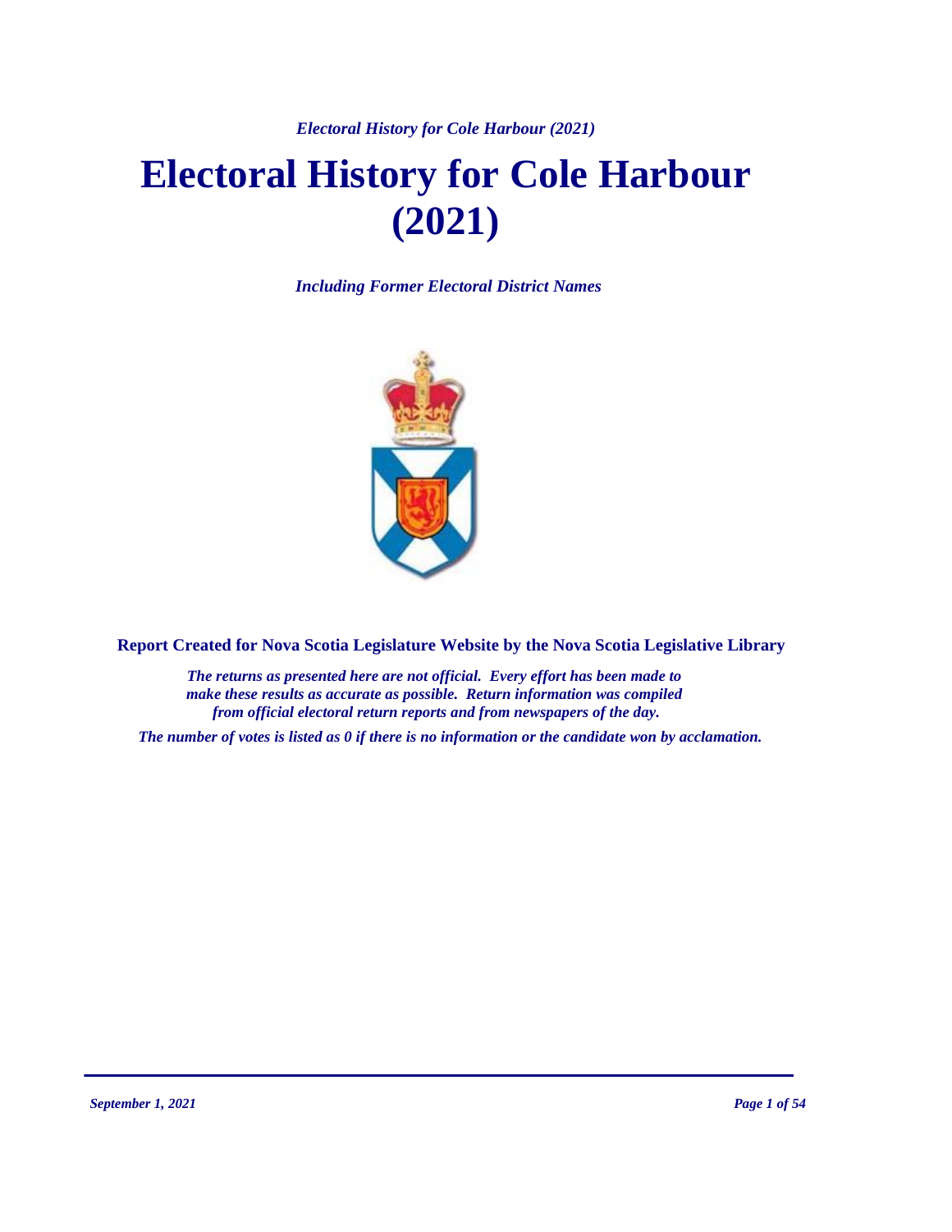# Electoral History for Cole Harbour (2021)

***Including Former Electoral District Names***

**Report Created for Nova Scotia Legislature Website by the Nova Scotia Legislative Library**

***The returns as presented here are not official. Every effort has been made to make these results as accurate as possible. Return information was compiled from official electoral return reports and from newspapers of the day.***

***The number of votes is listed as 0 if there is no information or the candidate won by acclamation.***

*September 1, 2021*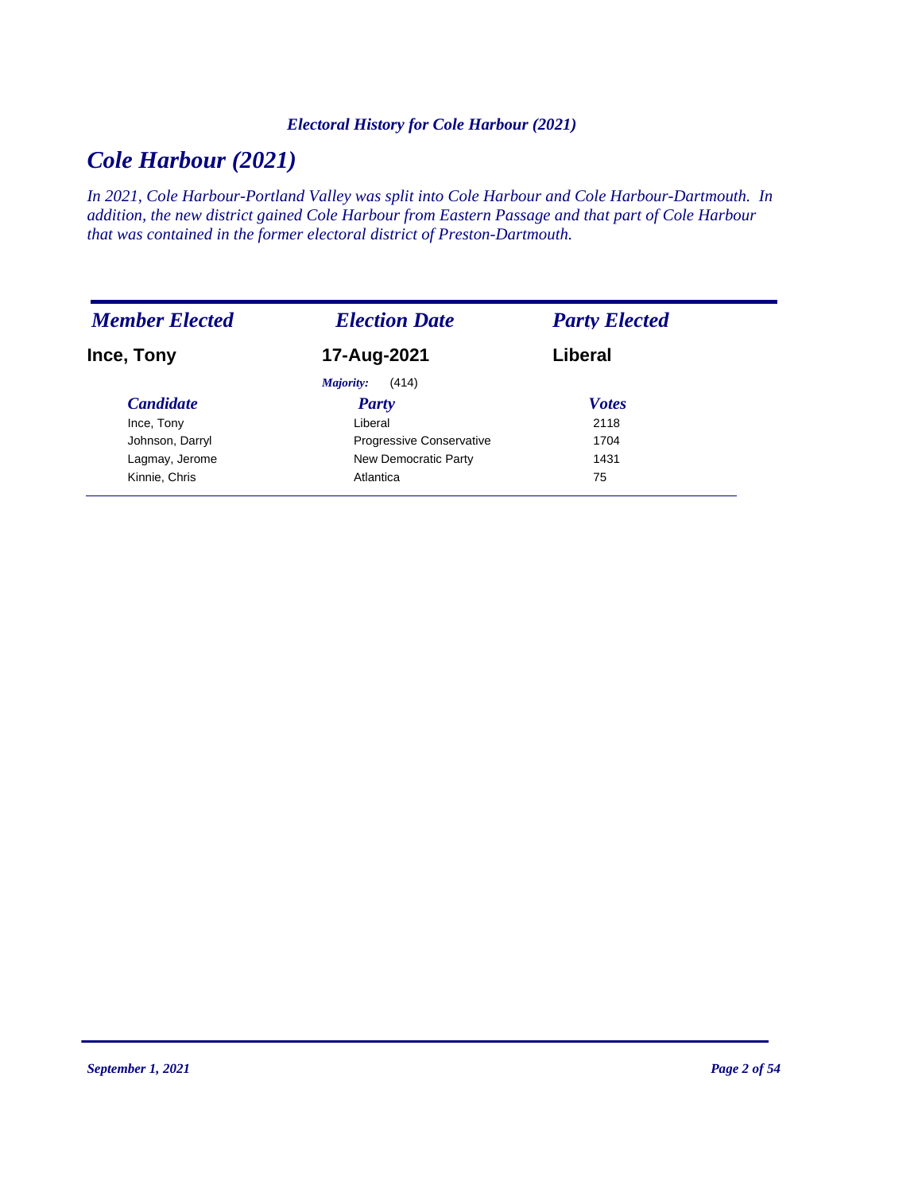# Cole Harbour (2021)

*In 2021, Cole Harbour-Portland Valley was split into Cole Harbour and Cole Harbour-Dartmouth. In addition, the new district gained Cole Harbour from Eastern Passage and that part of Cole Harbour that was contained in the former electoral district of Preston-Dartmouth.*

| *Member Elected* | *Election Date* | *Party Elected* |
|---|---|---|
| **Ince, Tony** | **17-Aug-2021** | **Liberal** |

*Majority:* (414)

| *Candidate* | *Party* | *Votes* |
|---|---|---|
| Ince, Tony | Liberal | 2118 |
| Johnson, Darryl | Progressive Conservative | 1704 |
| Lagmay, Jerome | New Democratic Party | 1431 |
| Kinnie, Chris | Atlantica | 75 |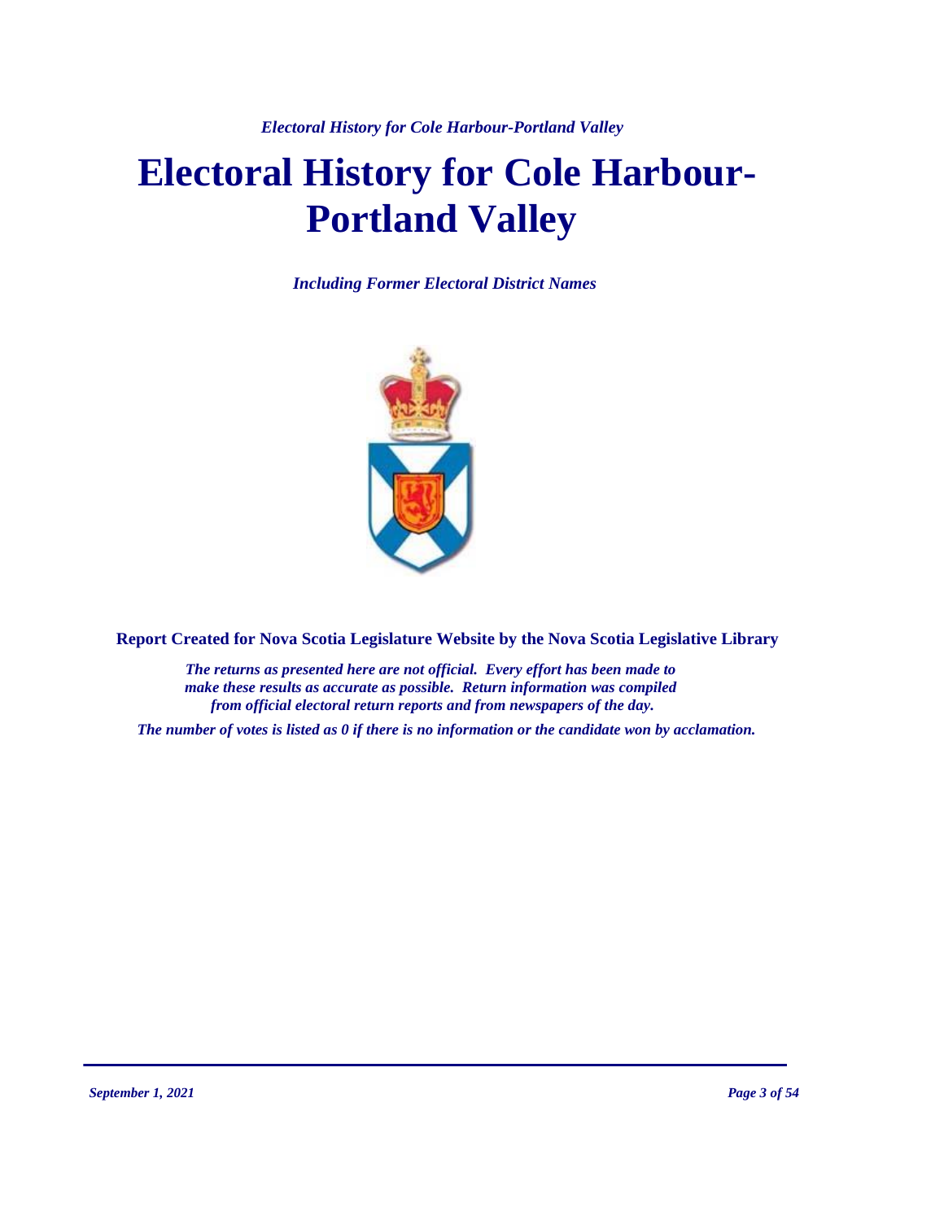# Electoral History for Cole Harbour-Portland Valley

*Including Former Electoral District Names*

**Report Created for Nova Scotia Legislature Website by the Nova Scotia Legislative Library**

*The returns as presented here are not official. Every effort has been made to make these results as accurate as possible. Return information was compiled from official electoral return reports and from newspapers of the day.*

*The number of votes is listed as 0 if there is no information or the candidate won by acclamation.*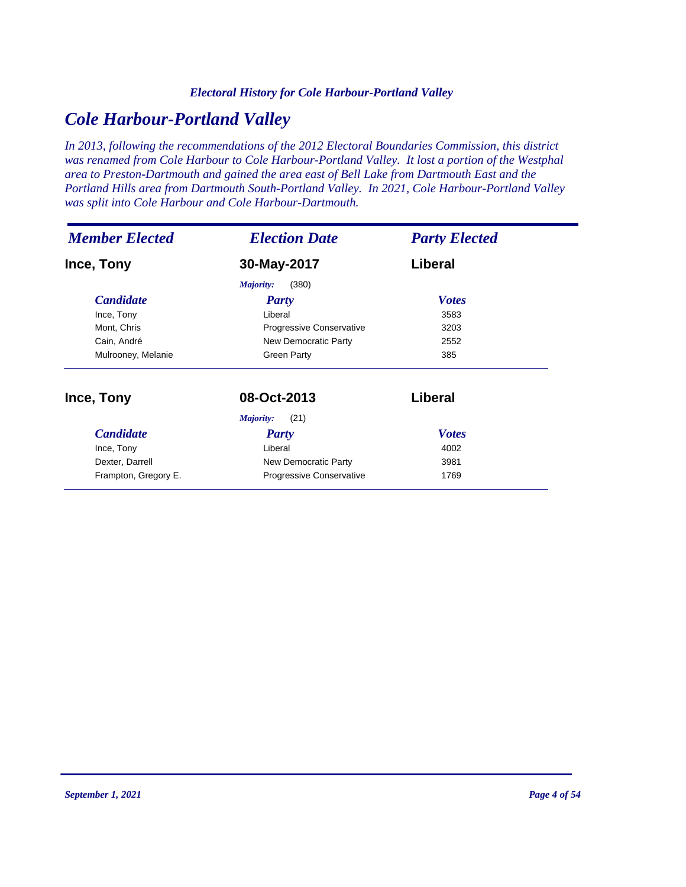# Cole Harbour-Portland Valley

*In 2013, following the recommendations of the 2012 Electoral Boundaries Commission, this district was renamed from Cole Harbour to Cole Harbour-Portland Valley. It lost a portion of the Westphal area to Preston-Dartmouth and gained the area east of Bell Lake from Dartmouth East and the Portland Hills area from Dartmouth South-Portland Valley. In 2021, Cole Harbour-Portland Valley was split into Cole Harbour and Cole Harbour-Dartmouth.*

| Member Elected | Election Date | Party Elected |
|---|---|---|
| **Ince, Tony** | **30-May-2017** | **Liberal** |

*Majority:* (380)

| Candidate | Party | Votes |
|---|---|---|
| Ince, Tony | Liberal | 3583 |
| Mont, Chris | Progressive Conservative | 3203 |
| Cain, André | New Democratic Party | 2552 |
| Mulrooney, Melanie | Green Party | 385 |

| Member Elected | Election Date | Party Elected |
|---|---|---|
| **Ince, Tony** | **08-Oct-2013** | **Liberal** |

*Majority:* (21)

| Candidate | Party | Votes |
|---|---|---|
| Ince, Tony | Liberal | 4002 |
| Dexter, Darrell | New Democratic Party | 3981 |
| Frampton, Gregory E. | Progressive Conservative | 1769 |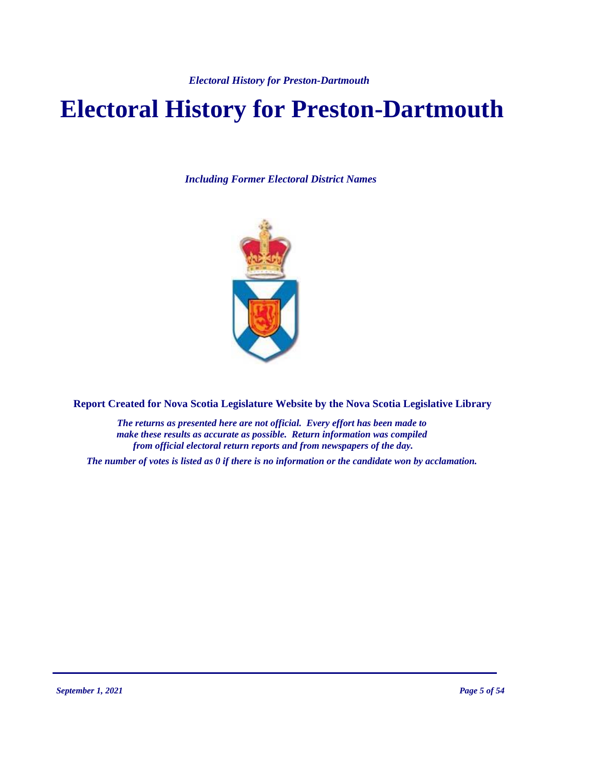# Electoral History for Preston-Dartmouth

*Including Former Electoral District Names*

**Report Created for Nova Scotia Legislature Website by the Nova Scotia Legislative Library**

*The returns as presented here are not official. Every effort has been made to make these results as accurate as possible. Return information was compiled from official electoral return reports and from newspapers of the day.*

*The number of votes is listed as 0 if there is no information or the candidate won by acclamation.*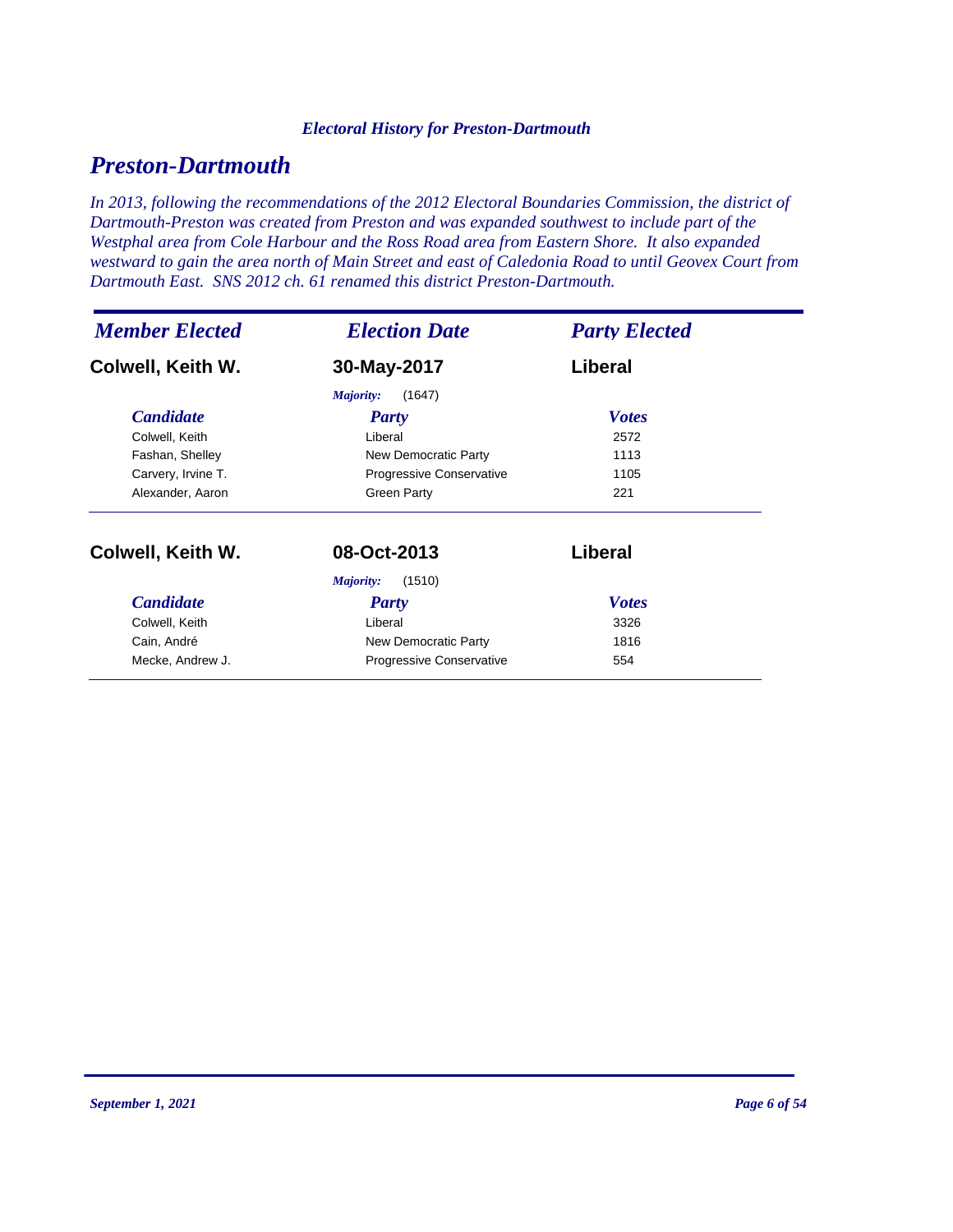*Electoral History for Preston-Dartmouth*

# Preston-Dartmouth

*In 2013, following the recommendations of the 2012 Electoral Boundaries Commission, the district of Dartmouth-Preston was created from Preston and was expanded southwest to include part of the Westphal area from Cole Harbour and the Ross Road area from Eastern Shore. It also expanded westward to gain the area north of Main Street and east of Caledonia Road to until Geovex Court from Dartmouth East. SNS 2012 ch. 61 renamed this district Preston-Dartmouth.*

| *Member Elected* | *Election Date* | *Party Elected* |
|---|---|---|
| **Colwell, Keith W.** | **30-May-2017** | **Liberal** |

*Majority:* (1647)

| *Candidate* | *Party* | *Votes* |
|---|---|---|
| Colwell, Keith | Liberal | 2572 |
| Fashan, Shelley | New Democratic Party | 1113 |
| Carvery, Irvine T. | Progressive Conservative | 1105 |
| Alexander, Aaron | Green Party | 221 |

| *Member Elected* | *Election Date* | *Party Elected* |
|---|---|---|
| **Colwell, Keith W.** | **08-Oct-2013** | **Liberal** |

*Majority:* (1510)

| *Candidate* | *Party* | *Votes* |
|---|---|---|
| Colwell, Keith | Liberal | 3326 |
| Cain, André | New Democratic Party | 1816 |
| Mecke, Andrew J. | Progressive Conservative | 554 |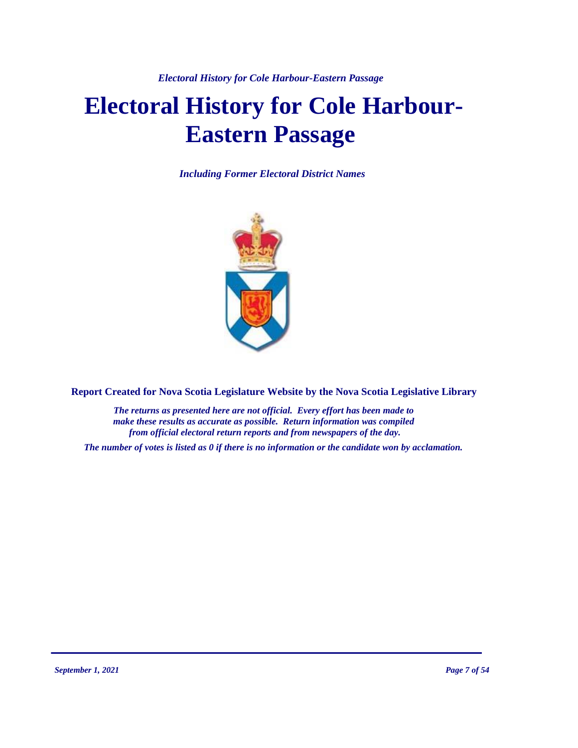# Electoral History for Cole Harbour-Eastern Passage

*Including Former Electoral District Names*

**Report Created for Nova Scotia Legislature Website by the Nova Scotia Legislative Library**

*The returns as presented here are not official. Every effort has been made to make these results as accurate as possible. Return information was compiled from official electoral return reports and from newspapers of the day.*

*The number of votes is listed as 0 if there is no information or the candidate won by acclamation.*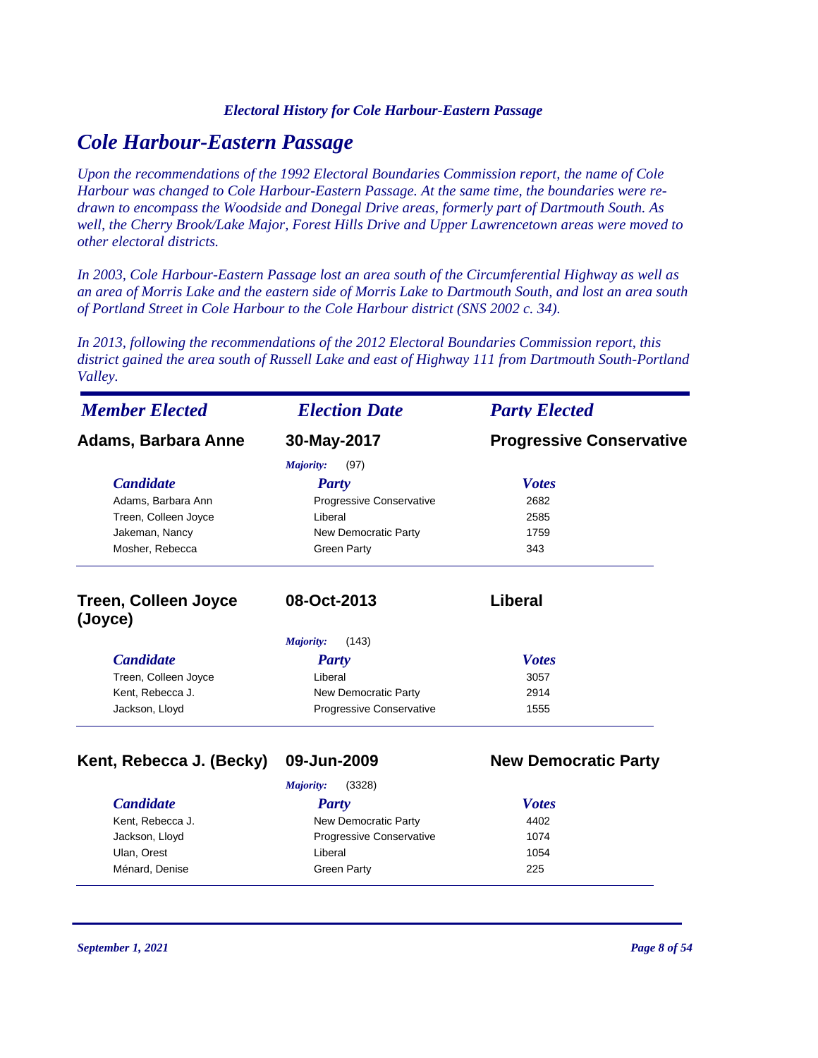## Cole Harbour-Eastern Passage

*Upon the recommendations of the 1992 Electoral Boundaries Commission report, the name of Cole Harbour was changed to Cole Harbour-Eastern Passage. At the same time, the boundaries were re-drawn to encompass the Woodside and Donegal Drive areas, formerly part of Dartmouth South. As well, the Cherry Brook/Lake Major, Forest Hills Drive and Upper Lawrencetown areas were moved to other electoral districts.*

*In 2003, Cole Harbour-Eastern Passage lost an area south of the Circumferential Highway as well as an area of Morris Lake and the eastern side of Morris Lake to Dartmouth South, and lost an area south of Portland Street in Cole Harbour to the Cole Harbour district (SNS 2002 c. 34).*

*In 2013, following the recommendations of the 2012 Electoral Boundaries Commission report, this district gained the area south of Russell Lake and east of Highway 111 from Dartmouth South-Portland Valley.*

| *Member Elected* | *Election Date* | *Party Elected* |
|---|---|---|
| **Adams, Barbara Anne** | **30-May-2017** | **Progressive Conservative** |

*Majority:* (97)

| *Candidate* | *Party* | *Votes* |
|---|---|---|
| Adams, Barbara Ann | Progressive Conservative | 2682 |
| Treen, Colleen Joyce | Liberal | 2585 |
| Jakeman, Nancy | New Democratic Party | 1759 |
| Mosher, Rebecca | Green Party | 343 |

| *Member Elected* | *Election Date* | *Party Elected* |
|---|---|---|
| **Treen, Colleen Joyce (Joyce)** | **08-Oct-2013** | **Liberal** |

*Majority:* (143)

| *Candidate* | *Party* | *Votes* |
|---|---|---|
| Treen, Colleen Joyce | Liberal | 3057 |
| Kent, Rebecca J. | New Democratic Party | 2914 |
| Jackson, Lloyd | Progressive Conservative | 1555 |

| *Member Elected* | *Election Date* | *Party Elected* |
|---|---|---|
| **Kent, Rebecca J. (Becky)** | **09-Jun-2009** | **New Democratic Party** |

*Majority:* (3328)

| *Candidate* | *Party* | *Votes* |
|---|---|---|
| Kent, Rebecca J. | New Democratic Party | 4402 |
| Jackson, Lloyd | Progressive Conservative | 1074 |
| Ulan, Orest | Liberal | 1054 |
| Ménard, Denise | Green Party | 225 |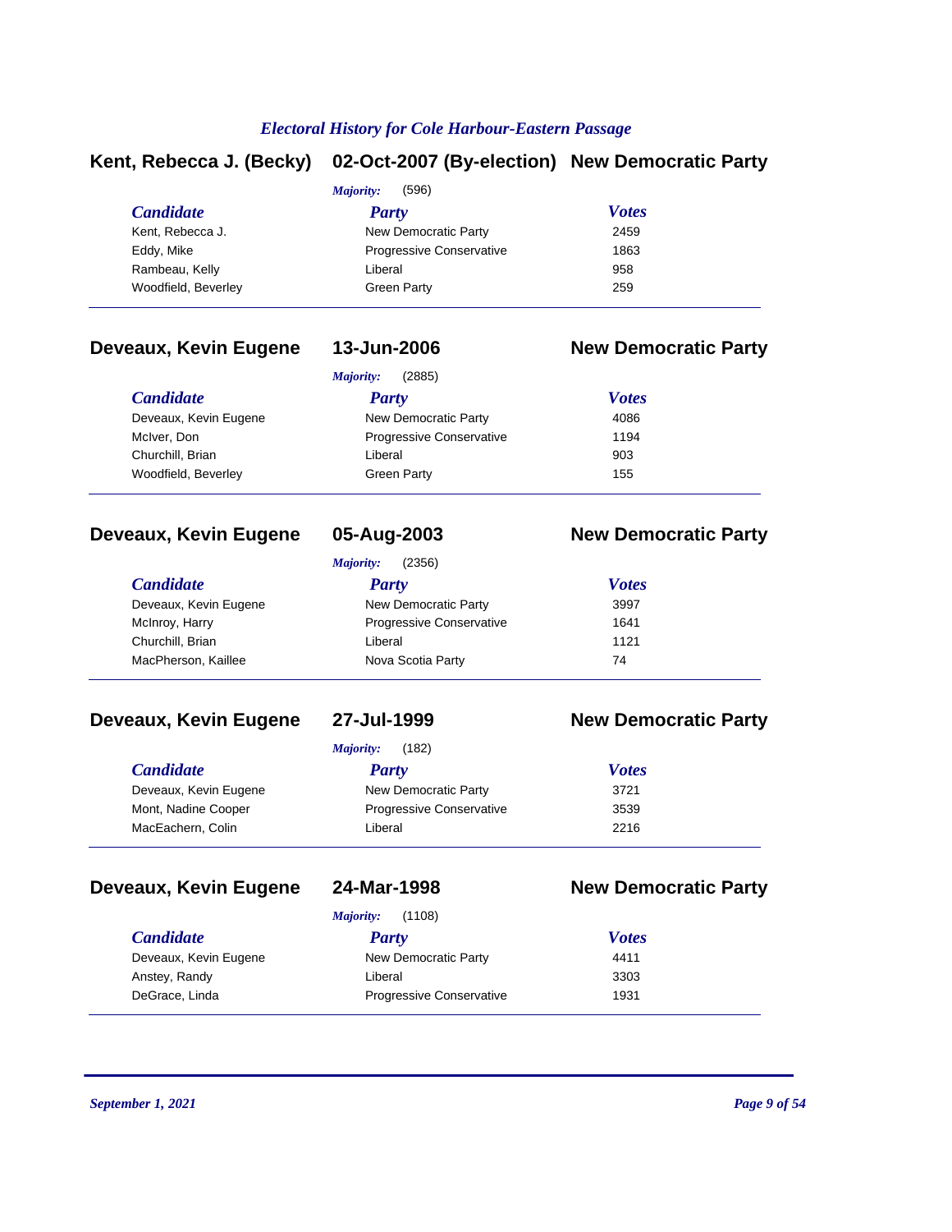## Electoral History for Cole Harbour-Eastern Passage

### Kent, Rebecca J. (Becky) — 02-Oct-2007 (By-election) — New Democratic Party

*Majority:* (596)

| Candidate | Party | Votes |
|---|---|---|
| Kent, Rebecca J. | New Democratic Party | 2459 |
| Eddy, Mike | Progressive Conservative | 1863 |
| Rambeau, Kelly | Liberal | 958 |
| Woodfield, Beverley | Green Party | 259 |

### Deveaux, Kevin Eugene — 13-Jun-2006 — New Democratic Party

*Majority:* (2885)

| Candidate | Party | Votes |
|---|---|---|
| Deveaux, Kevin Eugene | New Democratic Party | 4086 |
| McIver, Don | Progressive Conservative | 1194 |
| Churchill, Brian | Liberal | 903 |
| Woodfield, Beverley | Green Party | 155 |

### Deveaux, Kevin Eugene — 05-Aug-2003 — New Democratic Party

*Majority:* (2356)

| Candidate | Party | Votes |
|---|---|---|
| Deveaux, Kevin Eugene | New Democratic Party | 3997 |
| McInroy, Harry | Progressive Conservative | 1641 |
| Churchill, Brian | Liberal | 1121 |
| MacPherson, Kaillee | Nova Scotia Party | 74 |

### Deveaux, Kevin Eugene — 27-Jul-1999 — New Democratic Party

*Majority:* (182)

| Candidate | Party | Votes |
|---|---|---|
| Deveaux, Kevin Eugene | New Democratic Party | 3721 |
| Mont, Nadine Cooper | Progressive Conservative | 3539 |
| MacEachern, Colin | Liberal | 2216 |

### Deveaux, Kevin Eugene — 24-Mar-1998 — New Democratic Party

*Majority:* (1108)

| Candidate | Party | Votes |
|---|---|---|
| Deveaux, Kevin Eugene | New Democratic Party | 4411 |
| Anstey, Randy | Liberal | 3303 |
| DeGrace, Linda | Progressive Conservative | 1931 |

*September 1, 2021*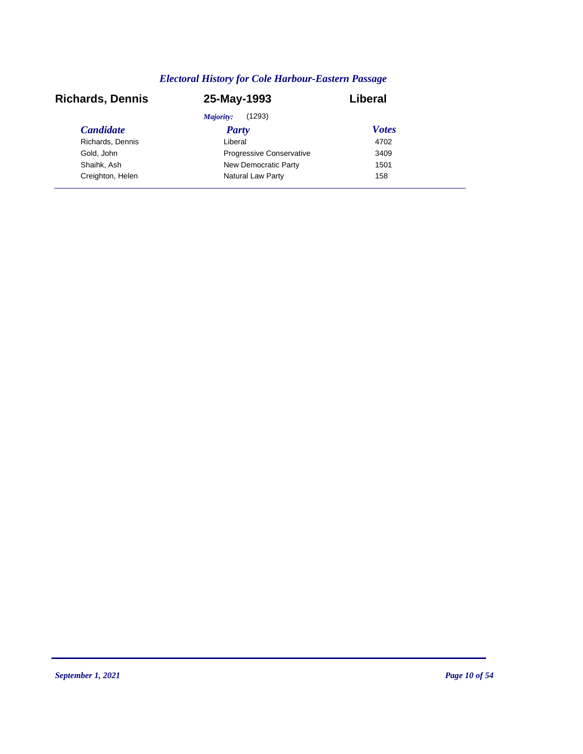## *Electoral History for Cole Harbour-Eastern Passage*

**Richards, Dennis** **25-May-1993** **Liberal**

*Majority:* (1293)

| *Candidate* | *Party* | *Votes* |
|---|---|---|
| Richards, Dennis | Liberal | 4702 |
| Gold, John | Progressive Conservative | 3409 |
| Shaihk, Ash | New Democratic Party | 1501 |
| Creighton, Helen | Natural Law Party | 158 |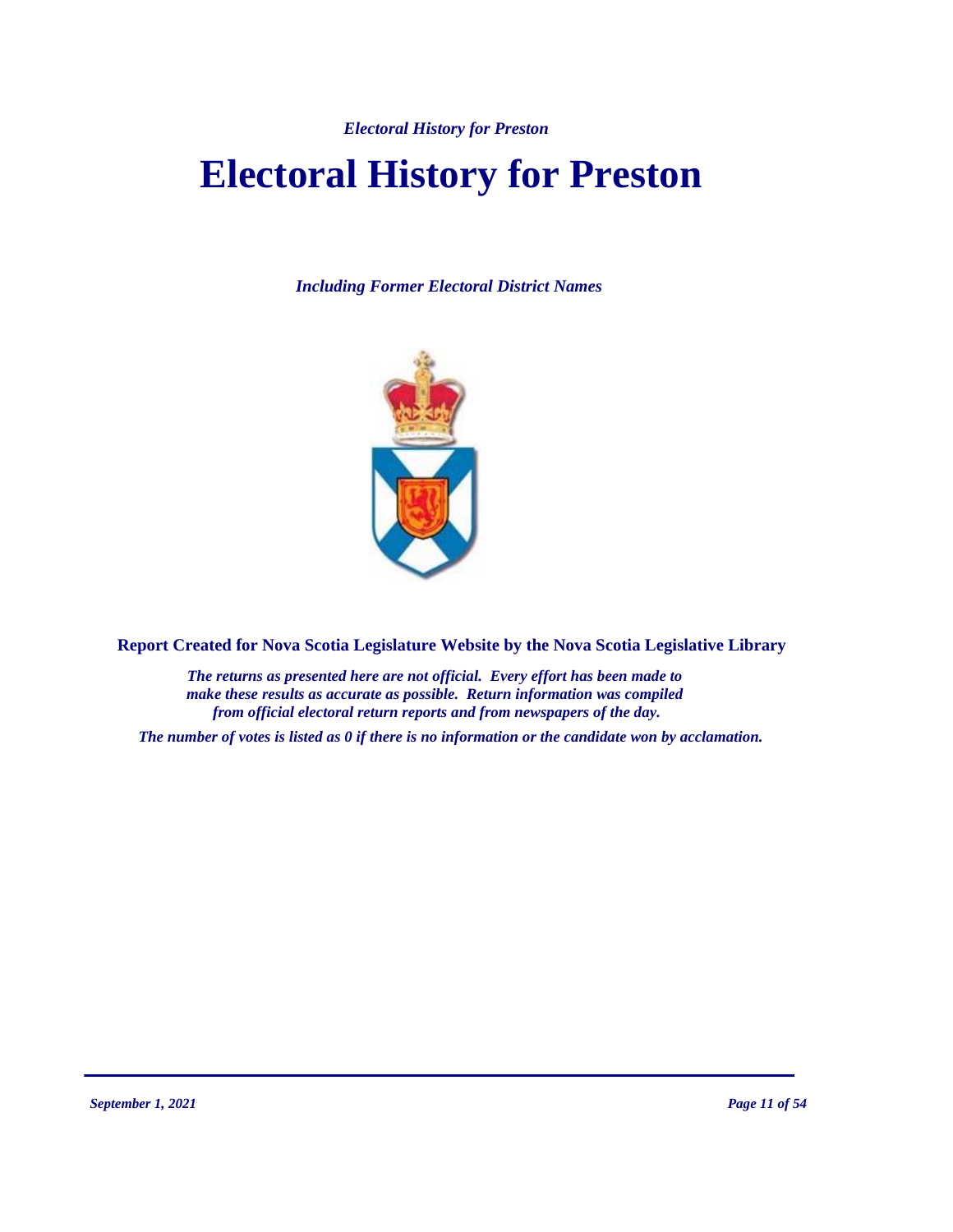# Electoral History for Preston

*Including Former Electoral District Names*

**Report Created for Nova Scotia Legislature Website by the Nova Scotia Legislative Library**

*The returns as presented here are not official. Every effort has been made to make these results as accurate as possible. Return information was compiled from official electoral return reports and from newspapers of the day.*

*The number of votes is listed as 0 if there is no information or the candidate won by acclamation.*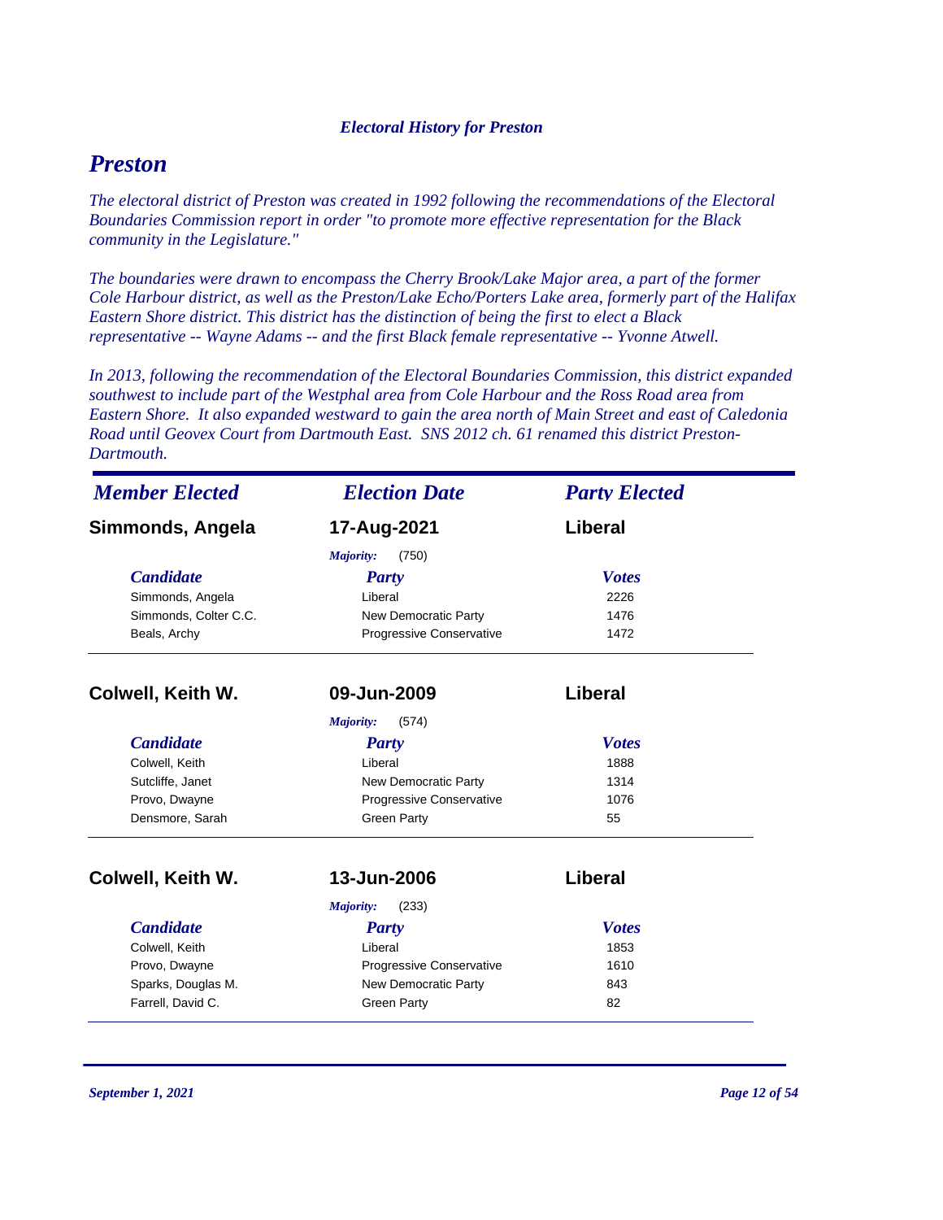*Electoral History for Preston*

# *Preston*

*The electoral district of Preston was created in 1992 following the recommendations of the Electoral Boundaries Commission report in order "to promote more effective representation for the Black community in the Legislature."*

*The boundaries were drawn to encompass the Cherry Brook/Lake Major area, a part of the former Cole Harbour district, as well as the Preston/Lake Echo/Porters Lake area, formerly part of the Halifax Eastern Shore district. This district has the distinction of being the first to elect a Black representative -- Wayne Adams -- and the first Black female representative -- Yvonne Atwell.*

*In 2013, following the recommendation of the Electoral Boundaries Commission, this district expanded southwest to include part of the Westphal area from Cole Harbour and the Ross Road area from Eastern Shore. It also expanded westward to gain the area north of Main Street and east of Caledonia Road until Geovex Court from Dartmouth East. SNS 2012 ch. 61 renamed this district Preston-Dartmouth.*

| *Member Elected* | *Election Date* | *Party Elected* |
|---|---|---|
| **Simmonds, Angela** | **17-Aug-2021** | **Liberal** |

*Majority:* (750)

| *Candidate* | *Party* | *Votes* |
|---|---|---|
| Simmonds, Angela | Liberal | 2226 |
| Simmonds, Colter C.C. | New Democratic Party | 1476 |
| Beals, Archy | Progressive Conservative | 1472 |

| *Member Elected* | *Election Date* | *Party Elected* |
|---|---|---|
| **Colwell, Keith W.** | **09-Jun-2009** | **Liberal** |

*Majority:* (574)

| *Candidate* | *Party* | *Votes* |
|---|---|---|
| Colwell, Keith | Liberal | 1888 |
| Sutcliffe, Janet | New Democratic Party | 1314 |
| Provo, Dwayne | Progressive Conservative | 1076 |
| Densmore, Sarah | Green Party | 55 |

| *Member Elected* | *Election Date* | *Party Elected* |
|---|---|---|
| **Colwell, Keith W.** | **13-Jun-2006** | **Liberal** |

*Majority:* (233)

| *Candidate* | *Party* | *Votes* |
|---|---|---|
| Colwell, Keith | Liberal | 1853 |
| Provo, Dwayne | Progressive Conservative | 1610 |
| Sparks, Douglas M. | New Democratic Party | 843 |
| Farrell, David C. | Green Party | 82 |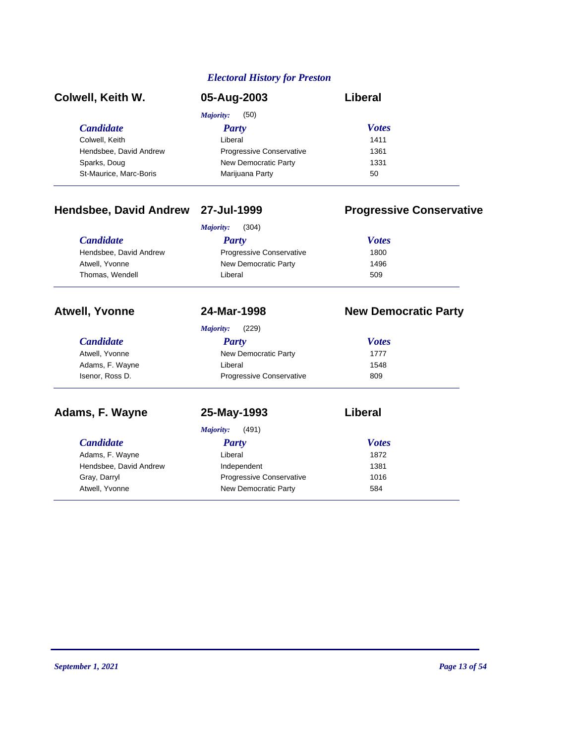## *Electoral History for Preston*

### Colwell, Keith W. — 05-Aug-2003 — Liberal

*Majority:* (50)

| *Candidate* | *Party* | *Votes* |
|---|---|---|
| Colwell, Keith | Liberal | 1411 |
| Hendsbee, David Andrew | Progressive Conservative | 1361 |
| Sparks, Doug | New Democratic Party | 1331 |
| St-Maurice, Marc-Boris | Marijuana Party | 50 |

### Hendsbee, David Andrew — 27-Jul-1999 — Progressive Conservative

*Majority:* (304)

| *Candidate* | *Party* | *Votes* |
|---|---|---|
| Hendsbee, David Andrew | Progressive Conservative | 1800 |
| Atwell, Yvonne | New Democratic Party | 1496 |
| Thomas, Wendell | Liberal | 509 |

### Atwell, Yvonne — 24-Mar-1998 — New Democratic Party

*Majority:* (229)

| *Candidate* | *Party* | *Votes* |
|---|---|---|
| Atwell, Yvonne | New Democratic Party | 1777 |
| Adams, F. Wayne | Liberal | 1548 |
| Isenor, Ross D. | Progressive Conservative | 809 |

### Adams, F. Wayne — 25-May-1993 — Liberal

*Majority:* (491)

| *Candidate* | *Party* | *Votes* |
|---|---|---|
| Adams, F. Wayne | Liberal | 1872 |
| Hendsbee, David Andrew | Independent | 1381 |
| Gray, Darryl | Progressive Conservative | 1016 |
| Atwell, Yvonne | New Democratic Party | 584 |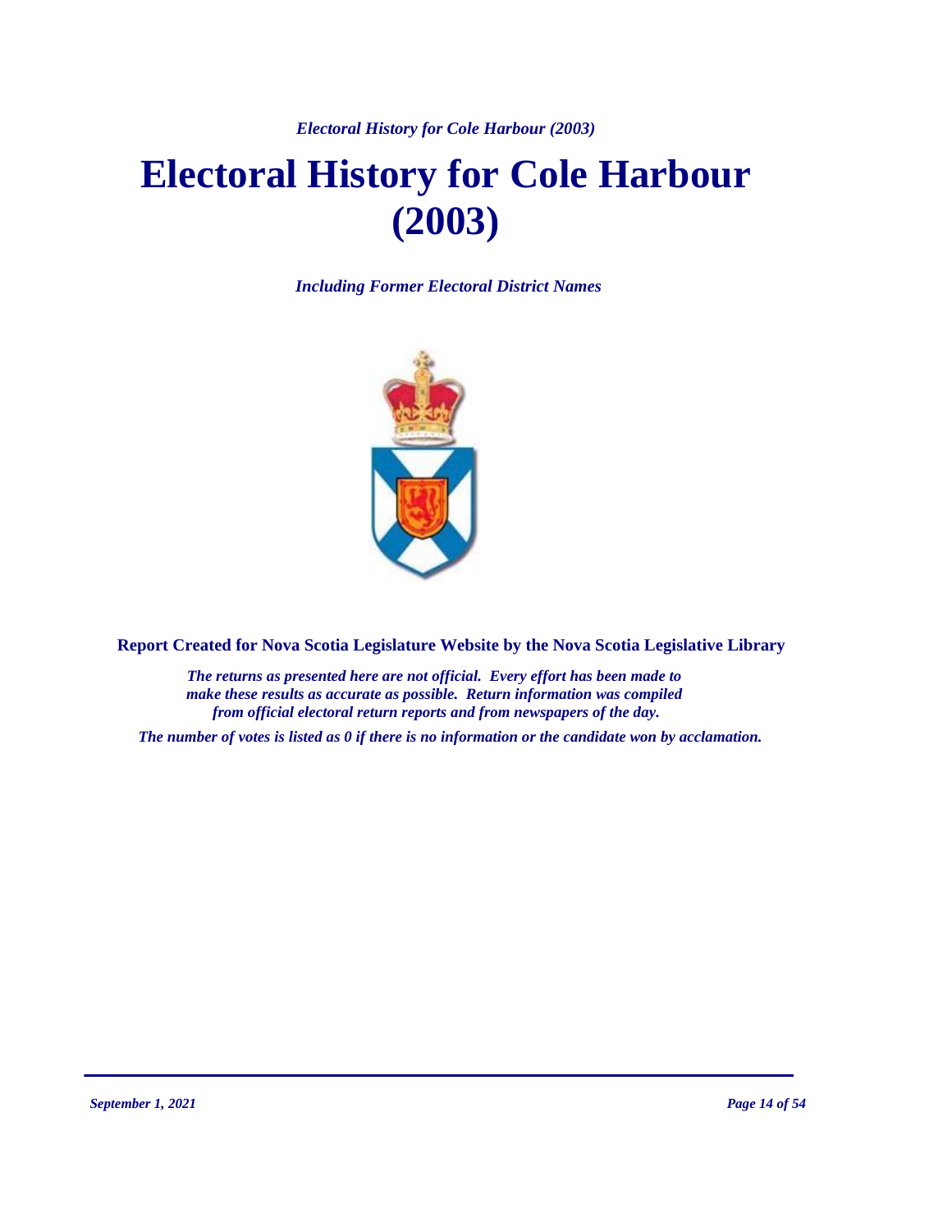# Electoral History for Cole Harbour (2003)

*Including Former Electoral District Names*

**Report Created for Nova Scotia Legislature Website by the Nova Scotia Legislative Library**

*The returns as presented here are not official. Every effort has been made to make these results as accurate as possible. Return information was compiled from official electoral return reports and from newspapers of the day.*

*The number of votes is listed as 0 if there is no information or the candidate won by acclamation.*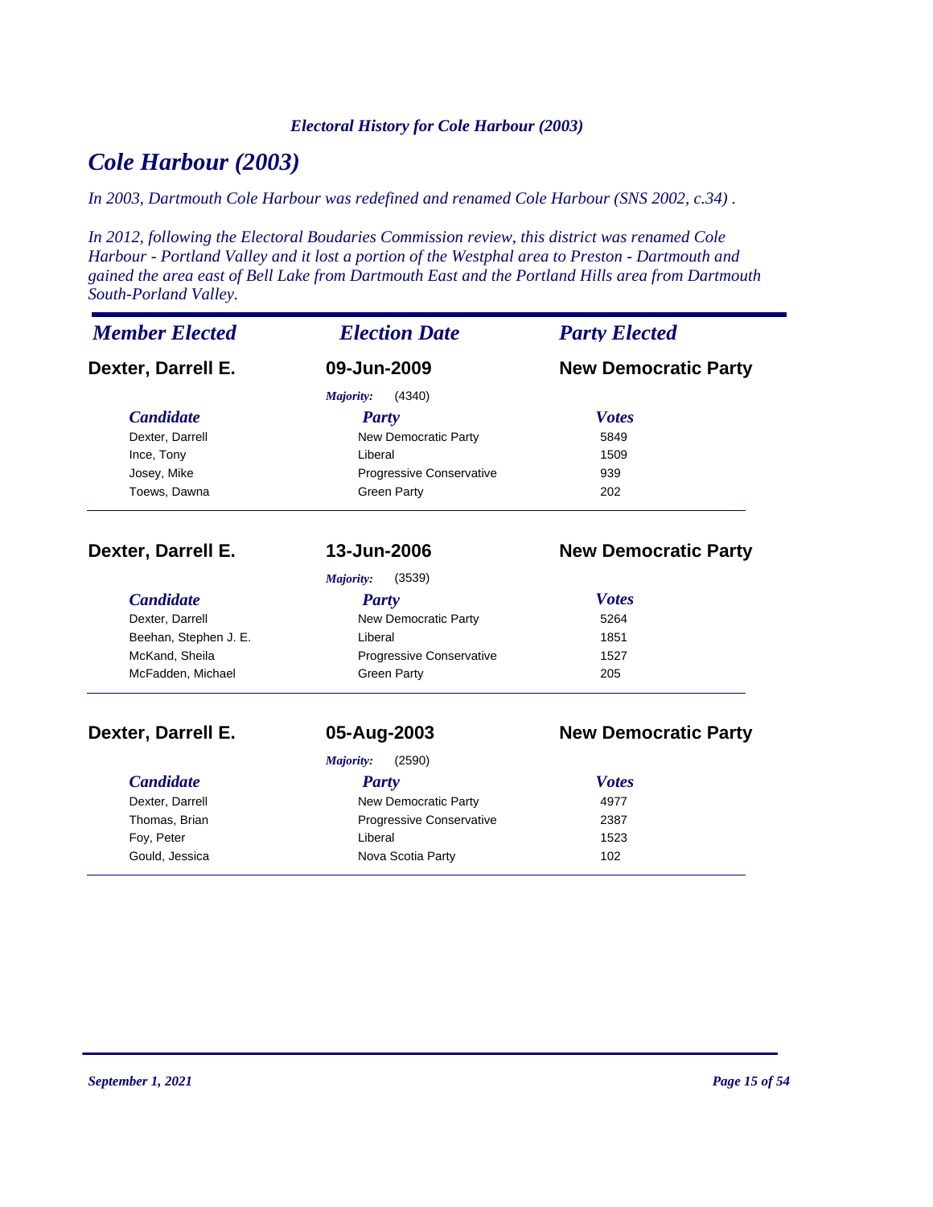# Cole Harbour (2003)

*In 2003, Dartmouth Cole Harbour was redefined and renamed Cole Harbour (SNS 2002, c.34) .*

*In 2012, following the Electoral Boudaries Commission review, this district was renamed Cole Harbour - Portland Valley and it lost a portion of the Westphal area to Preston - Dartmouth and gained the area east of Bell Lake from Dartmouth East and the Portland Hills area from Dartmouth South-Porland Valley.*

| *Member Elected* | *Election Date* | *Party Elected* |
|---|---|---|
| **Dexter, Darrell E.** | **09-Jun-2009** | **New Democratic Party** |

*Majority:* (4340)

| *Candidate* | *Party* | *Votes* |
|---|---|---|
| Dexter, Darrell | New Democratic Party | 5849 |
| Ince, Tony | Liberal | 1509 |
| Josey, Mike | Progressive Conservative | 939 |
| Toews, Dawna | Green Party | 202 |

| **Dexter, Darrell E.** | **13-Jun-2006** | **New Democratic Party** |
|---|---|---|

*Majority:* (3539)

| *Candidate* | *Party* | *Votes* |
|---|---|---|
| Dexter, Darrell | New Democratic Party | 5264 |
| Beehan, Stephen J. E. | Liberal | 1851 |
| McKand, Sheila | Progressive Conservative | 1527 |
| McFadden, Michael | Green Party | 205 |

| **Dexter, Darrell E.** | **05-Aug-2003** | **New Democratic Party** |
|---|---|---|

*Majority:* (2590)

| *Candidate* | *Party* | *Votes* |
|---|---|---|
| Dexter, Darrell | New Democratic Party | 4977 |
| Thomas, Brian | Progressive Conservative | 2387 |
| Foy, Peter | Liberal | 1523 |
| Gould, Jessica | Nova Scotia Party | 102 |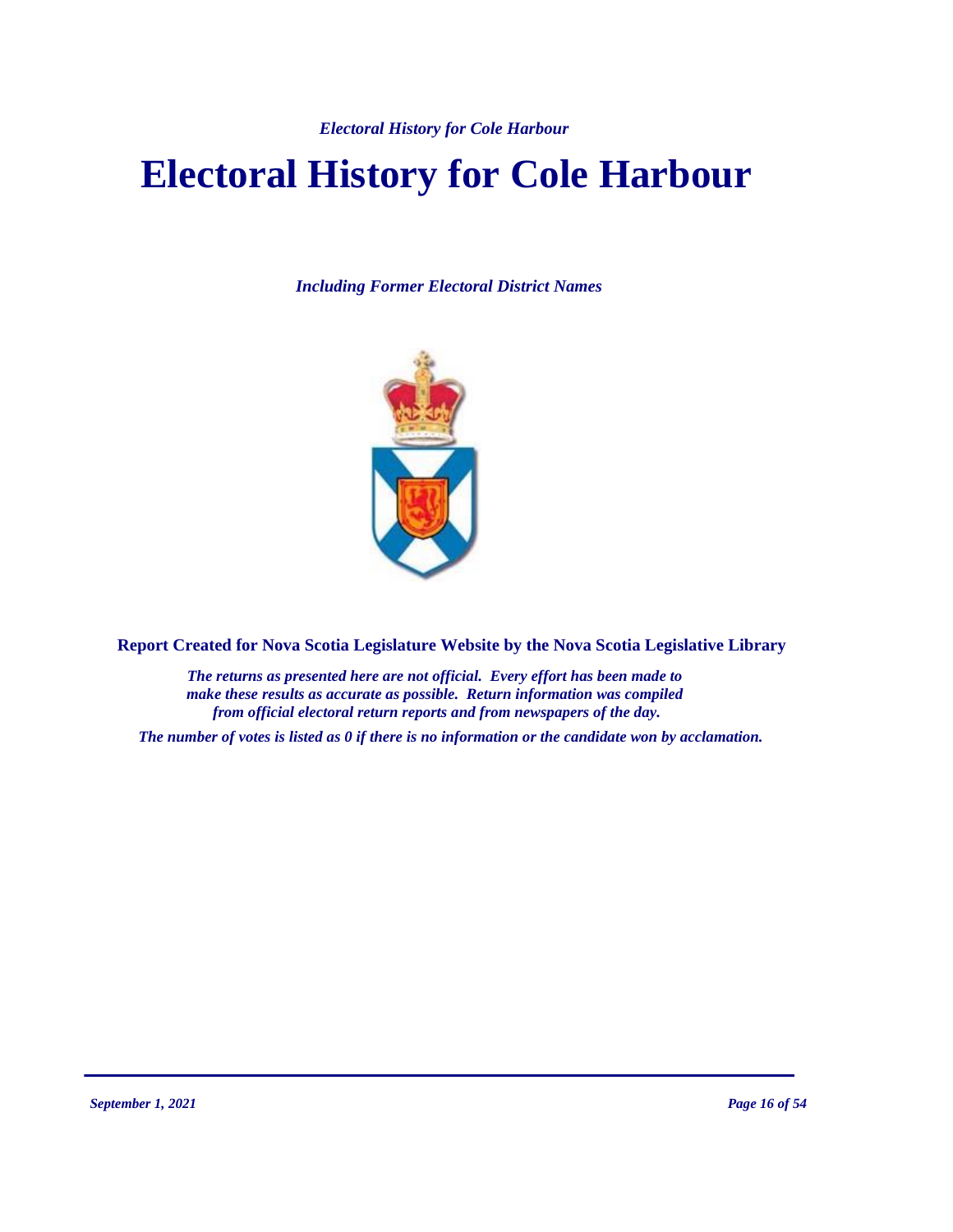# Electoral History for Cole Harbour

*Including Former Electoral District Names*

**Report Created for Nova Scotia Legislature Website by the Nova Scotia Legislative Library**

*The returns as presented here are not official. Every effort has been made to make these results as accurate as possible. Return information was compiled from official electoral return reports and from newspapers of the day.*

*The number of votes is listed as 0 if there is no information or the candidate won by acclamation.*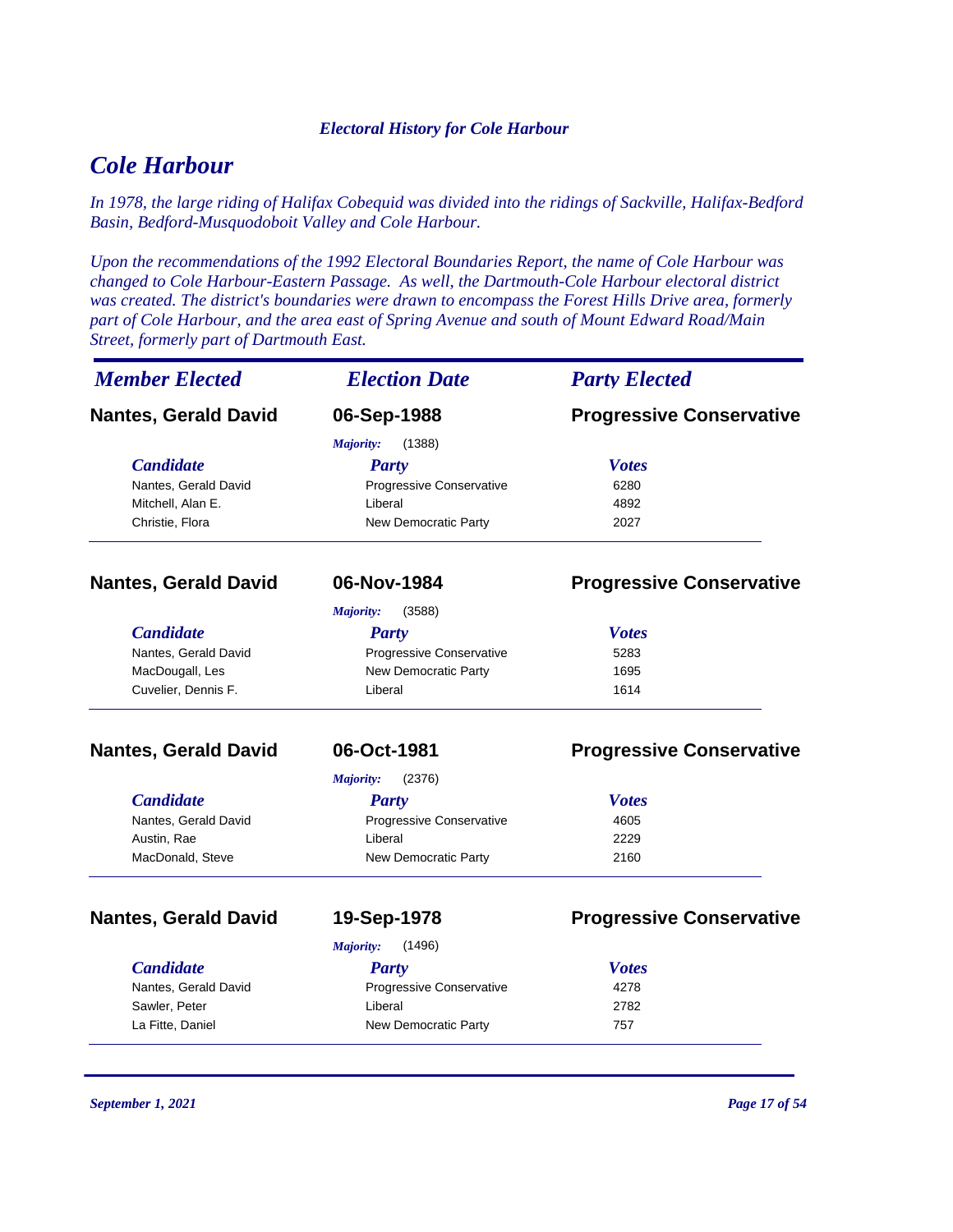*Electoral History for Cole Harbour*

# *Cole Harbour*

*In 1978, the large riding of Halifax Cobequid was divided into the ridings of Sackville, Halifax-Bedford Basin, Bedford-Musquodoboit Valley and Cole Harbour.*

*Upon the recommendations of the 1992 Electoral Boundaries Report, the name of Cole Harbour was changed to Cole Harbour-Eastern Passage. As well, the Dartmouth-Cole Harbour electoral district was created. The district's boundaries were drawn to encompass the Forest Hills Drive area, formerly part of Cole Harbour, and the area east of Spring Avenue and south of Mount Edward Road/Main Street, formerly part of Dartmouth East.*

| *Member Elected* | *Election Date* | *Party Elected* |
|---|---|---|
| **Nantes, Gerald David** | **06-Sep-1988** | **Progressive Conservative** |

*Majority:* (1388)

| *Candidate* | *Party* | *Votes* |
|---|---|---|
| Nantes, Gerald David | Progressive Conservative | 6280 |
| Mitchell, Alan E. | Liberal | 4892 |
| Christie, Flora | New Democratic Party | 2027 |

| *Member Elected* | *Election Date* | *Party Elected* |
|---|---|---|
| **Nantes, Gerald David** | **06-Nov-1984** | **Progressive Conservative** |

*Majority:* (3588)

| *Candidate* | *Party* | *Votes* |
|---|---|---|
| Nantes, Gerald David | Progressive Conservative | 5283 |
| MacDougall, Les | New Democratic Party | 1695 |
| Cuvelier, Dennis F. | Liberal | 1614 |

| *Member Elected* | *Election Date* | *Party Elected* |
|---|---|---|
| **Nantes, Gerald David** | **06-Oct-1981** | **Progressive Conservative** |

*Majority:* (2376)

| *Candidate* | *Party* | *Votes* |
|---|---|---|
| Nantes, Gerald David | Progressive Conservative | 4605 |
| Austin, Rae | Liberal | 2229 |
| MacDonald, Steve | New Democratic Party | 2160 |

| *Member Elected* | *Election Date* | *Party Elected* |
|---|---|---|
| **Nantes, Gerald David** | **19-Sep-1978** | **Progressive Conservative** |

*Majority:* (1496)

| *Candidate* | *Party* | *Votes* |
|---|---|---|
| Nantes, Gerald David | Progressive Conservative | 4278 |
| Sawler, Peter | Liberal | 2782 |
| La Fitte, Daniel | New Democratic Party | 757 |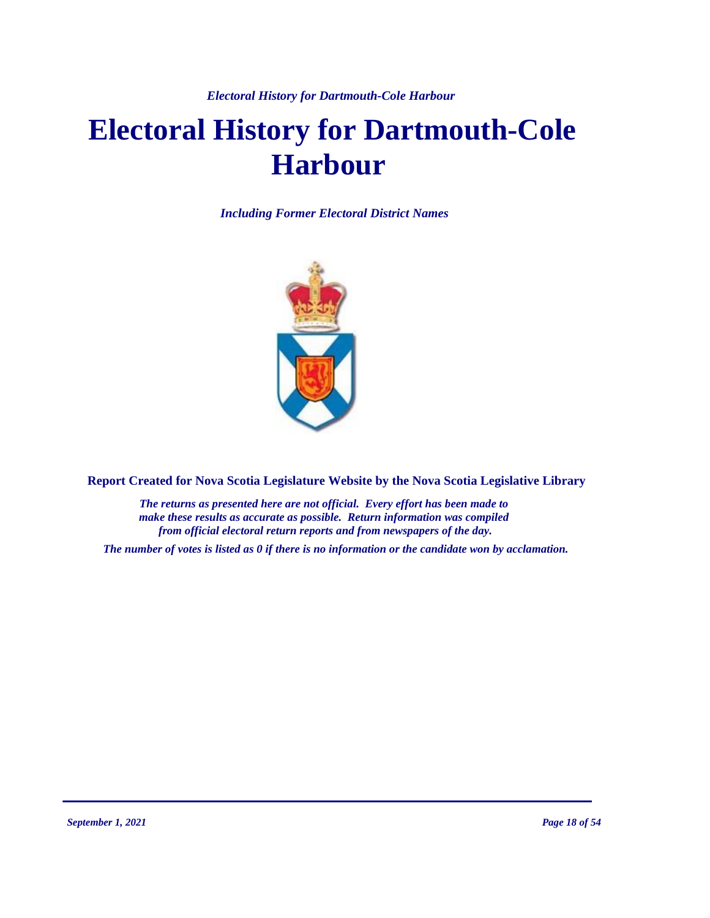# Electoral History for Dartmouth-Cole Harbour

*Including Former Electoral District Names*

**Report Created for Nova Scotia Legislature Website by the Nova Scotia Legislative Library**

*The returns as presented here are not official. Every effort has been made to make these results as accurate as possible. Return information was compiled from official electoral return reports and from newspapers of the day.*

*The number of votes is listed as 0 if there is no information or the candidate won by acclamation.*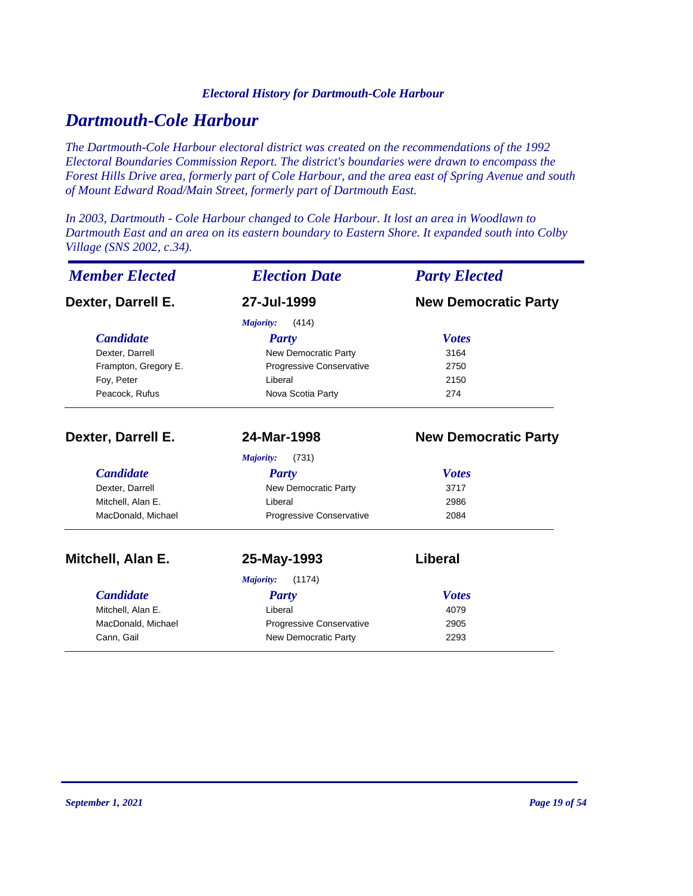*Electoral History for Dartmouth-Cole Harbour*

# *Dartmouth-Cole Harbour*

*The Dartmouth-Cole Harbour electoral district was created on the recommendations of the 1992 Electoral Boundaries Commission Report. The district's boundaries were drawn to encompass the Forest Hills Drive area, formerly part of Cole Harbour, and the area east of Spring Avenue and south of Mount Edward Road/Main Street, formerly part of Dartmouth East.*

*In 2003, Dartmouth - Cole Harbour changed to Cole Harbour. It lost an area in Woodlawn to Dartmouth East and an area on its eastern boundary to Eastern Shore. It expanded south into Colby Village (SNS 2002, c.34).*

| *Member Elected* | *Election Date* | *Party Elected* |
|---|---|---|
| **Dexter, Darrell E.** | **27-Jul-1999** | **New Democratic Party** |

*Majority:* (414)

| *Candidate* | *Party* | *Votes* |
|---|---|---|
| Dexter, Darrell | New Democratic Party | 3164 |
| Frampton, Gregory E. | Progressive Conservative | 2750 |
| Foy, Peter | Liberal | 2150 |
| Peacock, Rufus | Nova Scotia Party | 274 |

| *Member Elected* | *Election Date* | *Party Elected* |
|---|---|---|
| **Dexter, Darrell E.** | **24-Mar-1998** | **New Democratic Party** |

*Majority:* (731)

| *Candidate* | *Party* | *Votes* |
|---|---|---|
| Dexter, Darrell | New Democratic Party | 3717 |
| Mitchell, Alan E. | Liberal | 2986 |
| MacDonald, Michael | Progressive Conservative | 2084 |

| *Member Elected* | *Election Date* | *Party Elected* |
|---|---|---|
| **Mitchell, Alan E.** | **25-May-1993** | **Liberal** |

*Majority:* (1174)

| *Candidate* | *Party* | *Votes* |
|---|---|---|
| Mitchell, Alan E. | Liberal | 4079 |
| MacDonald, Michael | Progressive Conservative | 2905 |
| Cann, Gail | New Democratic Party | 2293 |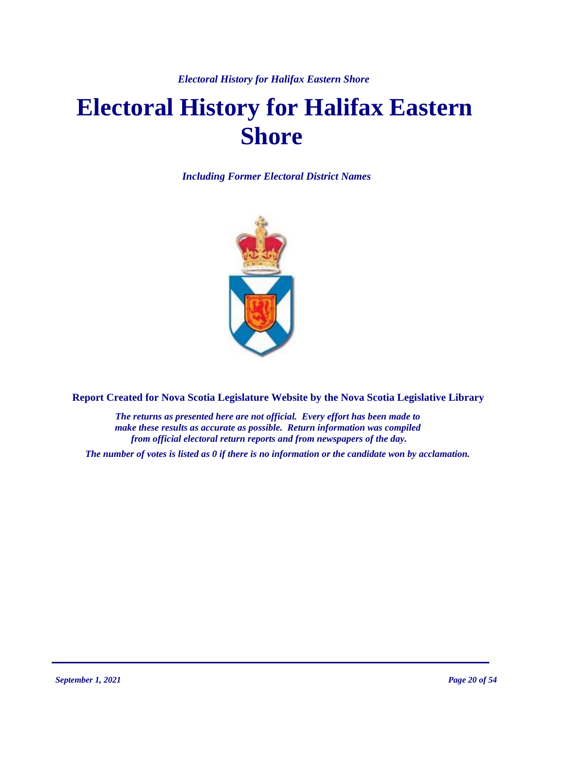# Electoral History for Halifax Eastern Shore

*Including Former Electoral District Names*

**Report Created for Nova Scotia Legislature Website by the Nova Scotia Legislative Library**

*The returns as presented here are not official. Every effort has been made to make these results as accurate as possible. Return information was compiled from official electoral return reports and from newspapers of the day.*

*The number of votes is listed as 0 if there is no information or the candidate won by acclamation.*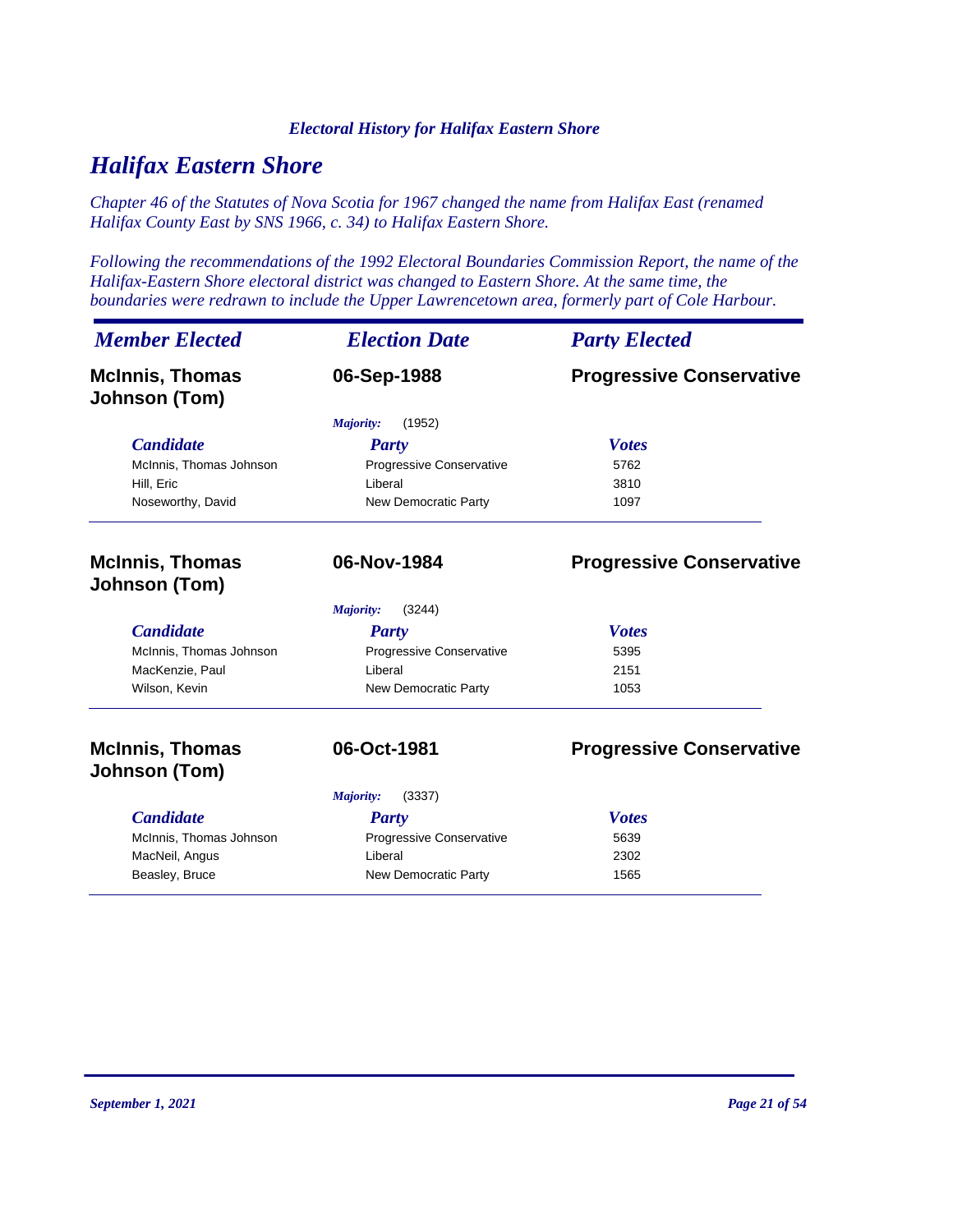# Halifax Eastern Shore

*Chapter 46 of the Statutes of Nova Scotia for 1967 changed the name from Halifax East (renamed Halifax County East by SNS 1966, c. 34) to Halifax Eastern Shore.*

*Following the recommendations of the 1992 Electoral Boundaries Commission Report, the name of the Halifax-Eastern Shore electoral district was changed to Eastern Shore. At the same time, the boundaries were redrawn to include the Upper Lawrencetown area, formerly part of Cole Harbour.*

| *Member Elected* | *Election Date* | *Party Elected* |
|---|---|---|
| **McInnis, Thomas Johnson (Tom)** | **06-Sep-1988** | **Progressive Conservative** |

*Majority:* (1952)

| *Candidate* | *Party* | *Votes* |
|---|---|---|
| McInnis, Thomas Johnson | Progressive Conservative | 5762 |
| Hill, Eric | Liberal | 3810 |
| Noseworthy, David | New Democratic Party | 1097 |

| *Member Elected* | *Election Date* | *Party Elected* |
|---|---|---|
| **McInnis, Thomas Johnson (Tom)** | **06-Nov-1984** | **Progressive Conservative** |

*Majority:* (3244)

| *Candidate* | *Party* | *Votes* |
|---|---|---|
| McInnis, Thomas Johnson | Progressive Conservative | 5395 |
| MacKenzie, Paul | Liberal | 2151 |
| Wilson, Kevin | New Democratic Party | 1053 |

| *Member Elected* | *Election Date* | *Party Elected* |
|---|---|---|
| **McInnis, Thomas Johnson (Tom)** | **06-Oct-1981** | **Progressive Conservative** |

*Majority:* (3337)

| *Candidate* | *Party* | *Votes* |
|---|---|---|
| McInnis, Thomas Johnson | Progressive Conservative | 5639 |
| MacNeil, Angus | Liberal | 2302 |
| Beasley, Bruce | New Democratic Party | 1565 |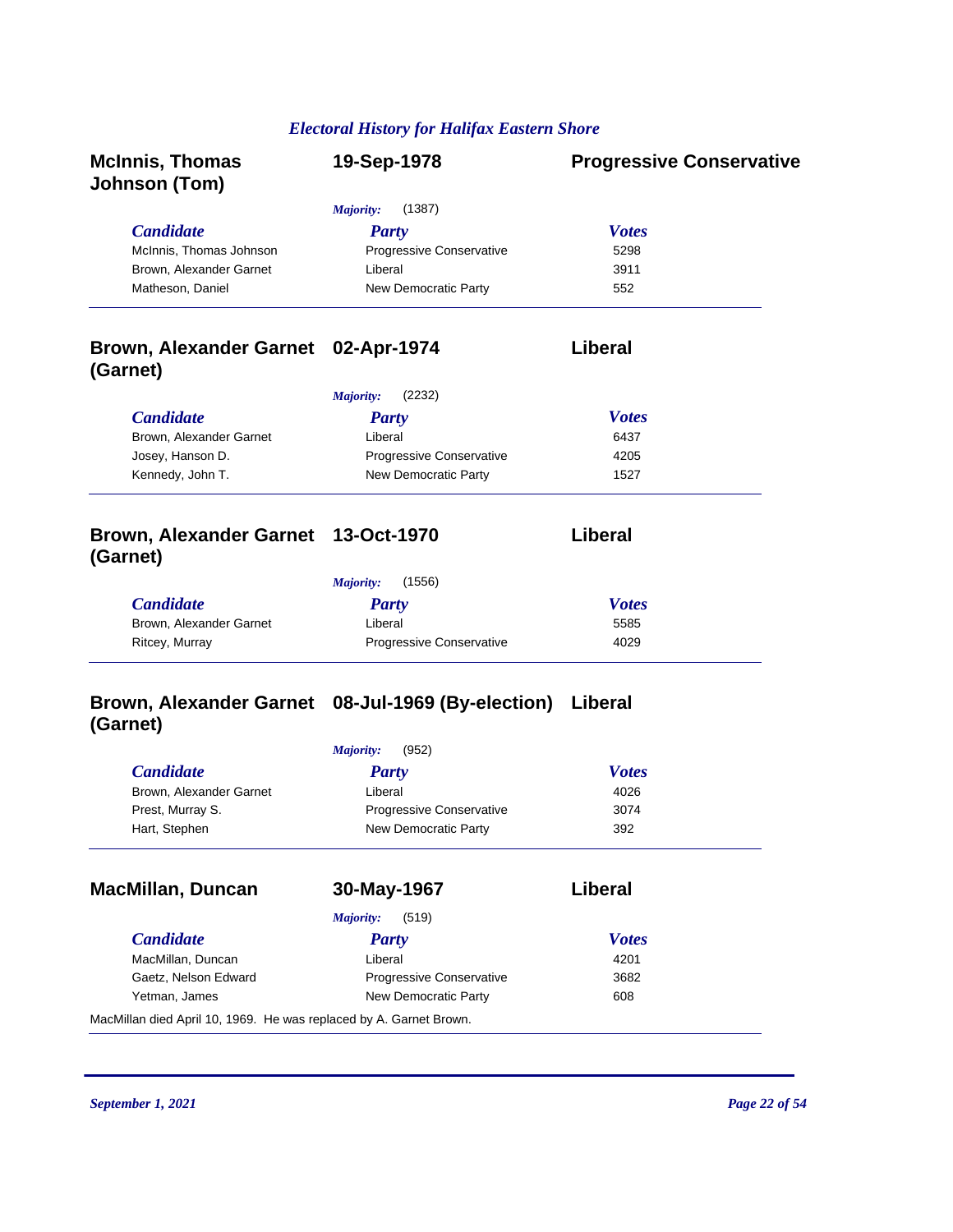## McInnis, Thomas Johnson (Tom) — 19-Sep-1978 — Progressive Conservative

*Majority:* (1387)

| *Candidate* | *Party* | *Votes* |
|---|---|---|
| McInnis, Thomas Johnson | Progressive Conservative | 5298 |
| Brown, Alexander Garnet | Liberal | 3911 |
| Matheson, Daniel | New Democratic Party | 552 |

## Brown, Alexander Garnet (Garnet) — 02-Apr-1974 — Liberal

*Majority:* (2232)

| *Candidate* | *Party* | *Votes* |
|---|---|---|
| Brown, Alexander Garnet | Liberal | 6437 |
| Josey, Hanson D. | Progressive Conservative | 4205 |
| Kennedy, John T. | New Democratic Party | 1527 |

## Brown, Alexander Garnet (Garnet) — 13-Oct-1970 — Liberal

*Majority:* (1556)

| *Candidate* | *Party* | *Votes* |
|---|---|---|
| Brown, Alexander Garnet | Liberal | 5585 |
| Ritcey, Murray | Progressive Conservative | 4029 |

## Brown, Alexander Garnet (Garnet) — 08-Jul-1969 (By-election) — Liberal

*Majority:* (952)

| *Candidate* | *Party* | *Votes* |
|---|---|---|
| Brown, Alexander Garnet | Liberal | 4026 |
| Prest, Murray S. | Progressive Conservative | 3074 |
| Hart, Stephen | New Democratic Party | 392 |

## MacMillan, Duncan — 30-May-1967 — Liberal

*Majority:* (519)

| *Candidate* | *Party* | *Votes* |
|---|---|---|
| MacMillan, Duncan | Liberal | 4201 |
| Gaetz, Nelson Edward | Progressive Conservative | 3682 |
| Yetman, James | New Democratic Party | 608 |

MacMillan died April 10, 1969. He was replaced by A. Garnet Brown.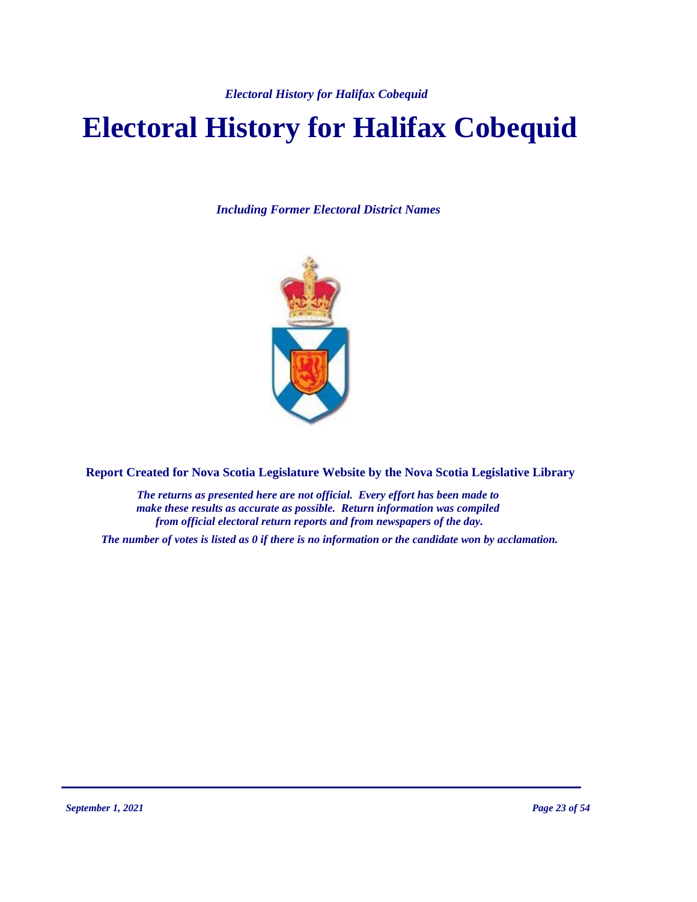# Electoral History for Halifax Cobequid

*Including Former Electoral District Names*

**Report Created for Nova Scotia Legislature Website by the Nova Scotia Legislative Library**

*The returns as presented here are not official. Every effort has been made to make these results as accurate as possible. Return information was compiled from official electoral return reports and from newspapers of the day.*

*The number of votes is listed as 0 if there is no information or the candidate won by acclamation.*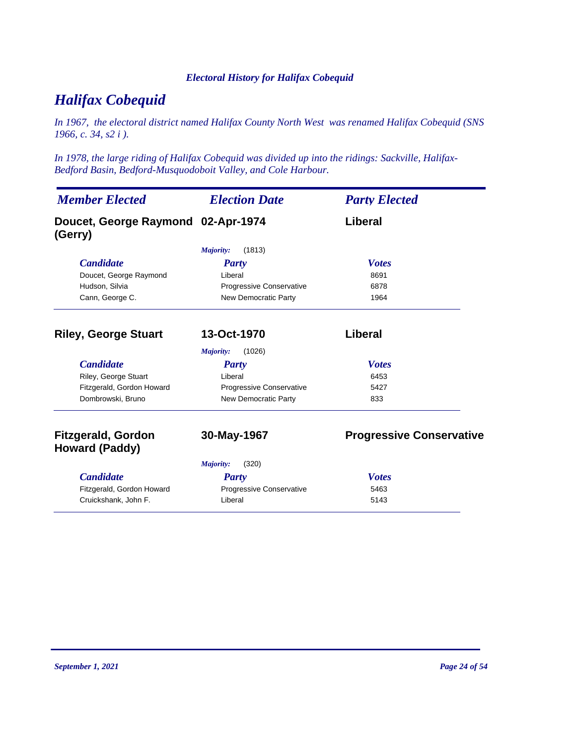# Halifax Cobequid

*In 1967, the electoral district named Halifax County North West was renamed Halifax Cobequid (SNS 1966, c. 34, s2 i ).*

*In 1978, the large riding of Halifax Cobequid was divided up into the ridings: Sackville, Halifax-Bedford Basin, Bedford-Musquodoboit Valley, and Cole Harbour.*

| *Member Elected* | *Election Date* | *Party Elected* |
|---|---|---|
| **Doucet, George Raymond (Gerry)** | **02-Apr-1974** | **Liberal** |

*Majority:* (1813)

| *Candidate* | *Party* | *Votes* |
|---|---|---|
| Doucet, George Raymond | Liberal | 8691 |
| Hudson, Silvia | Progressive Conservative | 6878 |
| Cann, George C. | New Democratic Party | 1964 |

| *Member Elected* | *Election Date* | *Party Elected* |
|---|---|---|
| **Riley, George Stuart** | **13-Oct-1970** | **Liberal** |

*Majority:* (1026)

| *Candidate* | *Party* | *Votes* |
|---|---|---|
| Riley, George Stuart | Liberal | 6453 |
| Fitzgerald, Gordon Howard | Progressive Conservative | 5427 |
| Dombrowski, Bruno | New Democratic Party | 833 |

| *Member Elected* | *Election Date* | *Party Elected* |
|---|---|---|
| **Fitzgerald, Gordon Howard (Paddy)** | **30-May-1967** | **Progressive Conservative** |

*Majority:* (320)

| *Candidate* | *Party* | *Votes* |
|---|---|---|
| Fitzgerald, Gordon Howard | Progressive Conservative | 5463 |
| Cruickshank, John F. | Liberal | 5143 |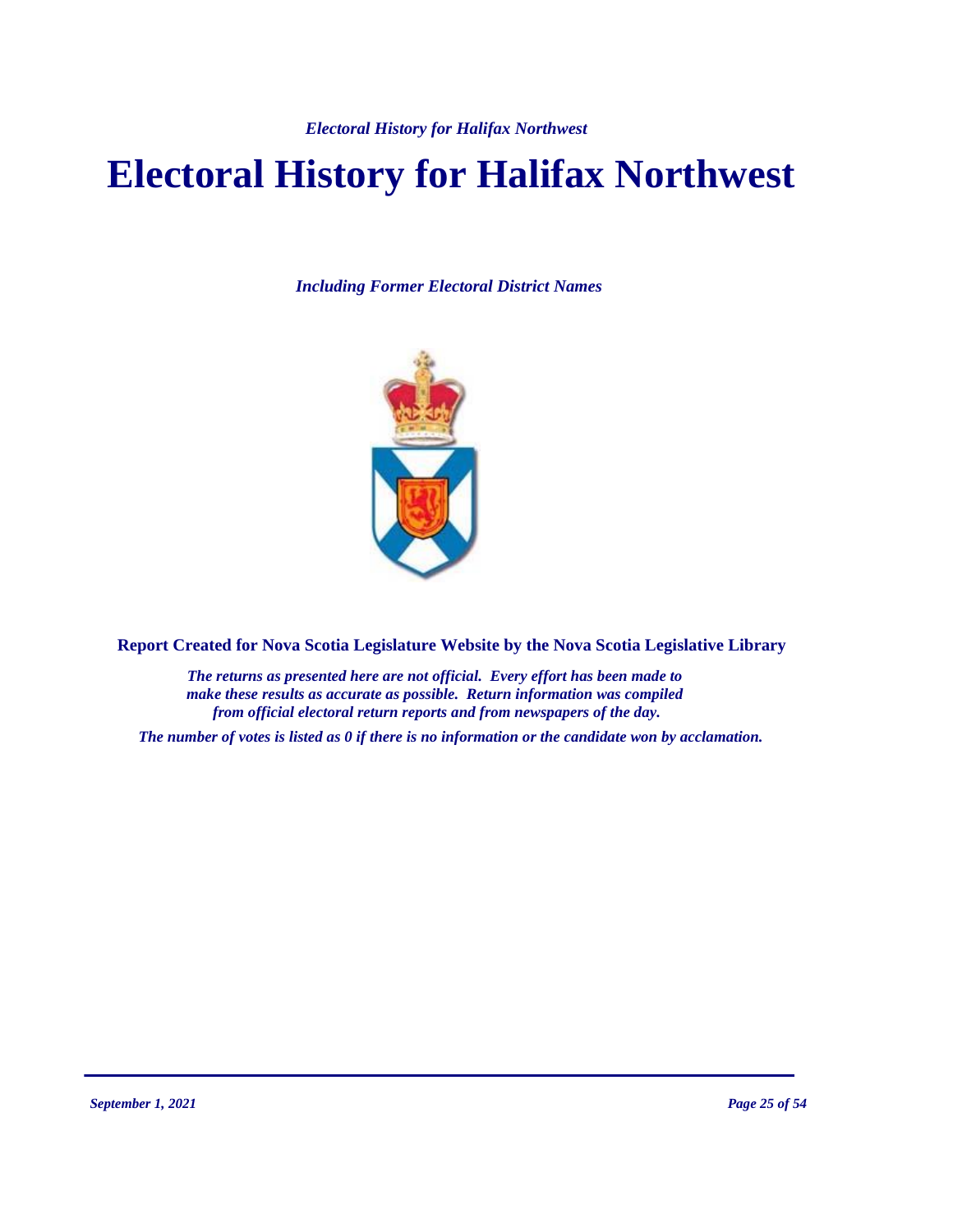# Electoral History for Halifax Northwest

*Including Former Electoral District Names*

**Report Created for Nova Scotia Legislature Website by the Nova Scotia Legislative Library**

*The returns as presented here are not official. Every effort has been made to make these results as accurate as possible. Return information was compiled from official electoral return reports and from newspapers of the day.*

*The number of votes is listed as 0 if there is no information or the candidate won by acclamation.*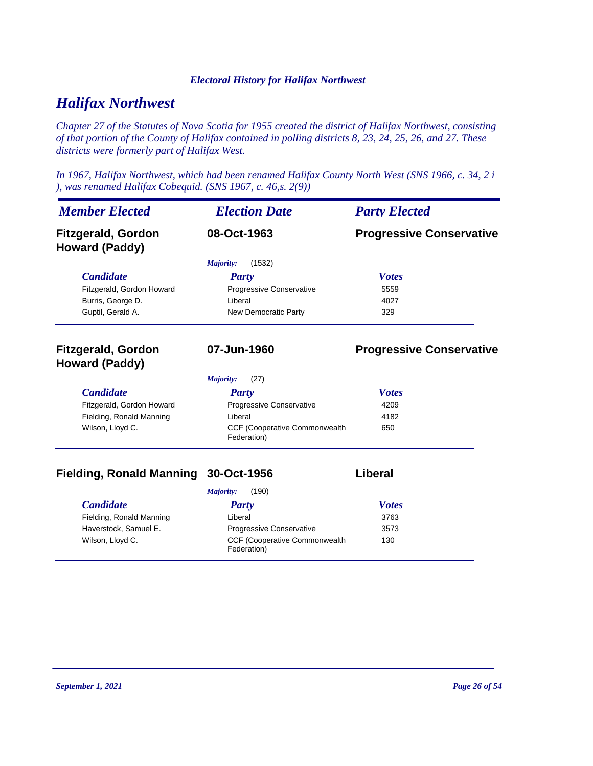# Halifax Northwest

*Chapter 27 of the Statutes of Nova Scotia for 1955 created the district of Halifax Northwest, consisting of that portion of the County of Halifax contained in polling districts 8, 23, 24, 25, 26, and 27. These districts were formerly part of Halifax West.*

*In 1967, Halifax Northwest, which had been renamed Halifax County North West (SNS 1966, c. 34, 2 i ), was renamed Halifax Cobequid. (SNS 1967, c. 46,s. 2(9))*

| *Member Elected* | *Election Date* | *Party Elected* |
|---|---|---|
| **Fitzgerald, Gordon Howard (Paddy)** | **08-Oct-1963** | **Progressive Conservative** |

*Majority:* (1532)

| *Candidate* | *Party* | *Votes* |
|---|---|---|
| Fitzgerald, Gordon Howard | Progressive Conservative | 5559 |
| Burris, George D. | Liberal | 4027 |
| Guptil, Gerald A. | New Democratic Party | 329 |

| *Member Elected* | *Election Date* | *Party Elected* |
|---|---|---|
| **Fitzgerald, Gordon Howard (Paddy)** | **07-Jun-1960** | **Progressive Conservative** |

*Majority:* (27)

| *Candidate* | *Party* | *Votes* |
|---|---|---|
| Fitzgerald, Gordon Howard | Progressive Conservative | 4209 |
| Fielding, Ronald Manning | Liberal | 4182 |
| Wilson, Lloyd C. | CCF (Cooperative Commonwealth Federation) | 650 |

| *Member Elected* | *Election Date* | *Party Elected* |
|---|---|---|
| **Fielding, Ronald Manning** | **30-Oct-1956** | **Liberal** |

*Majority:* (190)

| *Candidate* | *Party* | *Votes* |
|---|---|---|
| Fielding, Ronald Manning | Liberal | 3763 |
| Haverstock, Samuel E. | Progressive Conservative | 3573 |
| Wilson, Lloyd C. | CCF (Cooperative Commonwealth Federation) | 130 |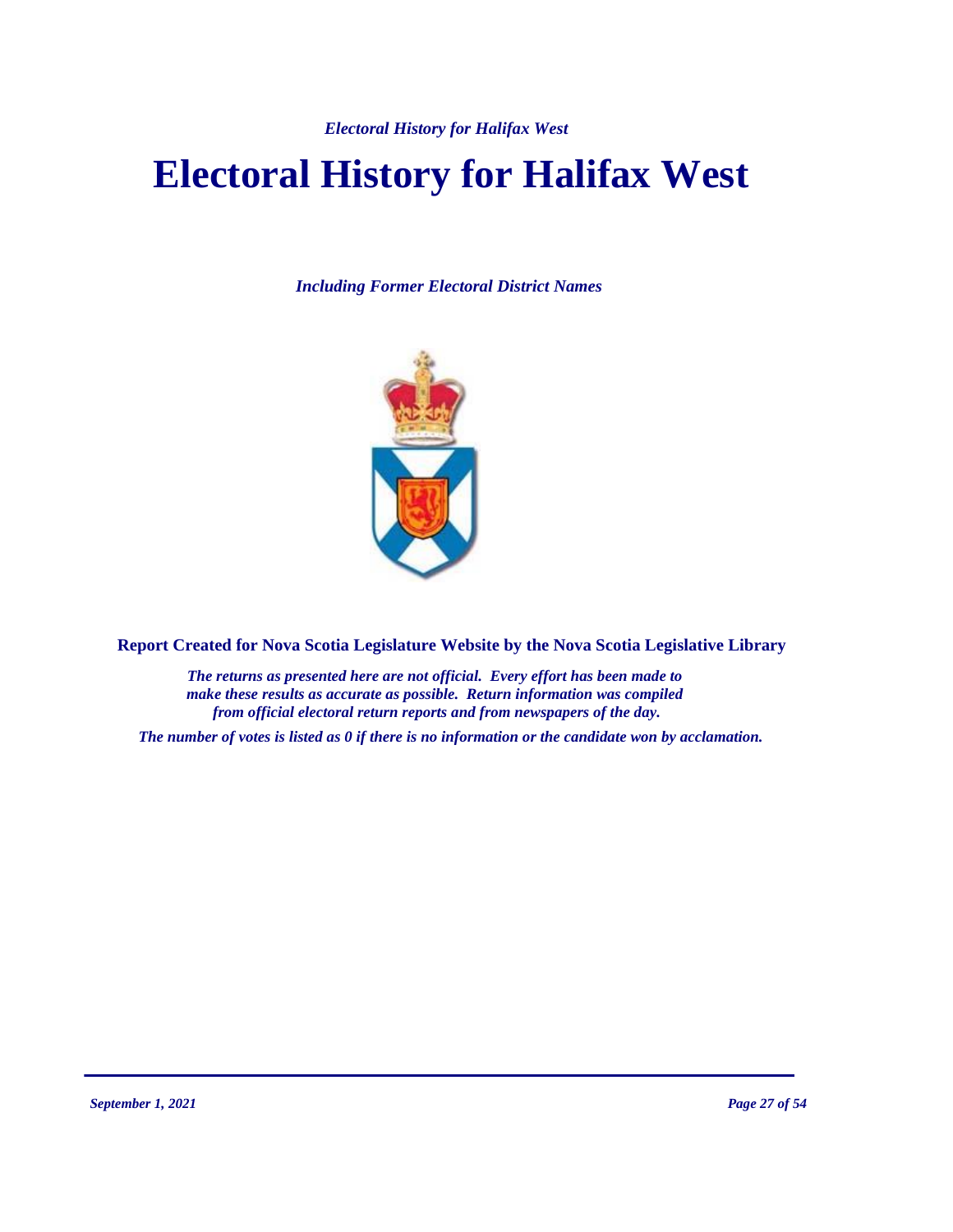# Electoral History for Halifax West

*Including Former Electoral District Names*

**Report Created for Nova Scotia Legislature Website by the Nova Scotia Legislative Library**

*The returns as presented here are not official. Every effort has been made to make these results as accurate as possible. Return information was compiled from official electoral return reports and from newspapers of the day.*

*The number of votes is listed as 0 if there is no information or the candidate won by acclamation.*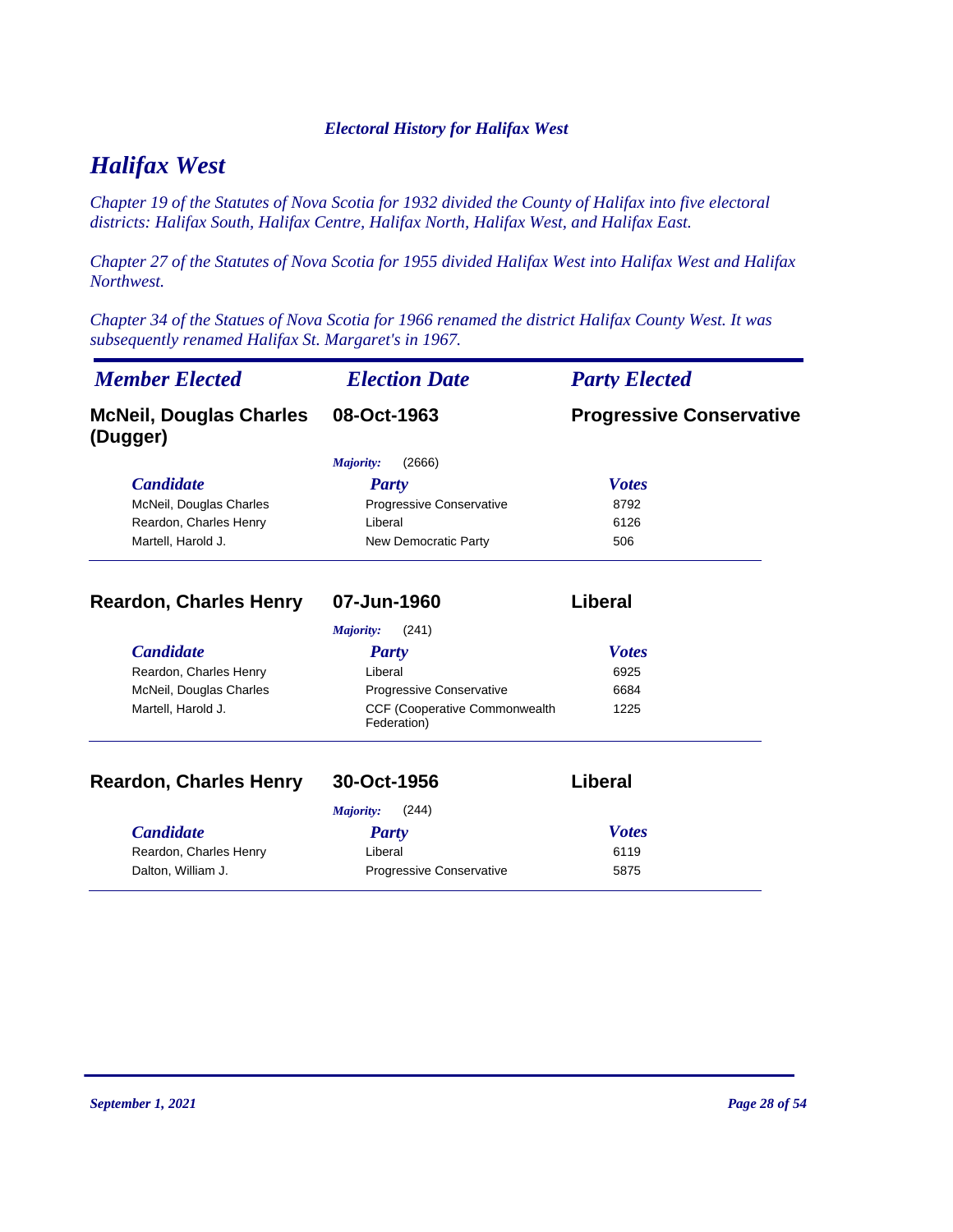*Electoral History for Halifax West*

# *Halifax West*

*Chapter 19 of the Statutes of Nova Scotia for 1932 divided the County of Halifax into five electoral districts: Halifax South, Halifax Centre, Halifax North, Halifax West, and Halifax East.*

*Chapter 27 of the Statutes of Nova Scotia for 1955 divided Halifax West into Halifax West and Halifax Northwest.*

*Chapter 34 of the Statues of Nova Scotia for 1966 renamed the district Halifax County West. It was subsequently renamed Halifax St. Margaret's in 1967.*

| *Member Elected* | *Election Date* | *Party Elected* |
|---|---|---|
| **McNeil, Douglas Charles (Dugger)** | **08-Oct-1963** | **Progressive Conservative** |

*Majority:* (2666)

| *Candidate* | *Party* | *Votes* |
|---|---|---|
| McNeil, Douglas Charles | Progressive Conservative | 8792 |
| Reardon, Charles Henry | Liberal | 6126 |
| Martell, Harold J. | New Democratic Party | 506 |

| *Member Elected* | *Election Date* | *Party Elected* |
|---|---|---|
| **Reardon, Charles Henry** | **07-Jun-1960** | **Liberal** |

*Majority:* (241)

| *Candidate* | *Party* | *Votes* |
|---|---|---|
| Reardon, Charles Henry | Liberal | 6925 |
| McNeil, Douglas Charles | Progressive Conservative | 6684 |
| Martell, Harold J. | CCF (Cooperative Commonwealth Federation) | 1225 |

| *Member Elected* | *Election Date* | *Party Elected* |
|---|---|---|
| **Reardon, Charles Henry** | **30-Oct-1956** | **Liberal** |

*Majority:* (244)

| *Candidate* | *Party* | *Votes* |
|---|---|---|
| Reardon, Charles Henry | Liberal | 6119 |
| Dalton, William J. | Progressive Conservative | 5875 |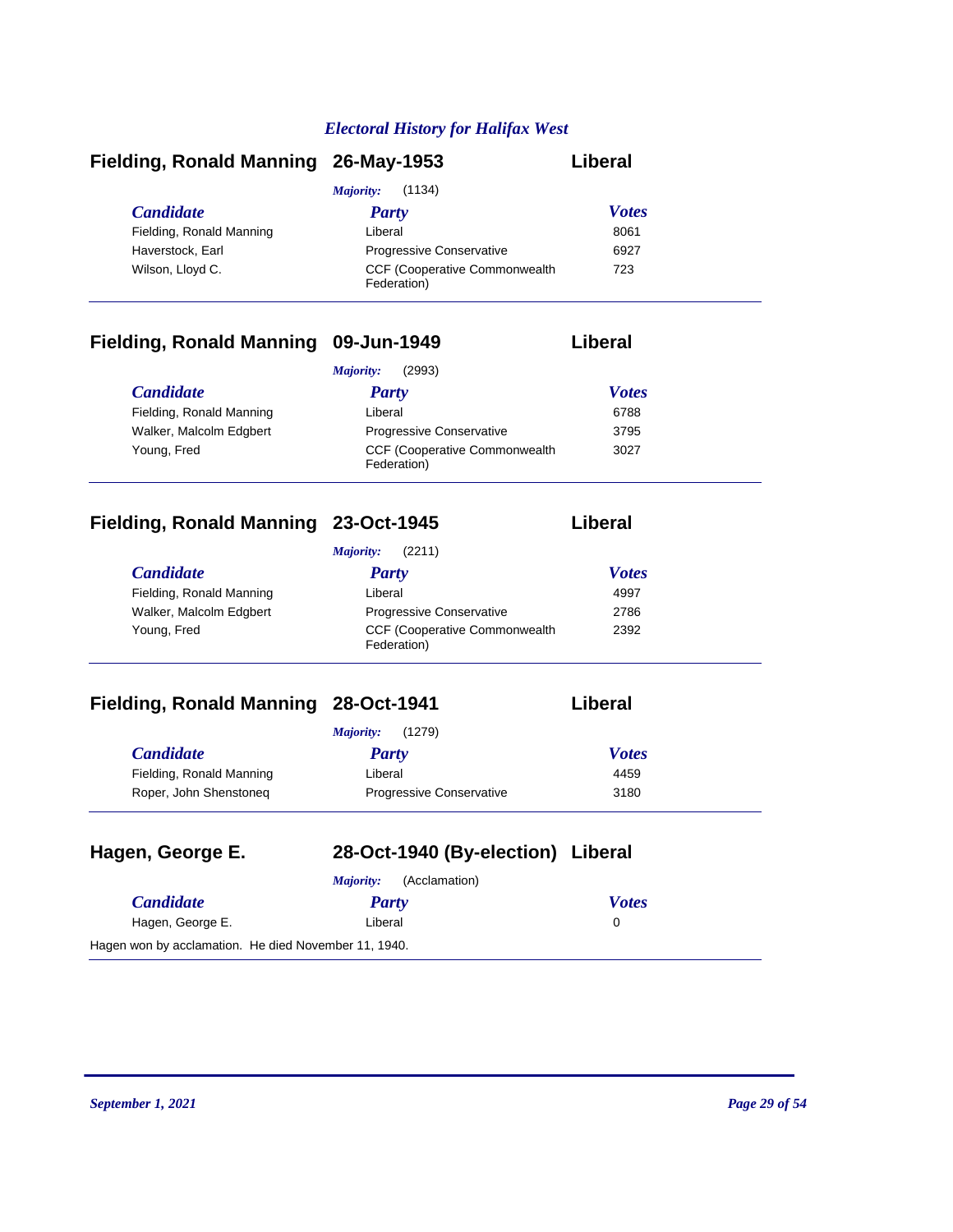## Electoral History for Halifax West

### Fielding, Ronald Manning — 26-May-1953 — Liberal

*Majority:* (1134)

| Candidate | Party | Votes |
|---|---|---|
| Fielding, Ronald Manning | Liberal | 8061 |
| Haverstock, Earl | Progressive Conservative | 6927 |
| Wilson, Lloyd C. | CCF (Cooperative Commonwealth Federation) | 723 |

### Fielding, Ronald Manning — 09-Jun-1949 — Liberal

*Majority:* (2993)

| Candidate | Party | Votes |
|---|---|---|
| Fielding, Ronald Manning | Liberal | 6788 |
| Walker, Malcolm Edgbert | Progressive Conservative | 3795 |
| Young, Fred | CCF (Cooperative Commonwealth Federation) | 3027 |

### Fielding, Ronald Manning — 23-Oct-1945 — Liberal

*Majority:* (2211)

| Candidate | Party | Votes |
|---|---|---|
| Fielding, Ronald Manning | Liberal | 4997 |
| Walker, Malcolm Edgbert | Progressive Conservative | 2786 |
| Young, Fred | CCF (Cooperative Commonwealth Federation) | 2392 |

### Fielding, Ronald Manning — 28-Oct-1941 — Liberal

*Majority:* (1279)

| Candidate | Party | Votes |
|---|---|---|
| Fielding, Ronald Manning | Liberal | 4459 |
| Roper, John Shenstoneq | Progressive Conservative | 3180 |

### Hagen, George E. — 28-Oct-1940 (By-election) — Liberal

*Majority:* (Acclamation)

| Candidate | Party | Votes |
|---|---|---|
| Hagen, George E. | Liberal | 0 |

Hagen won by acclamation. He died November 11, 1940.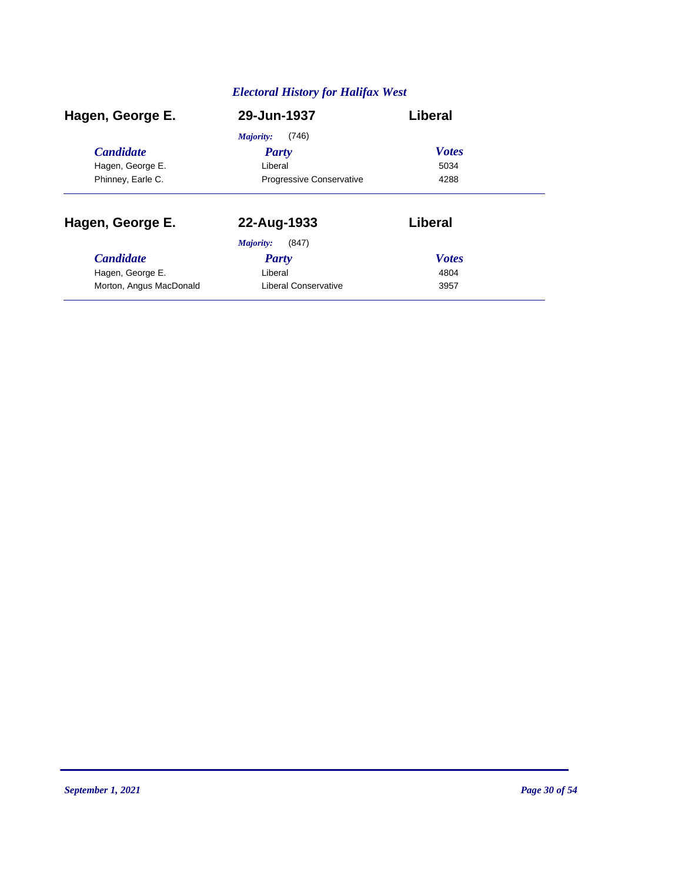# Electoral History for Halifax West

## Hagen, George E. — 29-Jun-1937 — Liberal

*Majority:* (746)

| Candidate | Party | Votes |
|---|---|---|
| Hagen, George E. | Liberal | 5034 |
| Phinney, Earle C. | Progressive Conservative | 4288 |

## Hagen, George E. — 22-Aug-1933 — Liberal

*Majority:* (847)

| Candidate | Party | Votes |
|---|---|---|
| Hagen, George E. | Liberal | 4804 |
| Morton, Angus MacDonald | Liberal Conservative | 3957 |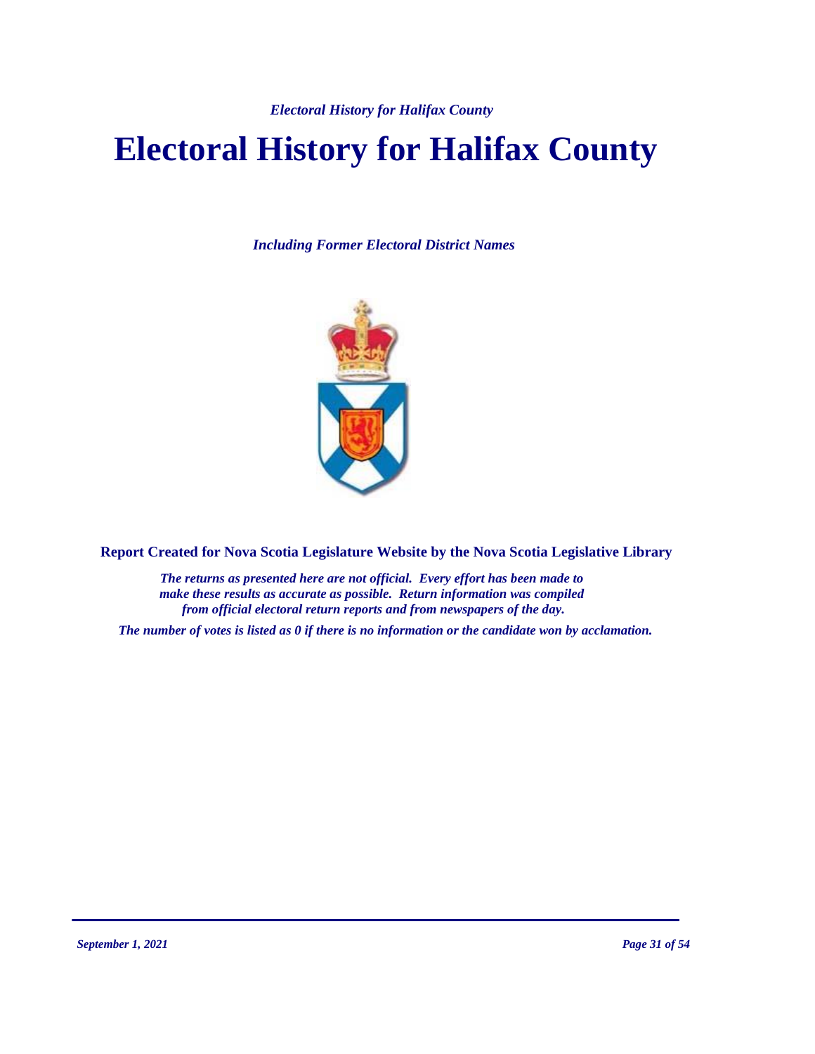# Electoral History for Halifax County

***Including Former Electoral District Names***

**Report Created for Nova Scotia Legislature Website by the Nova Scotia Legislative Library**

***The returns as presented here are not official. Every effort has been made to make these results as accurate as possible. Return information was compiled from official electoral return reports and from newspapers of the day.***

***The number of votes is listed as 0 if there is no information or the candidate won by acclamation.***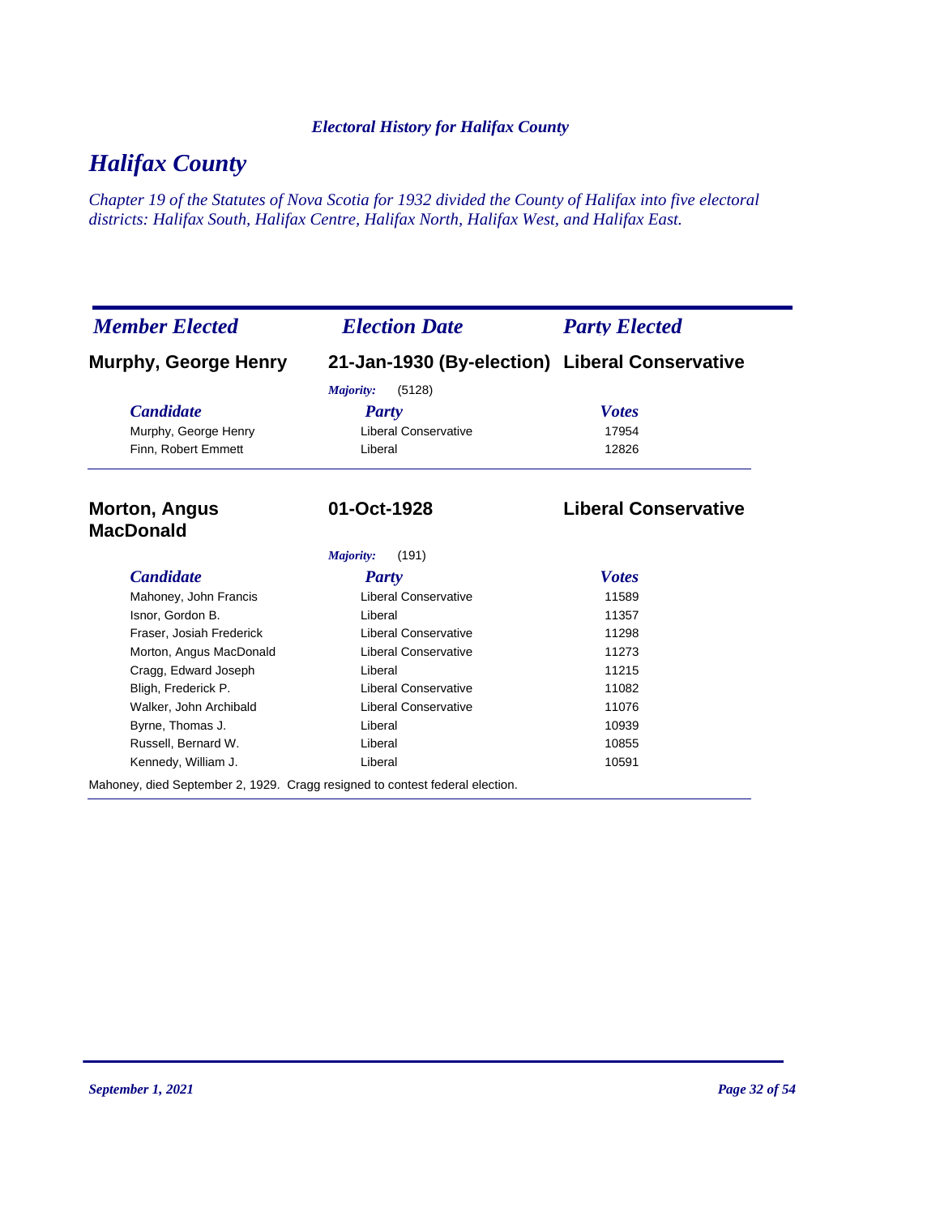*Electoral History for Halifax County*

# Halifax County

*Chapter 19 of the Statutes of Nova Scotia for 1932 divided the County of Halifax into five electoral districts: Halifax South, Halifax Centre, Halifax North, Halifax West, and Halifax East.*

| *Member Elected* | *Election Date* | *Party Elected* |
|---|---|---|
| **Murphy, George Henry** | **21-Jan-1930 (By-election)** | **Liberal Conservative** |

*Majority:* (5128)

| *Candidate* | *Party* | *Votes* |
|---|---|---|
| Murphy, George Henry | Liberal Conservative | 17954 |
| Finn, Robert Emmett | Liberal | 12826 |

| *Member Elected* | *Election Date* | *Party Elected* |
|---|---|---|
| **Morton, Angus MacDonald** | **01-Oct-1928** | **Liberal Conservative** |

*Majority:* (191)

| *Candidate* | *Party* | *Votes* |
|---|---|---|
| Mahoney, John Francis | Liberal Conservative | 11589 |
| Isnor, Gordon B. | Liberal | 11357 |
| Fraser, Josiah Frederick | Liberal Conservative | 11298 |
| Morton, Angus MacDonald | Liberal Conservative | 11273 |
| Cragg, Edward Joseph | Liberal | 11215 |
| Bligh, Frederick P. | Liberal Conservative | 11082 |
| Walker, John Archibald | Liberal Conservative | 11076 |
| Byrne, Thomas J. | Liberal | 10939 |
| Russell, Bernard W. | Liberal | 10855 |
| Kennedy, William J. | Liberal | 10591 |

Mahoney, died September 2, 1929. Cragg resigned to contest federal election.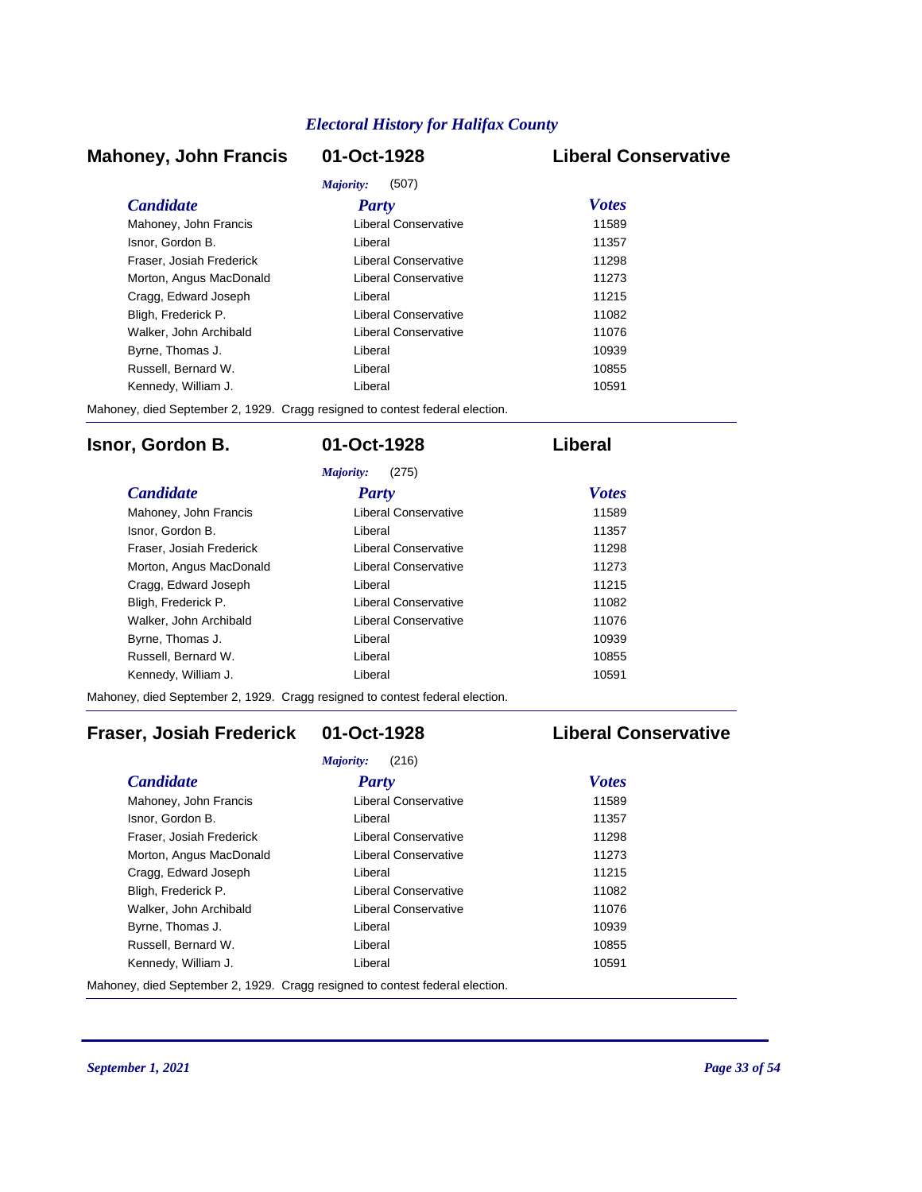## Mahoney, John Francis — 01-Oct-1928 — Liberal Conservative

*Majority:* (507)

| *Candidate* | *Party* | *Votes* |
|---|---|---|
| Mahoney, John Francis | Liberal Conservative | 11589 |
| Isnor, Gordon B. | Liberal | 11357 |
| Fraser, Josiah Frederick | Liberal Conservative | 11298 |
| Morton, Angus MacDonald | Liberal Conservative | 11273 |
| Cragg, Edward Joseph | Liberal | 11215 |
| Bligh, Frederick P. | Liberal Conservative | 11082 |
| Walker, John Archibald | Liberal Conservative | 11076 |
| Byrne, Thomas J. | Liberal | 10939 |
| Russell, Bernard W. | Liberal | 10855 |
| Kennedy, William J. | Liberal | 10591 |

Mahoney, died September 2, 1929. Cragg resigned to contest federal election.

## Isnor, Gordon B. — 01-Oct-1928 — Liberal

*Majority:* (275)

| *Candidate* | *Party* | *Votes* |
|---|---|---|
| Mahoney, John Francis | Liberal Conservative | 11589 |
| Isnor, Gordon B. | Liberal | 11357 |
| Fraser, Josiah Frederick | Liberal Conservative | 11298 |
| Morton, Angus MacDonald | Liberal Conservative | 11273 |
| Cragg, Edward Joseph | Liberal | 11215 |
| Bligh, Frederick P. | Liberal Conservative | 11082 |
| Walker, John Archibald | Liberal Conservative | 11076 |
| Byrne, Thomas J. | Liberal | 10939 |
| Russell, Bernard W. | Liberal | 10855 |
| Kennedy, William J. | Liberal | 10591 |

Mahoney, died September 2, 1929. Cragg resigned to contest federal election.

## Fraser, Josiah Frederick — 01-Oct-1928 — Liberal Conservative

*Majority:* (216)

| *Candidate* | *Party* | *Votes* |
|---|---|---|
| Mahoney, John Francis | Liberal Conservative | 11589 |
| Isnor, Gordon B. | Liberal | 11357 |
| Fraser, Josiah Frederick | Liberal Conservative | 11298 |
| Morton, Angus MacDonald | Liberal Conservative | 11273 |
| Cragg, Edward Joseph | Liberal | 11215 |
| Bligh, Frederick P. | Liberal Conservative | 11082 |
| Walker, John Archibald | Liberal Conservative | 11076 |
| Byrne, Thomas J. | Liberal | 10939 |
| Russell, Bernard W. | Liberal | 10855 |
| Kennedy, William J. | Liberal | 10591 |

Mahoney, died September 2, 1929. Cragg resigned to contest federal election.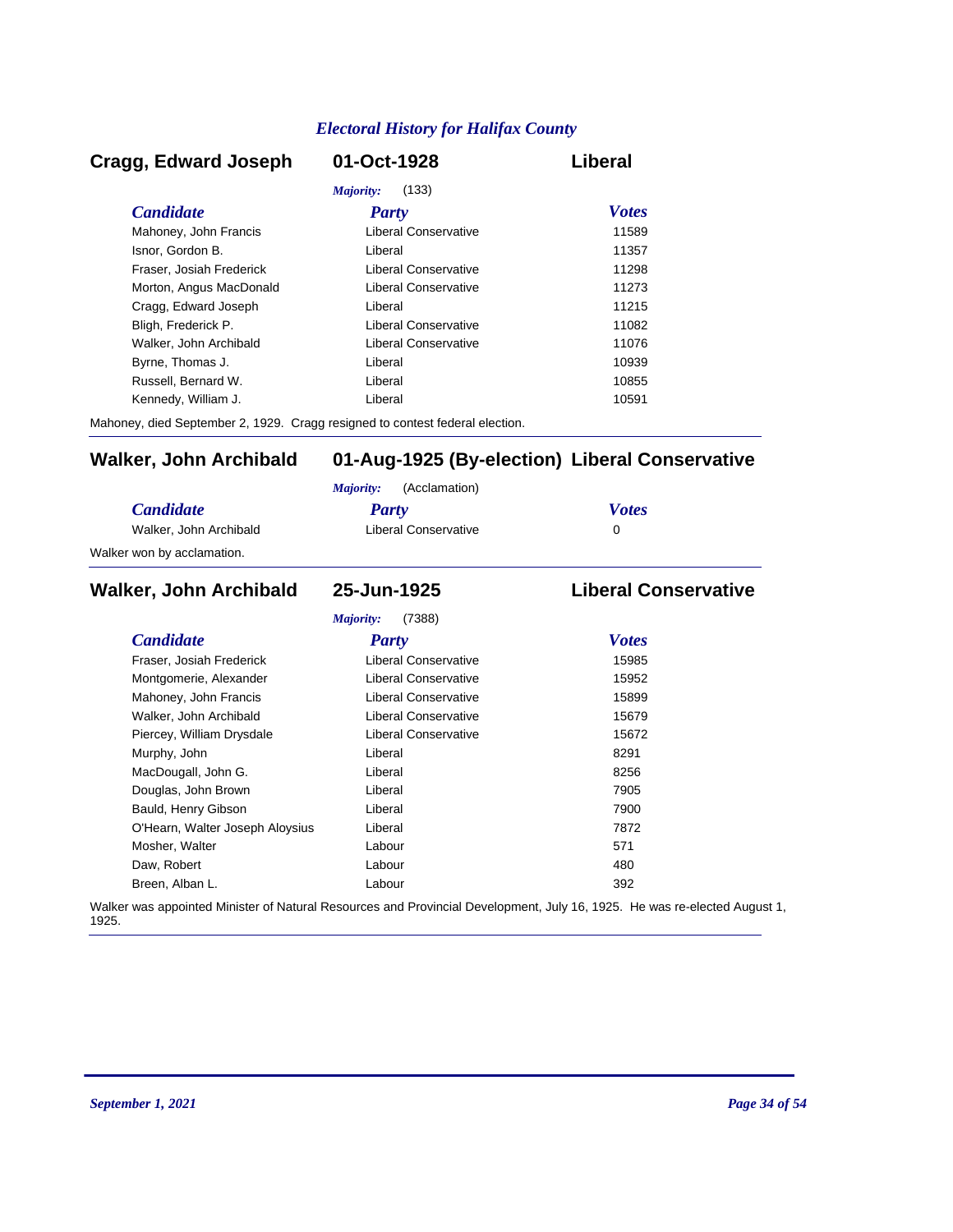## Cragg, Edward Joseph — 01-Oct-1928 — Liberal

*Majority:* (133)

| *Candidate* | *Party* | *Votes* |
|---|---|---|
| Mahoney, John Francis | Liberal Conservative | 11589 |
| Isnor, Gordon B. | Liberal | 11357 |
| Fraser, Josiah Frederick | Liberal Conservative | 11298 |
| Morton, Angus MacDonald | Liberal Conservative | 11273 |
| Cragg, Edward Joseph | Liberal | 11215 |
| Bligh, Frederick P. | Liberal Conservative | 11082 |
| Walker, John Archibald | Liberal Conservative | 11076 |
| Byrne, Thomas J. | Liberal | 10939 |
| Russell, Bernard W. | Liberal | 10855 |
| Kennedy, William J. | Liberal | 10591 |

Mahoney, died September 2, 1929. Cragg resigned to contest federal election.

---

## Walker, John Archibald — 01-Aug-1925 (By-election) — Liberal Conservative

*Majority:* (Acclamation)

| *Candidate* | *Party* | *Votes* |
|---|---|---|
| Walker, John Archibald | Liberal Conservative | 0 |

Walker won by acclamation.

---

## Walker, John Archibald — 25-Jun-1925 — Liberal Conservative

*Majority:* (7388)

| *Candidate* | *Party* | *Votes* |
|---|---|---|
| Fraser, Josiah Frederick | Liberal Conservative | 15985 |
| Montgomerie, Alexander | Liberal Conservative | 15952 |
| Mahoney, John Francis | Liberal Conservative | 15899 |
| Walker, John Archibald | Liberal Conservative | 15679 |
| Piercey, William Drysdale | Liberal Conservative | 15672 |
| Murphy, John | Liberal | 8291 |
| MacDougall, John G. | Liberal | 8256 |
| Douglas, John Brown | Liberal | 7905 |
| Bauld, Henry Gibson | Liberal | 7900 |
| O'Hearn, Walter Joseph Aloysius | Liberal | 7872 |
| Mosher, Walter | Labour | 571 |
| Daw, Robert | Labour | 480 |
| Breen, Alban L. | Labour | 392 |

Walker was appointed Minister of Natural Resources and Provincial Development, July 16, 1925. He was re-elected August 1, 1925.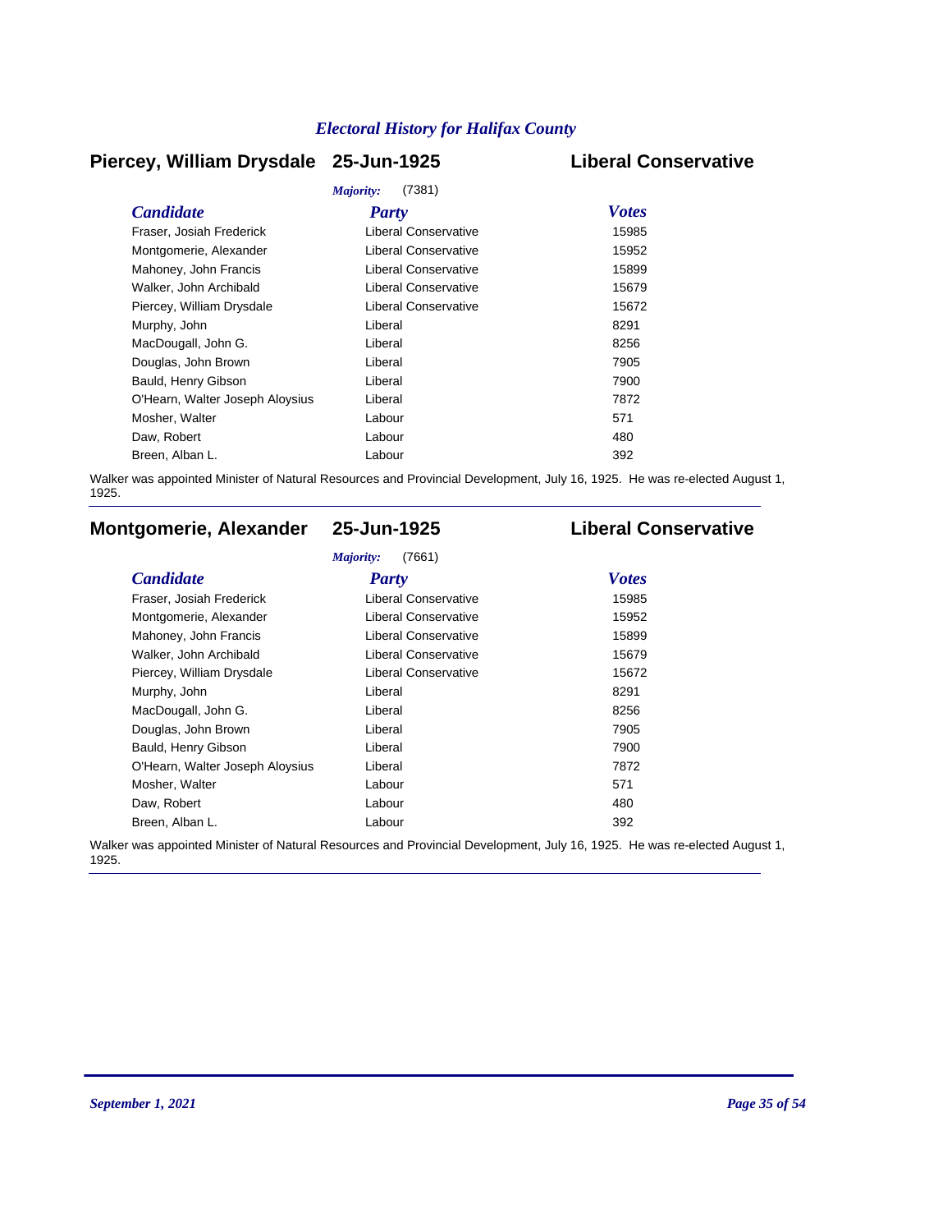*Electoral History for Halifax County*

## Piercey, William Drysdale 25-Jun-1925 Liberal Conservative

*Majority:* (7381)

| Candidate | Party | Votes |
|---|---|---|
| Fraser, Josiah Frederick | Liberal Conservative | 15985 |
| Montgomerie, Alexander | Liberal Conservative | 15952 |
| Mahoney, John Francis | Liberal Conservative | 15899 |
| Walker, John Archibald | Liberal Conservative | 15679 |
| Piercey, William Drysdale | Liberal Conservative | 15672 |
| Murphy, John | Liberal | 8291 |
| MacDougall, John G. | Liberal | 8256 |
| Douglas, John Brown | Liberal | 7905 |
| Bauld, Henry Gibson | Liberal | 7900 |
| O'Hearn, Walter Joseph Aloysius | Liberal | 7872 |
| Mosher, Walter | Labour | 571 |
| Daw, Robert | Labour | 480 |
| Breen, Alban L. | Labour | 392 |

Walker was appointed Minister of Natural Resources and Provincial Development, July 16, 1925. He was re-elected August 1, 1925.

## Montgomerie, Alexander 25-Jun-1925 Liberal Conservative

*Majority:* (7661)

| Candidate | Party | Votes |
|---|---|---|
| Fraser, Josiah Frederick | Liberal Conservative | 15985 |
| Montgomerie, Alexander | Liberal Conservative | 15952 |
| Mahoney, John Francis | Liberal Conservative | 15899 |
| Walker, John Archibald | Liberal Conservative | 15679 |
| Piercey, William Drysdale | Liberal Conservative | 15672 |
| Murphy, John | Liberal | 8291 |
| MacDougall, John G. | Liberal | 8256 |
| Douglas, John Brown | Liberal | 7905 |
| Bauld, Henry Gibson | Liberal | 7900 |
| O'Hearn, Walter Joseph Aloysius | Liberal | 7872 |
| Mosher, Walter | Labour | 571 |
| Daw, Robert | Labour | 480 |
| Breen, Alban L. | Labour | 392 |

Walker was appointed Minister of Natural Resources and Provincial Development, July 16, 1925. He was re-elected August 1, 1925.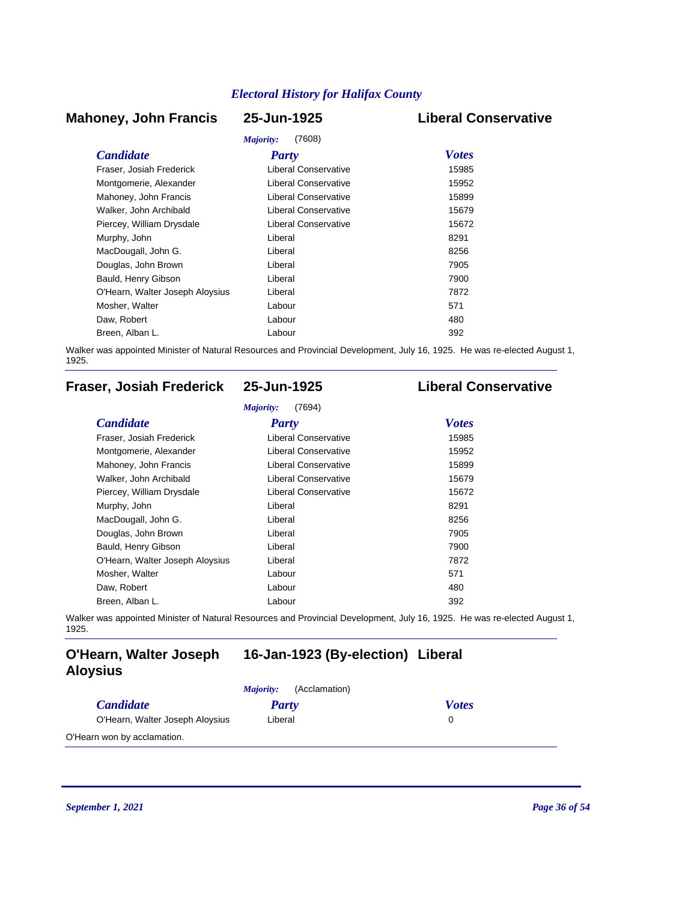## Mahoney, John Francis — 25-Jun-1925 — Liberal Conservative

*Majority:* (7608)

| *Candidate* | *Party* | *Votes* |
|---|---|---|
| Fraser, Josiah Frederick | Liberal Conservative | 15985 |
| Montgomerie, Alexander | Liberal Conservative | 15952 |
| Mahoney, John Francis | Liberal Conservative | 15899 |
| Walker, John Archibald | Liberal Conservative | 15679 |
| Piercey, William Drysdale | Liberal Conservative | 15672 |
| Murphy, John | Liberal | 8291 |
| MacDougall, John G. | Liberal | 8256 |
| Douglas, John Brown | Liberal | 7905 |
| Bauld, Henry Gibson | Liberal | 7900 |
| O'Hearn, Walter Joseph Aloysius | Liberal | 7872 |
| Mosher, Walter | Labour | 571 |
| Daw, Robert | Labour | 480 |
| Breen, Alban L. | Labour | 392 |

Walker was appointed Minister of Natural Resources and Provincial Development, July 16, 1925. He was re-elected August 1, 1925.

---

## Fraser, Josiah Frederick — 25-Jun-1925 — Liberal Conservative

*Majority:* (7694)

| *Candidate* | *Party* | *Votes* |
|---|---|---|
| Fraser, Josiah Frederick | Liberal Conservative | 15985 |
| Montgomerie, Alexander | Liberal Conservative | 15952 |
| Mahoney, John Francis | Liberal Conservative | 15899 |
| Walker, John Archibald | Liberal Conservative | 15679 |
| Piercey, William Drysdale | Liberal Conservative | 15672 |
| Murphy, John | Liberal | 8291 |
| MacDougall, John G. | Liberal | 8256 |
| Douglas, John Brown | Liberal | 7905 |
| Bauld, Henry Gibson | Liberal | 7900 |
| O'Hearn, Walter Joseph Aloysius | Liberal | 7872 |
| Mosher, Walter | Labour | 571 |
| Daw, Robert | Labour | 480 |
| Breen, Alban L. | Labour | 392 |

Walker was appointed Minister of Natural Resources and Provincial Development, July 16, 1925. He was re-elected August 1, 1925.

---

## O'Hearn, Walter Joseph Aloysius — 16-Jan-1923 (By-election) — Liberal

*Majority:* (Acclamation)

| *Candidate* | *Party* | *Votes* |
|---|---|---|
| O'Hearn, Walter Joseph Aloysius | Liberal | 0 |

O'Hearn won by acclamation.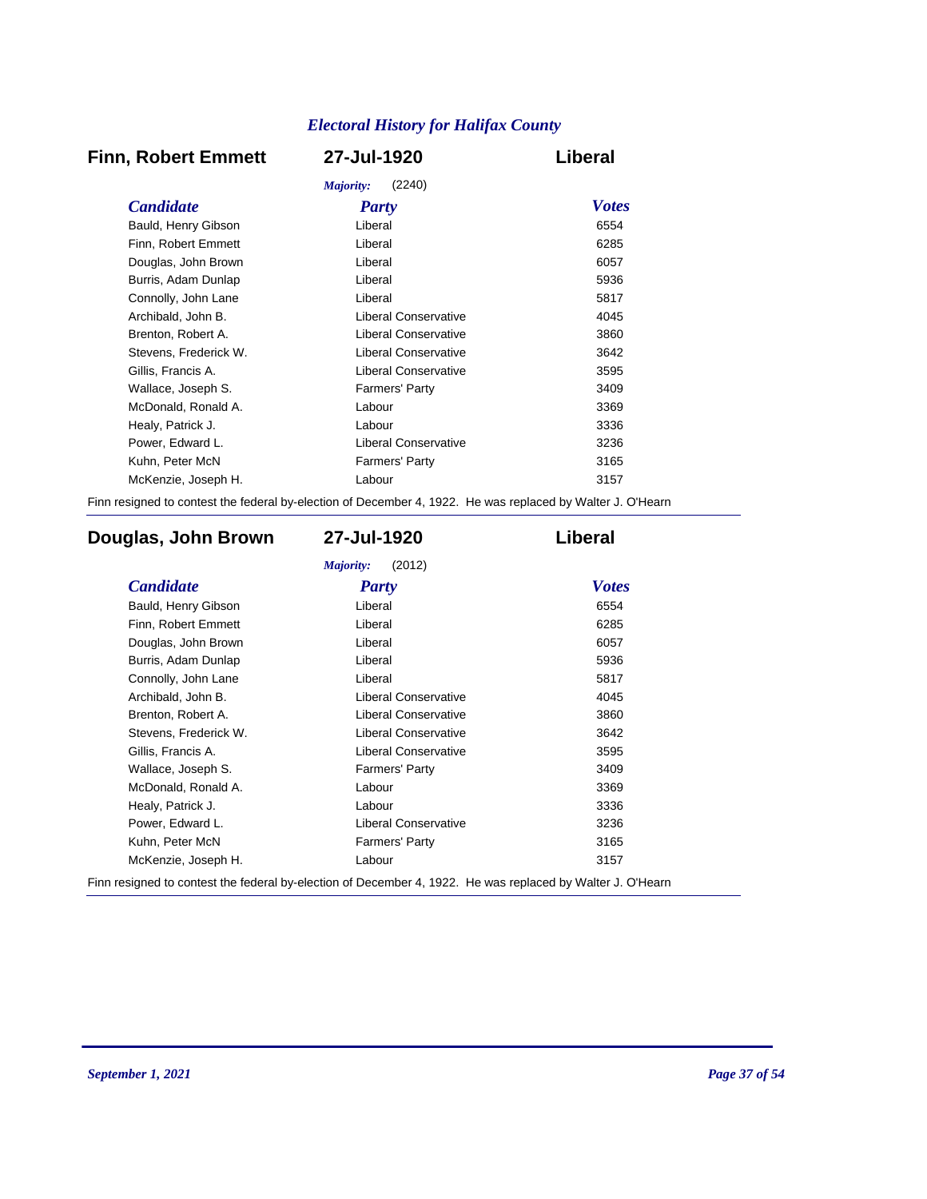## Finn, Robert Emmett — 27-Jul-1920 — Liberal

*Majority:* (2240)

| *Candidate* | *Party* | *Votes* |
|---|---|---|
| Bauld, Henry Gibson | Liberal | 6554 |
| Finn, Robert Emmett | Liberal | 6285 |
| Douglas, John Brown | Liberal | 6057 |
| Burris, Adam Dunlap | Liberal | 5936 |
| Connolly, John Lane | Liberal | 5817 |
| Archibald, John B. | Liberal Conservative | 4045 |
| Brenton, Robert A. | Liberal Conservative | 3860 |
| Stevens, Frederick W. | Liberal Conservative | 3642 |
| Gillis, Francis A. | Liberal Conservative | 3595 |
| Wallace, Joseph S. | Farmers' Party | 3409 |
| McDonald, Ronald A. | Labour | 3369 |
| Healy, Patrick J. | Labour | 3336 |
| Power, Edward L. | Liberal Conservative | 3236 |
| Kuhn, Peter McN | Farmers' Party | 3165 |
| McKenzie, Joseph H. | Labour | 3157 |

Finn resigned to contest the federal by-election of December 4, 1922. He was replaced by Walter J. O'Hearn

---

## Douglas, John Brown — 27-Jul-1920 — Liberal

*Majority:* (2012)

| *Candidate* | *Party* | *Votes* |
|---|---|---|
| Bauld, Henry Gibson | Liberal | 6554 |
| Finn, Robert Emmett | Liberal | 6285 |
| Douglas, John Brown | Liberal | 6057 |
| Burris, Adam Dunlap | Liberal | 5936 |
| Connolly, John Lane | Liberal | 5817 |
| Archibald, John B. | Liberal Conservative | 4045 |
| Brenton, Robert A. | Liberal Conservative | 3860 |
| Stevens, Frederick W. | Liberal Conservative | 3642 |
| Gillis, Francis A. | Liberal Conservative | 3595 |
| Wallace, Joseph S. | Farmers' Party | 3409 |
| McDonald, Ronald A. | Labour | 3369 |
| Healy, Patrick J. | Labour | 3336 |
| Power, Edward L. | Liberal Conservative | 3236 |
| Kuhn, Peter McN | Farmers' Party | 3165 |
| McKenzie, Joseph H. | Labour | 3157 |

Finn resigned to contest the federal by-election of December 4, 1922. He was replaced by Walter J. O'Hearn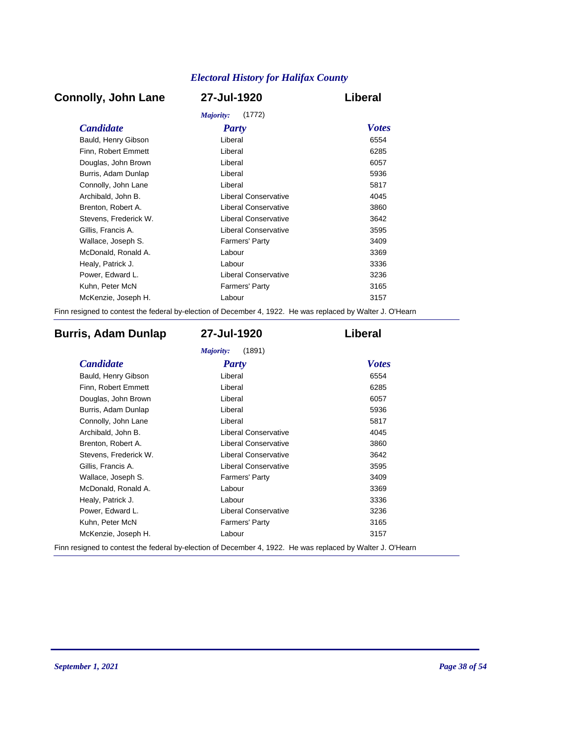## Connolly, John Lane — 27-Jul-1920 — Liberal

*Majority:* (1772)

| Candidate | Party | Votes |
|---|---|---|
| Bauld, Henry Gibson | Liberal | 6554 |
| Finn, Robert Emmett | Liberal | 6285 |
| Douglas, John Brown | Liberal | 6057 |
| Burris, Adam Dunlap | Liberal | 5936 |
| Connolly, John Lane | Liberal | 5817 |
| Archibald, John B. | Liberal Conservative | 4045 |
| Brenton, Robert A. | Liberal Conservative | 3860 |
| Stevens, Frederick W. | Liberal Conservative | 3642 |
| Gillis, Francis A. | Liberal Conservative | 3595 |
| Wallace, Joseph S. | Farmers' Party | 3409 |
| McDonald, Ronald A. | Labour | 3369 |
| Healy, Patrick J. | Labour | 3336 |
| Power, Edward L. | Liberal Conservative | 3236 |
| Kuhn, Peter McN | Farmers' Party | 3165 |
| McKenzie, Joseph H. | Labour | 3157 |

Finn resigned to contest the federal by-election of December 4, 1922. He was replaced by Walter J. O'Hearn

---

## Burris, Adam Dunlap — 27-Jul-1920 — Liberal

*Majority:* (1891)

| Candidate | Party | Votes |
|---|---|---|
| Bauld, Henry Gibson | Liberal | 6554 |
| Finn, Robert Emmett | Liberal | 6285 |
| Douglas, John Brown | Liberal | 6057 |
| Burris, Adam Dunlap | Liberal | 5936 |
| Connolly, John Lane | Liberal | 5817 |
| Archibald, John B. | Liberal Conservative | 4045 |
| Brenton, Robert A. | Liberal Conservative | 3860 |
| Stevens, Frederick W. | Liberal Conservative | 3642 |
| Gillis, Francis A. | Liberal Conservative | 3595 |
| Wallace, Joseph S. | Farmers' Party | 3409 |
| McDonald, Ronald A. | Labour | 3369 |
| Healy, Patrick J. | Labour | 3336 |
| Power, Edward L. | Liberal Conservative | 3236 |
| Kuhn, Peter McN | Farmers' Party | 3165 |
| McKenzie, Joseph H. | Labour | 3157 |

Finn resigned to contest the federal by-election of December 4, 1922. He was replaced by Walter J. O'Hearn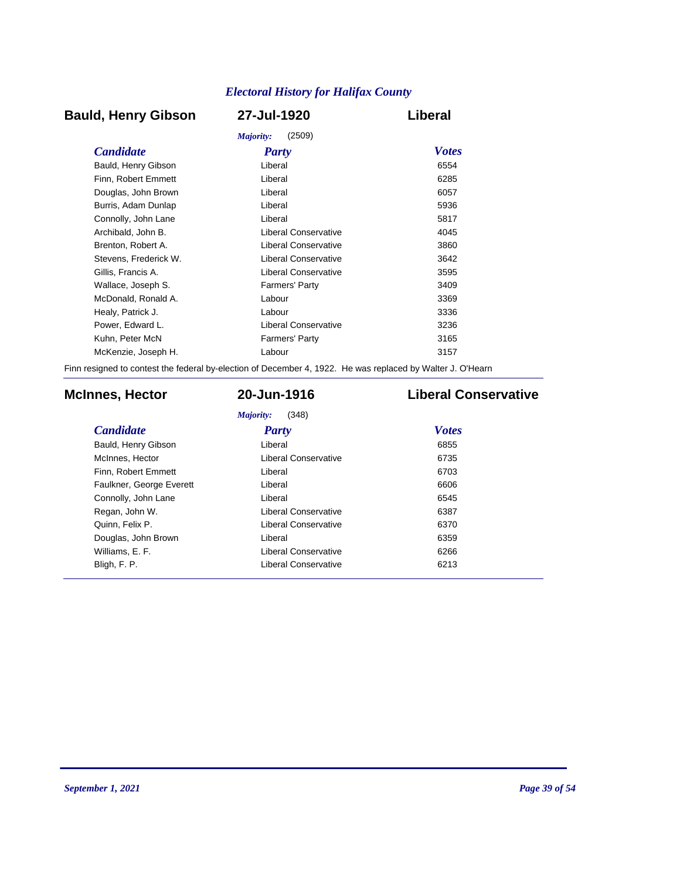*Electoral History for Halifax County*

## Bauld, Henry Gibson — 27-Jul-1920 — Liberal

*Majority:* (2509)

| *Candidate* | *Party* | *Votes* |
| --- | --- | --- |
| Bauld, Henry Gibson | Liberal | 6554 |
| Finn, Robert Emmett | Liberal | 6285 |
| Douglas, John Brown | Liberal | 6057 |
| Burris, Adam Dunlap | Liberal | 5936 |
| Connolly, John Lane | Liberal | 5817 |
| Archibald, John B. | Liberal Conservative | 4045 |
| Brenton, Robert A. | Liberal Conservative | 3860 |
| Stevens, Frederick W. | Liberal Conservative | 3642 |
| Gillis, Francis A. | Liberal Conservative | 3595 |
| Wallace, Joseph S. | Farmers' Party | 3409 |
| McDonald, Ronald A. | Labour | 3369 |
| Healy, Patrick J. | Labour | 3336 |
| Power, Edward L. | Liberal Conservative | 3236 |
| Kuhn, Peter McN | Farmers' Party | 3165 |
| McKenzie, Joseph H. | Labour | 3157 |

Finn resigned to contest the federal by-election of December 4, 1922. He was replaced by Walter J. O'Hearn

## McInnes, Hector — 20-Jun-1916 — Liberal Conservative

*Majority:* (348)

| *Candidate* | *Party* | *Votes* |
| --- | --- | --- |
| Bauld, Henry Gibson | Liberal | 6855 |
| McInnes, Hector | Liberal Conservative | 6735 |
| Finn, Robert Emmett | Liberal | 6703 |
| Faulkner, George Everett | Liberal | 6606 |
| Connolly, John Lane | Liberal | 6545 |
| Regan, John W. | Liberal Conservative | 6387 |
| Quinn, Felix P. | Liberal Conservative | 6370 |
| Douglas, John Brown | Liberal | 6359 |
| Williams, E. F. | Liberal Conservative | 6266 |
| Bligh, F. P. | Liberal Conservative | 6213 |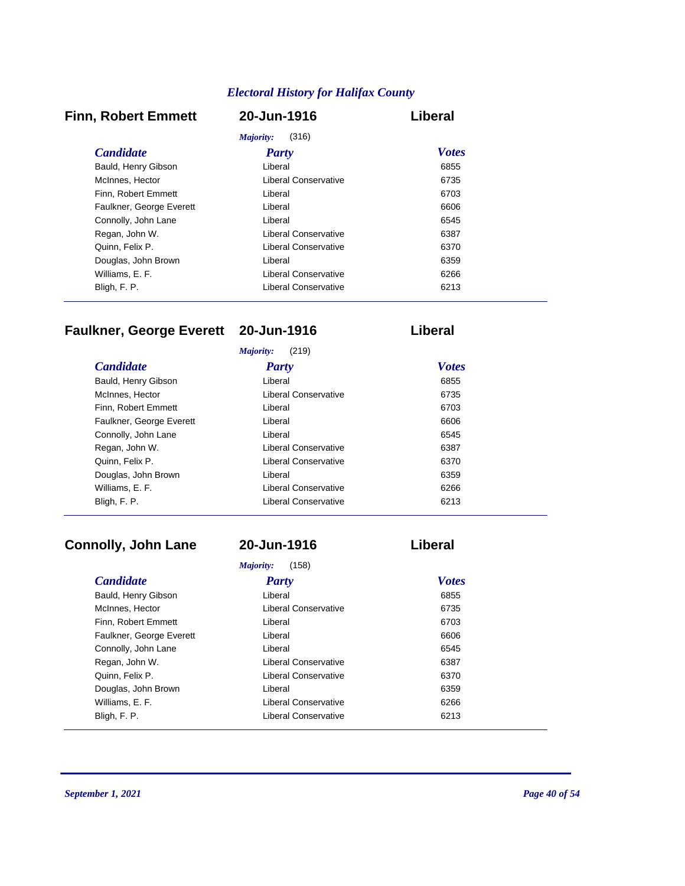## Finn, Robert Emmett — 20-Jun-1916 — Liberal

*Majority:* (316)

| *Candidate* | *Party* | *Votes* |
|---|---|---|
| Bauld, Henry Gibson | Liberal | 6855 |
| McInnes, Hector | Liberal Conservative | 6735 |
| Finn, Robert Emmett | Liberal | 6703 |
| Faulkner, George Everett | Liberal | 6606 |
| Connolly, John Lane | Liberal | 6545 |
| Regan, John W. | Liberal Conservative | 6387 |
| Quinn, Felix P. | Liberal Conservative | 6370 |
| Douglas, John Brown | Liberal | 6359 |
| Williams, E. F. | Liberal Conservative | 6266 |
| Bligh, F. P. | Liberal Conservative | 6213 |

## Faulkner, George Everett — 20-Jun-1916 — Liberal

*Majority:* (219)

| *Candidate* | *Party* | *Votes* |
|---|---|---|
| Bauld, Henry Gibson | Liberal | 6855 |
| McInnes, Hector | Liberal Conservative | 6735 |
| Finn, Robert Emmett | Liberal | 6703 |
| Faulkner, George Everett | Liberal | 6606 |
| Connolly, John Lane | Liberal | 6545 |
| Regan, John W. | Liberal Conservative | 6387 |
| Quinn, Felix P. | Liberal Conservative | 6370 |
| Douglas, John Brown | Liberal | 6359 |
| Williams, E. F. | Liberal Conservative | 6266 |
| Bligh, F. P. | Liberal Conservative | 6213 |

## Connolly, John Lane — 20-Jun-1916 — Liberal

*Majority:* (158)

| *Candidate* | *Party* | *Votes* |
|---|---|---|
| Bauld, Henry Gibson | Liberal | 6855 |
| McInnes, Hector | Liberal Conservative | 6735 |
| Finn, Robert Emmett | Liberal | 6703 |
| Faulkner, George Everett | Liberal | 6606 |
| Connolly, John Lane | Liberal | 6545 |
| Regan, John W. | Liberal Conservative | 6387 |
| Quinn, Felix P. | Liberal Conservative | 6370 |
| Douglas, John Brown | Liberal | 6359 |
| Williams, E. F. | Liberal Conservative | 6266 |
| Bligh, F. P. | Liberal Conservative | 6213 |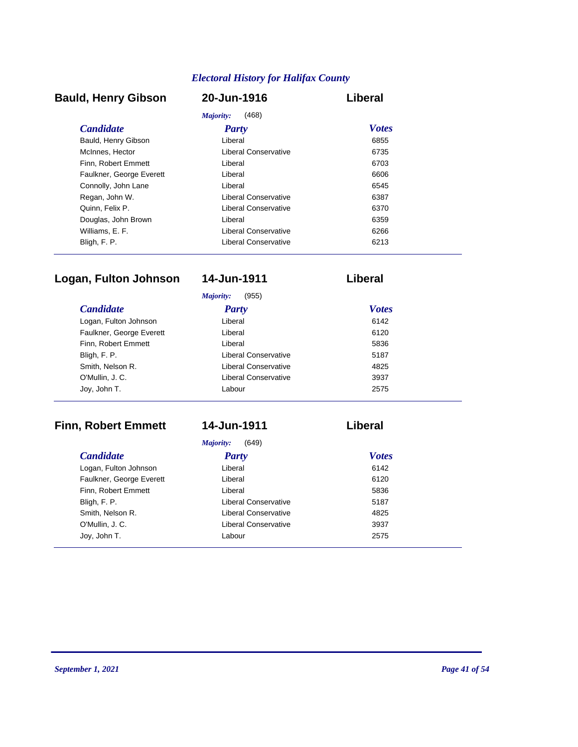# Electoral History for Halifax County

## Bauld, Henry Gibson — 20-Jun-1916 — Liberal

*Majority:* (468)

| Candidate | Party | Votes |
|---|---|---|
| Bauld, Henry Gibson | Liberal | 6855 |
| McInnes, Hector | Liberal Conservative | 6735 |
| Finn, Robert Emmett | Liberal | 6703 |
| Faulkner, George Everett | Liberal | 6606 |
| Connolly, John Lane | Liberal | 6545 |
| Regan, John W. | Liberal Conservative | 6387 |
| Quinn, Felix P. | Liberal Conservative | 6370 |
| Douglas, John Brown | Liberal | 6359 |
| Williams, E. F. | Liberal Conservative | 6266 |
| Bligh, F. P. | Liberal Conservative | 6213 |

## Logan, Fulton Johnson — 14-Jun-1911 — Liberal

*Majority:* (955)

| Candidate | Party | Votes |
|---|---|---|
| Logan, Fulton Johnson | Liberal | 6142 |
| Faulkner, George Everett | Liberal | 6120 |
| Finn, Robert Emmett | Liberal | 5836 |
| Bligh, F. P. | Liberal Conservative | 5187 |
| Smith, Nelson R. | Liberal Conservative | 4825 |
| O'Mullin, J. C. | Liberal Conservative | 3937 |
| Joy, John T. | Labour | 2575 |

## Finn, Robert Emmett — 14-Jun-1911 — Liberal

*Majority:* (649)

| Candidate | Party | Votes |
|---|---|---|
| Logan, Fulton Johnson | Liberal | 6142 |
| Faulkner, George Everett | Liberal | 6120 |
| Finn, Robert Emmett | Liberal | 5836 |
| Bligh, F. P. | Liberal Conservative | 5187 |
| Smith, Nelson R. | Liberal Conservative | 4825 |
| O'Mullin, J. C. | Liberal Conservative | 3937 |
| Joy, John T. | Labour | 2575 |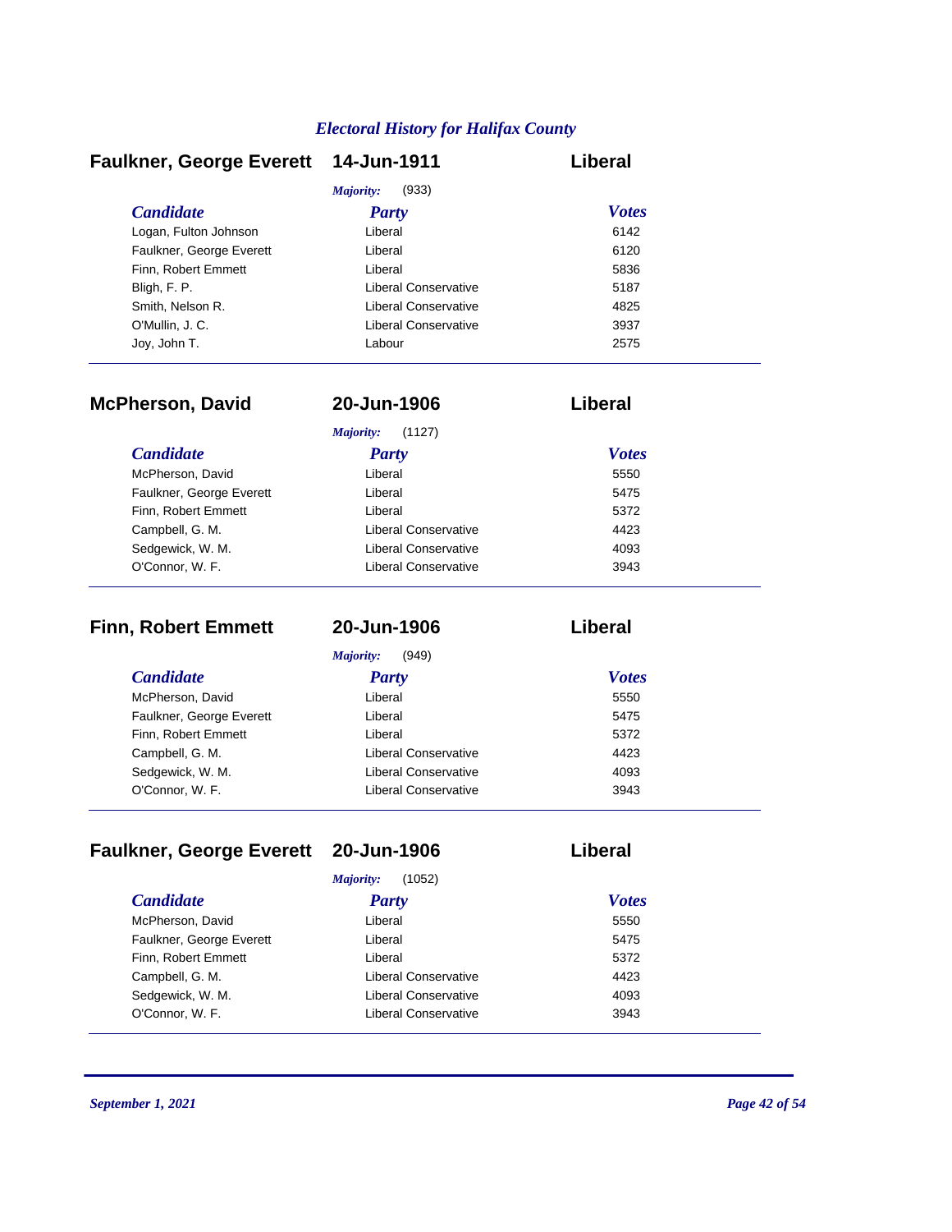## Faulkner, George Everett — 14-Jun-1911 — Liberal

*Majority:* (933)

| Candidate | Party | Votes |
|---|---|---|
| Logan, Fulton Johnson | Liberal | 6142 |
| Faulkner, George Everett | Liberal | 6120 |
| Finn, Robert Emmett | Liberal | 5836 |
| Bligh, F. P. | Liberal Conservative | 5187 |
| Smith, Nelson R. | Liberal Conservative | 4825 |
| O'Mullin, J. C. | Liberal Conservative | 3937 |
| Joy, John T. | Labour | 2575 |

## McPherson, David — 20-Jun-1906 — Liberal

*Majority:* (1127)

| Candidate | Party | Votes |
|---|---|---|
| McPherson, David | Liberal | 5550 |
| Faulkner, George Everett | Liberal | 5475 |
| Finn, Robert Emmett | Liberal | 5372 |
| Campbell, G. M. | Liberal Conservative | 4423 |
| Sedgewick, W. M. | Liberal Conservative | 4093 |
| O'Connor, W. F. | Liberal Conservative | 3943 |

## Finn, Robert Emmett — 20-Jun-1906 — Liberal

*Majority:* (949)

| Candidate | Party | Votes |
|---|---|---|
| McPherson, David | Liberal | 5550 |
| Faulkner, George Everett | Liberal | 5475 |
| Finn, Robert Emmett | Liberal | 5372 |
| Campbell, G. M. | Liberal Conservative | 4423 |
| Sedgewick, W. M. | Liberal Conservative | 4093 |
| O'Connor, W. F. | Liberal Conservative | 3943 |

## Faulkner, George Everett — 20-Jun-1906 — Liberal

*Majority:* (1052)

| Candidate | Party | Votes |
|---|---|---|
| McPherson, David | Liberal | 5550 |
| Faulkner, George Everett | Liberal | 5475 |
| Finn, Robert Emmett | Liberal | 5372 |
| Campbell, G. M. | Liberal Conservative | 4423 |
| Sedgewick, W. M. | Liberal Conservative | 4093 |
| O'Connor, W. F. | Liberal Conservative | 3943 |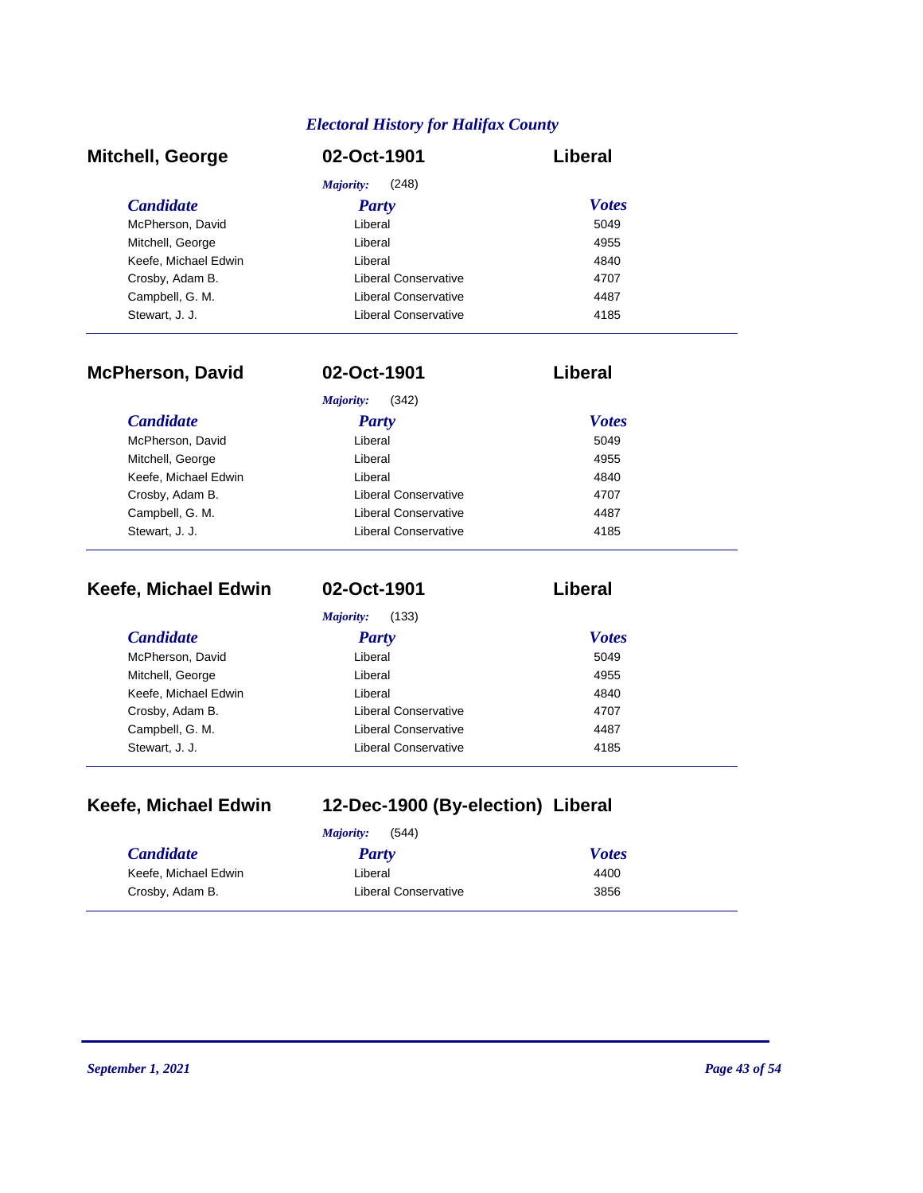## Mitchell, George — 02-Oct-1901 — Liberal

*Majority:* (248)

| Candidate | Party | Votes |
|---|---|---|
| McPherson, David | Liberal | 5049 |
| Mitchell, George | Liberal | 4955 |
| Keefe, Michael Edwin | Liberal | 4840 |
| Crosby, Adam B. | Liberal Conservative | 4707 |
| Campbell, G. M. | Liberal Conservative | 4487 |
| Stewart, J. J. | Liberal Conservative | 4185 |

---

## McPherson, David — 02-Oct-1901 — Liberal

*Majority:* (342)

| Candidate | Party | Votes |
|---|---|---|
| McPherson, David | Liberal | 5049 |
| Mitchell, George | Liberal | 4955 |
| Keefe, Michael Edwin | Liberal | 4840 |
| Crosby, Adam B. | Liberal Conservative | 4707 |
| Campbell, G. M. | Liberal Conservative | 4487 |
| Stewart, J. J. | Liberal Conservative | 4185 |

---

## Keefe, Michael Edwin — 02-Oct-1901 — Liberal

*Majority:* (133)

| Candidate | Party | Votes |
|---|---|---|
| McPherson, David | Liberal | 5049 |
| Mitchell, George | Liberal | 4955 |
| Keefe, Michael Edwin | Liberal | 4840 |
| Crosby, Adam B. | Liberal Conservative | 4707 |
| Campbell, G. M. | Liberal Conservative | 4487 |
| Stewart, J. J. | Liberal Conservative | 4185 |

---

## Keefe, Michael Edwin — 12-Dec-1900 (By-election) — Liberal

*Majority:* (544)

| Candidate | Party | Votes |
|---|---|---|
| Keefe, Michael Edwin | Liberal | 4400 |
| Crosby, Adam B. | Liberal Conservative | 3856 |

---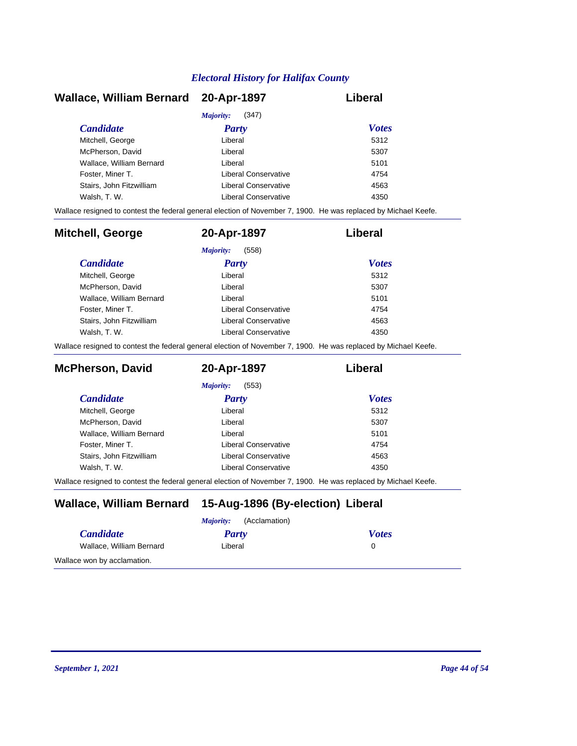## Wallace, William Bernard — 20-Apr-1897 — Liberal

*Majority:* (347)

| *Candidate* | *Party* | *Votes* |
|---|---|---|
| Mitchell, George | Liberal | 5312 |
| McPherson, David | Liberal | 5307 |
| Wallace, William Bernard | Liberal | 5101 |
| Foster, Miner T. | Liberal Conservative | 4754 |
| Stairs, John Fitzwilliam | Liberal Conservative | 4563 |
| Walsh, T. W. | Liberal Conservative | 4350 |

Wallace resigned to contest the federal general election of November 7, 1900. He was replaced by Michael Keefe.

## Mitchell, George — 20-Apr-1897 — Liberal

*Majority:* (558)

| *Candidate* | *Party* | *Votes* |
|---|---|---|
| Mitchell, George | Liberal | 5312 |
| McPherson, David | Liberal | 5307 |
| Wallace, William Bernard | Liberal | 5101 |
| Foster, Miner T. | Liberal Conservative | 4754 |
| Stairs, John Fitzwilliam | Liberal Conservative | 4563 |
| Walsh, T. W. | Liberal Conservative | 4350 |

Wallace resigned to contest the federal general election of November 7, 1900. He was replaced by Michael Keefe.

## McPherson, David — 20-Apr-1897 — Liberal

*Majority:* (553)

| *Candidate* | *Party* | *Votes* |
|---|---|---|
| Mitchell, George | Liberal | 5312 |
| McPherson, David | Liberal | 5307 |
| Wallace, William Bernard | Liberal | 5101 |
| Foster, Miner T. | Liberal Conservative | 4754 |
| Stairs, John Fitzwilliam | Liberal Conservative | 4563 |
| Walsh, T. W. | Liberal Conservative | 4350 |

Wallace resigned to contest the federal general election of November 7, 1900. He was replaced by Michael Keefe.

## Wallace, William Bernard — 15-Aug-1896 (By-election) — Liberal

*Majority:* (Acclamation)

| *Candidate* | *Party* | *Votes* |
|---|---|---|
| Wallace, William Bernard | Liberal | 0 |

Wallace won by acclamation.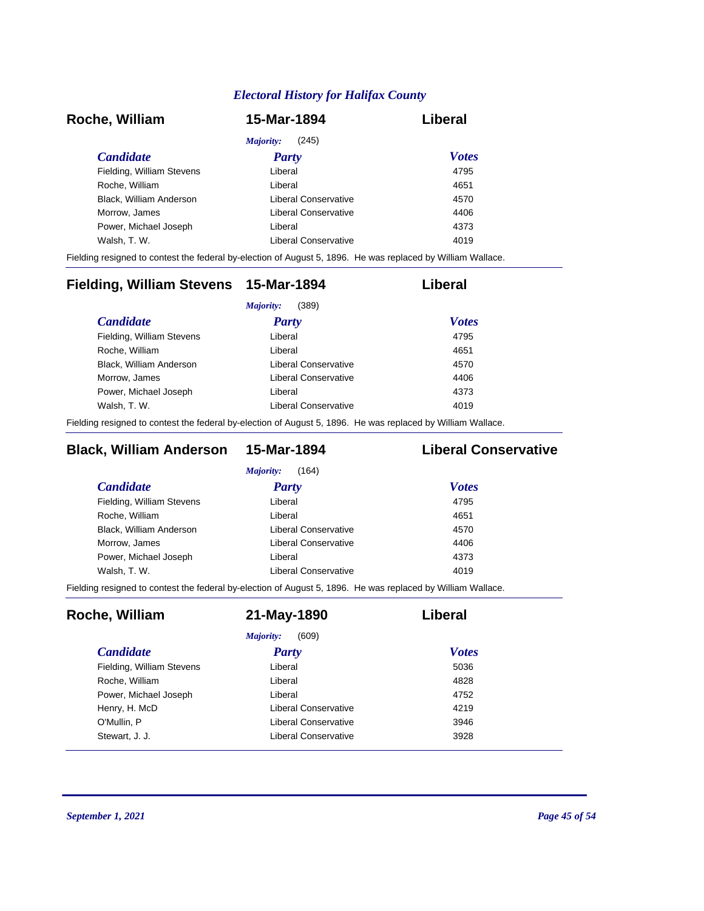## Roche, William — 15-Mar-1894 — Liberal

*Majority:* (245)

| Candidate | Party | Votes |
| --- | --- | --- |
| Fielding, William Stevens | Liberal | 4795 |
| Roche, William | Liberal | 4651 |
| Black, William Anderson | Liberal Conservative | 4570 |
| Morrow, James | Liberal Conservative | 4406 |
| Power, Michael Joseph | Liberal | 4373 |
| Walsh, T. W. | Liberal Conservative | 4019 |

Fielding resigned to contest the federal by-election of August 5, 1896. He was replaced by William Wallace.

## Fielding, William Stevens — 15-Mar-1894 — Liberal

*Majority:* (389)

| Candidate | Party | Votes |
| --- | --- | --- |
| Fielding, William Stevens | Liberal | 4795 |
| Roche, William | Liberal | 4651 |
| Black, William Anderson | Liberal Conservative | 4570 |
| Morrow, James | Liberal Conservative | 4406 |
| Power, Michael Joseph | Liberal | 4373 |
| Walsh, T. W. | Liberal Conservative | 4019 |

Fielding resigned to contest the federal by-election of August 5, 1896. He was replaced by William Wallace.

## Black, William Anderson — 15-Mar-1894 — Liberal Conservative

*Majority:* (164)

| Candidate | Party | Votes |
| --- | --- | --- |
| Fielding, William Stevens | Liberal | 4795 |
| Roche, William | Liberal | 4651 |
| Black, William Anderson | Liberal Conservative | 4570 |
| Morrow, James | Liberal Conservative | 4406 |
| Power, Michael Joseph | Liberal | 4373 |
| Walsh, T. W. | Liberal Conservative | 4019 |

Fielding resigned to contest the federal by-election of August 5, 1896. He was replaced by William Wallace.

## Roche, William — 21-May-1890 — Liberal

*Majority:* (609)

| Candidate | Party | Votes |
| --- | --- | --- |
| Fielding, William Stevens | Liberal | 5036 |
| Roche, William | Liberal | 4828 |
| Power, Michael Joseph | Liberal | 4752 |
| Henry, H. McD | Liberal Conservative | 4219 |
| O'Mullin, P | Liberal Conservative | 3946 |
| Stewart, J. J. | Liberal Conservative | 3928 |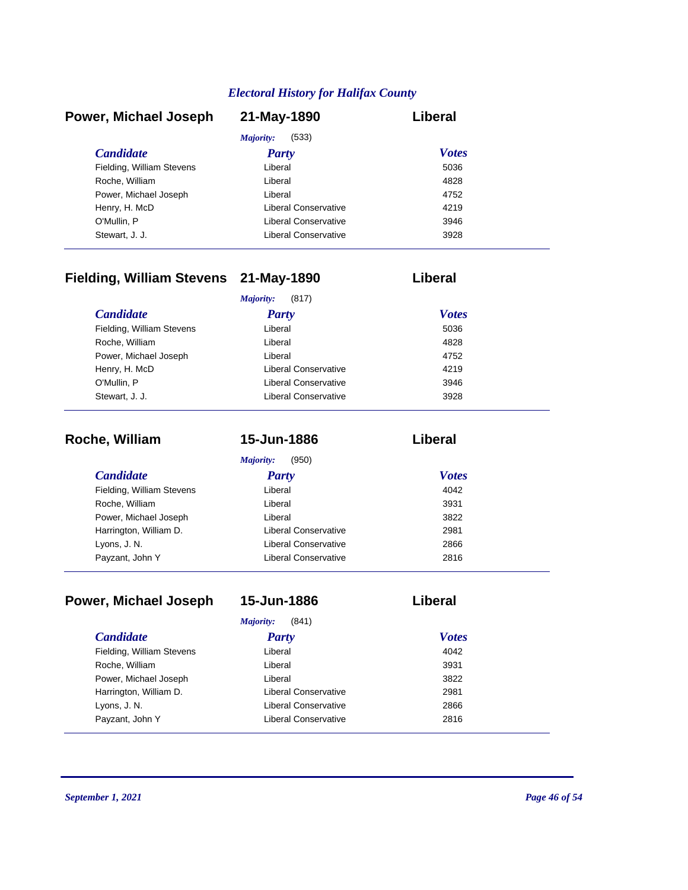## Power, Michael Joseph — 21-May-1890 — Liberal

*Majority:* (533)

| *Candidate* | *Party* | *Votes* |
|---|---|---|
| Fielding, William Stevens | Liberal | 5036 |
| Roche, William | Liberal | 4828 |
| Power, Michael Joseph | Liberal | 4752 |
| Henry, H. McD | Liberal Conservative | 4219 |
| O'Mullin, P | Liberal Conservative | 3946 |
| Stewart, J. J. | Liberal Conservative | 3928 |

## Fielding, William Stevens — 21-May-1890 — Liberal

*Majority:* (817)

| *Candidate* | *Party* | *Votes* |
|---|---|---|
| Fielding, William Stevens | Liberal | 5036 |
| Roche, William | Liberal | 4828 |
| Power, Michael Joseph | Liberal | 4752 |
| Henry, H. McD | Liberal Conservative | 4219 |
| O'Mullin, P | Liberal Conservative | 3946 |
| Stewart, J. J. | Liberal Conservative | 3928 |

## Roche, William — 15-Jun-1886 — Liberal

*Majority:* (950)

| *Candidate* | *Party* | *Votes* |
|---|---|---|
| Fielding, William Stevens | Liberal | 4042 |
| Roche, William | Liberal | 3931 |
| Power, Michael Joseph | Liberal | 3822 |
| Harrington, William D. | Liberal Conservative | 2981 |
| Lyons, J. N. | Liberal Conservative | 2866 |
| Payzant, John Y | Liberal Conservative | 2816 |

## Power, Michael Joseph — 15-Jun-1886 — Liberal

*Majority:* (841)

| *Candidate* | *Party* | *Votes* |
|---|---|---|
| Fielding, William Stevens | Liberal | 4042 |
| Roche, William | Liberal | 3931 |
| Power, Michael Joseph | Liberal | 3822 |
| Harrington, William D. | Liberal Conservative | 2981 |
| Lyons, J. N. | Liberal Conservative | 2866 |
| Payzant, John Y | Liberal Conservative | 2816 |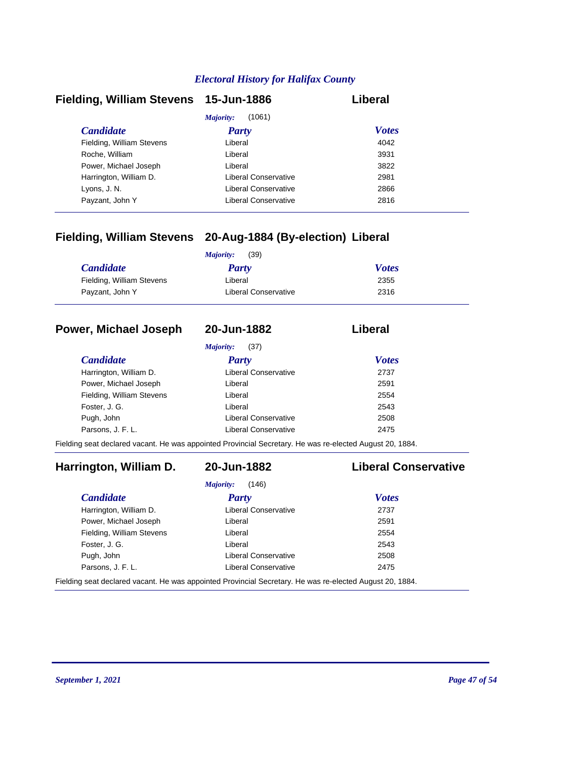## Fielding, William Stevens — 15-Jun-1886 — Liberal

*Majority:* (1061)

| Candidate | Party | Votes |
|---|---|---|
| Fielding, William Stevens | Liberal | 4042 |
| Roche, William | Liberal | 3931 |
| Power, Michael Joseph | Liberal | 3822 |
| Harrington, William D. | Liberal Conservative | 2981 |
| Lyons, J. N. | Liberal Conservative | 2866 |
| Payzant, John Y | Liberal Conservative | 2816 |

## Fielding, William Stevens — 20-Aug-1884 (By-election) — Liberal

*Majority:* (39)

| Candidate | Party | Votes |
|---|---|---|
| Fielding, William Stevens | Liberal | 2355 |
| Payzant, John Y | Liberal Conservative | 2316 |

## Power, Michael Joseph — 20-Jun-1882 — Liberal

*Majority:* (37)

| Candidate | Party | Votes |
|---|---|---|
| Harrington, William D. | Liberal Conservative | 2737 |
| Power, Michael Joseph | Liberal | 2591 |
| Fielding, William Stevens | Liberal | 2554 |
| Foster, J. G. | Liberal | 2543 |
| Pugh, John | Liberal Conservative | 2508 |
| Parsons, J. F. L. | Liberal Conservative | 2475 |

Fielding seat declared vacant. He was appointed Provincial Secretary. He was re-elected August 20, 1884.

## Harrington, William D. — 20-Jun-1882 — Liberal Conservative

*Majority:* (146)

| Candidate | Party | Votes |
|---|---|---|
| Harrington, William D. | Liberal Conservative | 2737 |
| Power, Michael Joseph | Liberal | 2591 |
| Fielding, William Stevens | Liberal | 2554 |
| Foster, J. G. | Liberal | 2543 |
| Pugh, John | Liberal Conservative | 2508 |
| Parsons, J. F. L. | Liberal Conservative | 2475 |

Fielding seat declared vacant. He was appointed Provincial Secretary. He was re-elected August 20, 1884.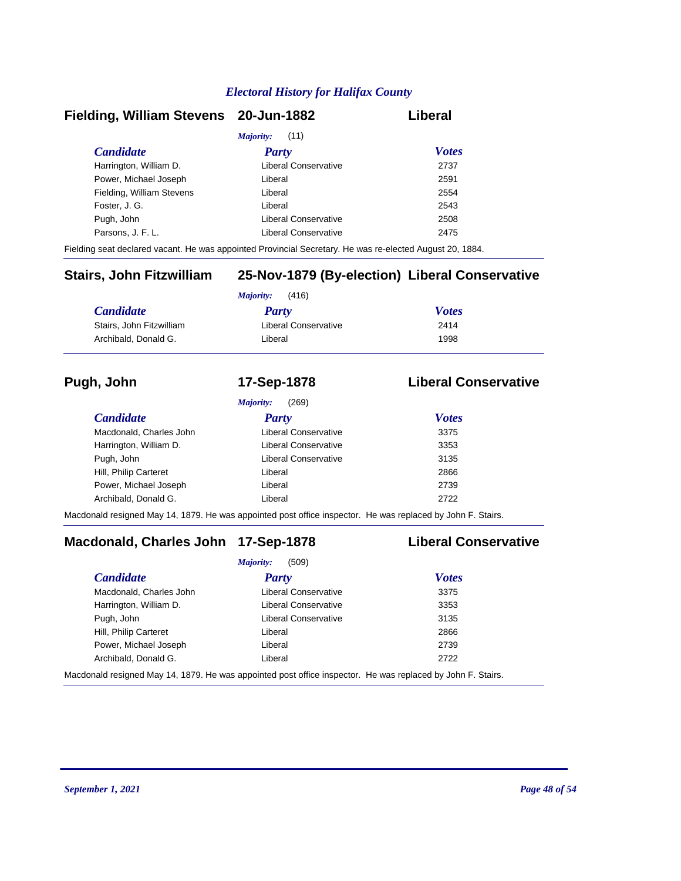## Electoral History for Halifax County

### Fielding, William Stevens — 20-Jun-1882 — Liberal

*Majority:* (11)

| Candidate | Party | Votes |
|---|---|---|
| Harrington, William D. | Liberal Conservative | 2737 |
| Power, Michael Joseph | Liberal | 2591 |
| Fielding, William Stevens | Liberal | 2554 |
| Foster, J. G. | Liberal | 2543 |
| Pugh, John | Liberal Conservative | 2508 |
| Parsons, J. F. L. | Liberal Conservative | 2475 |

Fielding seat declared vacant. He was appointed Provincial Secretary. He was re-elected August 20, 1884.

### Stairs, John Fitzwilliam — 25-Nov-1879 (By-election) — Liberal Conservative

*Majority:* (416)

| Candidate | Party | Votes |
|---|---|---|
| Stairs, John Fitzwilliam | Liberal Conservative | 2414 |
| Archibald, Donald G. | Liberal | 1998 |

### Pugh, John — 17-Sep-1878 — Liberal Conservative

*Majority:* (269)

| Candidate | Party | Votes |
|---|---|---|
| Macdonald, Charles John | Liberal Conservative | 3375 |
| Harrington, William D. | Liberal Conservative | 3353 |
| Pugh, John | Liberal Conservative | 3135 |
| Hill, Philip Carteret | Liberal | 2866 |
| Power, Michael Joseph | Liberal | 2739 |
| Archibald, Donald G. | Liberal | 2722 |

Macdonald resigned May 14, 1879. He was appointed post office inspector. He was replaced by John F. Stairs.

### Macdonald, Charles John — 17-Sep-1878 — Liberal Conservative

*Majority:* (509)

| Candidate | Party | Votes |
|---|---|---|
| Macdonald, Charles John | Liberal Conservative | 3375 |
| Harrington, William D. | Liberal Conservative | 3353 |
| Pugh, John | Liberal Conservative | 3135 |
| Hill, Philip Carteret | Liberal | 2866 |
| Power, Michael Joseph | Liberal | 2739 |
| Archibald, Donald G. | Liberal | 2722 |

Macdonald resigned May 14, 1879. He was appointed post office inspector. He was replaced by John F. Stairs.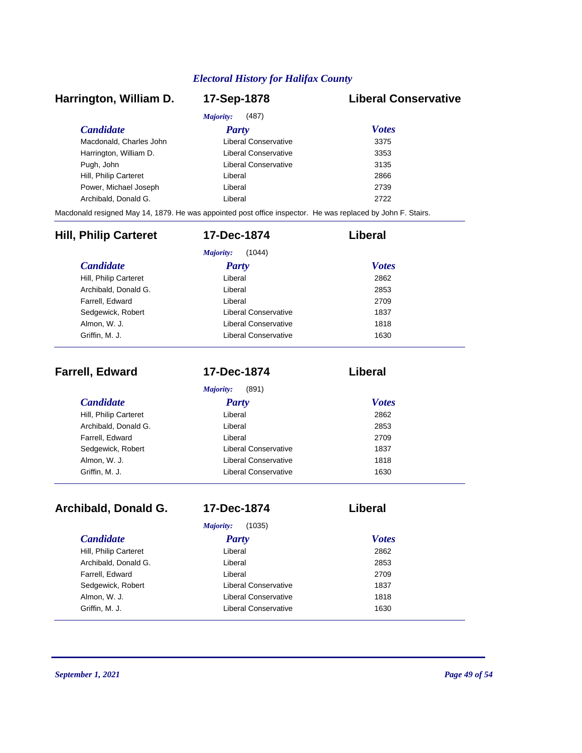*Electoral History for Halifax County*

## Harrington, William D. — 17-Sep-1878 — Liberal Conservative

*Majority:* (487)

| Candidate | Party | Votes |
| --- | --- | --- |
| Macdonald, Charles John | Liberal Conservative | 3375 |
| Harrington, William D. | Liberal Conservative | 3353 |
| Pugh, John | Liberal Conservative | 3135 |
| Hill, Philip Carteret | Liberal | 2866 |
| Power, Michael Joseph | Liberal | 2739 |
| Archibald, Donald G. | Liberal | 2722 |

Macdonald resigned May 14, 1879. He was appointed post office inspector. He was replaced by John F. Stairs.

## Hill, Philip Carteret — 17-Dec-1874 — Liberal

*Majority:* (1044)

| Candidate | Party | Votes |
| --- | --- | --- |
| Hill, Philip Carteret | Liberal | 2862 |
| Archibald, Donald G. | Liberal | 2853 |
| Farrell, Edward | Liberal | 2709 |
| Sedgewick, Robert | Liberal Conservative | 1837 |
| Almon, W. J. | Liberal Conservative | 1818 |
| Griffin, M. J. | Liberal Conservative | 1630 |

## Farrell, Edward — 17-Dec-1874 — Liberal

*Majority:* (891)

| Candidate | Party | Votes |
| --- | --- | --- |
| Hill, Philip Carteret | Liberal | 2862 |
| Archibald, Donald G. | Liberal | 2853 |
| Farrell, Edward | Liberal | 2709 |
| Sedgewick, Robert | Liberal Conservative | 1837 |
| Almon, W. J. | Liberal Conservative | 1818 |
| Griffin, M. J. | Liberal Conservative | 1630 |

## Archibald, Donald G. — 17-Dec-1874 — Liberal

*Majority:* (1035)

| Candidate | Party | Votes |
| --- | --- | --- |
| Hill, Philip Carteret | Liberal | 2862 |
| Archibald, Donald G. | Liberal | 2853 |
| Farrell, Edward | Liberal | 2709 |
| Sedgewick, Robert | Liberal Conservative | 1837 |
| Almon, W. J. | Liberal Conservative | 1818 |
| Griffin, M. J. | Liberal Conservative | 1630 |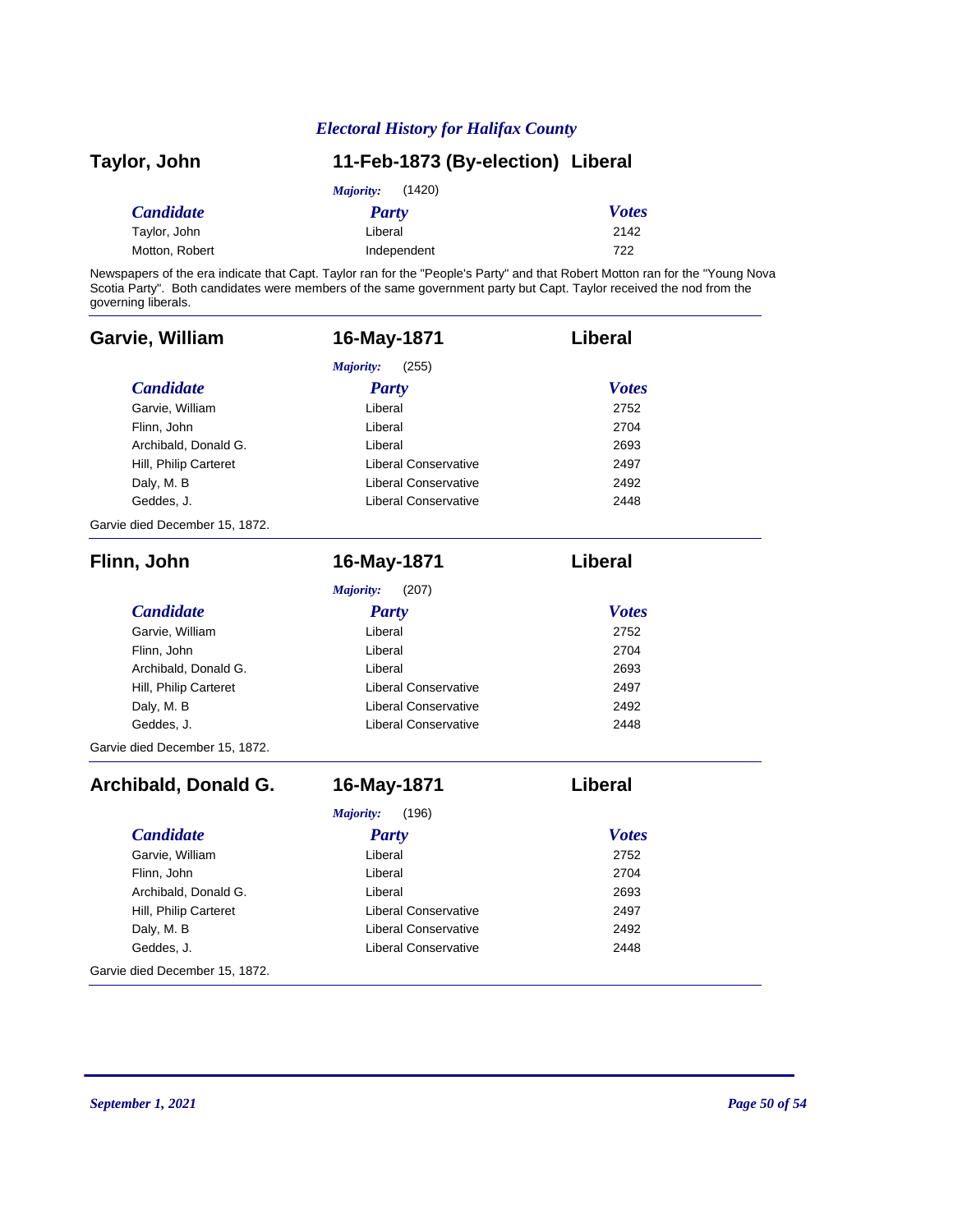## Taylor, John — 11-Feb-1873 (By-election) — Liberal

*Majority:* (1420)

| Candidate | Party | Votes |
|---|---|---|
| Taylor, John | Liberal | 2142 |
| Motton, Robert | Independent | 722 |

Newspapers of the era indicate that Capt. Taylor ran for the "People's Party" and that Robert Motton ran for the "Young Nova Scotia Party". Both candidates were members of the same government party but Capt. Taylor received the nod from the governing liberals.

---

## Garvie, William — 16-May-1871 — Liberal

*Majority:* (255)

| Candidate | Party | Votes |
|---|---|---|
| Garvie, William | Liberal | 2752 |
| Flinn, John | Liberal | 2704 |
| Archibald, Donald G. | Liberal | 2693 |
| Hill, Philip Carteret | Liberal Conservative | 2497 |
| Daly, M. B | Liberal Conservative | 2492 |
| Geddes, J. | Liberal Conservative | 2448 |

Garvie died December 15, 1872.

---

## Flinn, John — 16-May-1871 — Liberal

*Majority:* (207)

| Candidate | Party | Votes |
|---|---|---|
| Garvie, William | Liberal | 2752 |
| Flinn, John | Liberal | 2704 |
| Archibald, Donald G. | Liberal | 2693 |
| Hill, Philip Carteret | Liberal Conservative | 2497 |
| Daly, M. B | Liberal Conservative | 2492 |
| Geddes, J. | Liberal Conservative | 2448 |

Garvie died December 15, 1872.

---

## Archibald, Donald G. — 16-May-1871 — Liberal

*Majority:* (196)

| Candidate | Party | Votes |
|---|---|---|
| Garvie, William | Liberal | 2752 |
| Flinn, John | Liberal | 2704 |
| Archibald, Donald G. | Liberal | 2693 |
| Hill, Philip Carteret | Liberal Conservative | 2497 |
| Daly, M. B | Liberal Conservative | 2492 |
| Geddes, J. | Liberal Conservative | 2448 |

Garvie died December 15, 1872.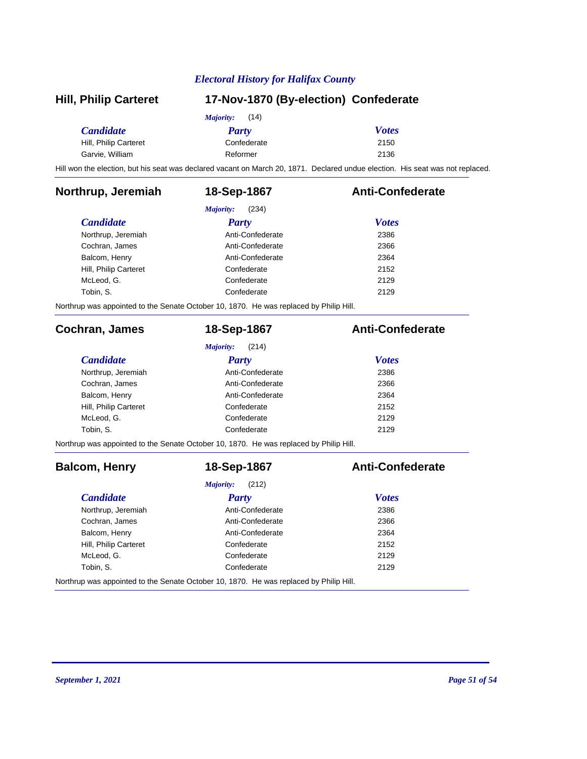## Hill, Philip Carteret — 17-Nov-1870 (By-election) — Confederate

*Majority:* (14)

| *Candidate* | *Party* | *Votes* |
|---|---|---|
| Hill, Philip Carteret | Confederate | 2150 |
| Garvie, William | Reformer | 2136 |

Hill won the election, but his seat was declared vacant on March 20, 1871. Declared undue election. His seat was not replaced.

## Northrup, Jeremiah — 18-Sep-1867 — Anti-Confederate

*Majority:* (234)

| *Candidate* | *Party* | *Votes* |
|---|---|---|
| Northrup, Jeremiah | Anti-Confederate | 2386 |
| Cochran, James | Anti-Confederate | 2366 |
| Balcom, Henry | Anti-Confederate | 2364 |
| Hill, Philip Carteret | Confederate | 2152 |
| McLeod, G. | Confederate | 2129 |
| Tobin, S. | Confederate | 2129 |

Northrup was appointed to the Senate October 10, 1870. He was replaced by Philip Hill.

## Cochran, James — 18-Sep-1867 — Anti-Confederate

*Majority:* (214)

| *Candidate* | *Party* | *Votes* |
|---|---|---|
| Northrup, Jeremiah | Anti-Confederate | 2386 |
| Cochran, James | Anti-Confederate | 2366 |
| Balcom, Henry | Anti-Confederate | 2364 |
| Hill, Philip Carteret | Confederate | 2152 |
| McLeod, G. | Confederate | 2129 |
| Tobin, S. | Confederate | 2129 |

Northrup was appointed to the Senate October 10, 1870. He was replaced by Philip Hill.

## Balcom, Henry — 18-Sep-1867 — Anti-Confederate

*Majority:* (212)

| *Candidate* | *Party* | *Votes* |
|---|---|---|
| Northrup, Jeremiah | Anti-Confederate | 2386 |
| Cochran, James | Anti-Confederate | 2366 |
| Balcom, Henry | Anti-Confederate | 2364 |
| Hill, Philip Carteret | Confederate | 2152 |
| McLeod, G. | Confederate | 2129 |
| Tobin, S. | Confederate | 2129 |

Northrup was appointed to the Senate October 10, 1870. He was replaced by Philip Hill.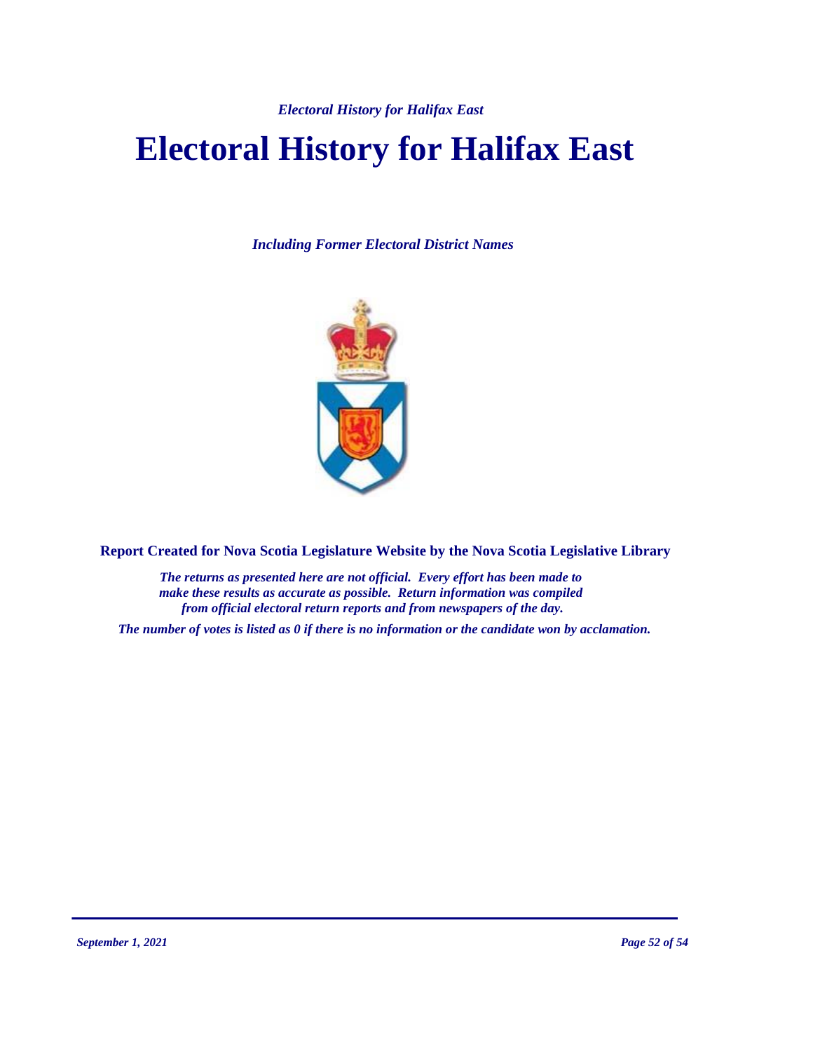# Electoral History for Halifax East

*Including Former Electoral District Names*

**Report Created for Nova Scotia Legislature Website by the Nova Scotia Legislative Library**

*The returns as presented here are not official. Every effort has been made to make these results as accurate as possible. Return information was compiled from official electoral return reports and from newspapers of the day.*

*The number of votes is listed as 0 if there is no information or the candidate won by acclamation.*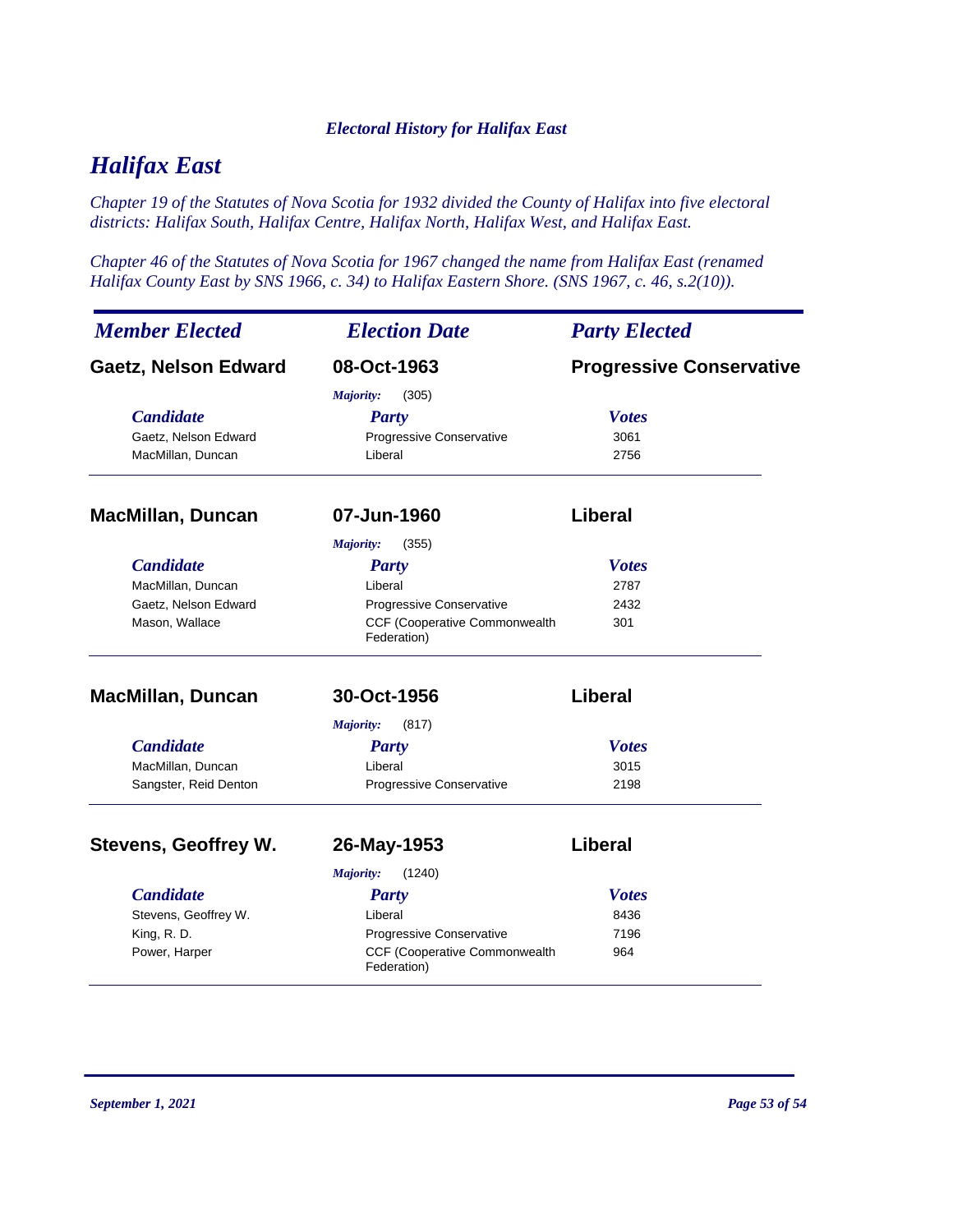*Electoral History for Halifax East*

# *Halifax East*

*Chapter 19 of the Statutes of Nova Scotia for 1932 divided the County of Halifax into five electoral districts: Halifax South, Halifax Centre, Halifax North, Halifax West, and Halifax East.*

*Chapter 46 of the Statutes of Nova Scotia for 1967 changed the name from Halifax East (renamed Halifax County East by SNS 1966, c. 34) to Halifax Eastern Shore. (SNS 1967, c. 46, s.2(10)).*

| *Member Elected* | *Election Date* | *Party Elected* |
|---|---|---|
| **Gaetz, Nelson Edward** | **08-Oct-1963** | **Progressive Conservative** |

*Majority:* (305)

| *Candidate* | *Party* | *Votes* |
|---|---|---|
| Gaetz, Nelson Edward | Progressive Conservative | 3061 |
| MacMillan, Duncan | Liberal | 2756 |

| *Member Elected* | *Election Date* | *Party Elected* |
|---|---|---|
| **MacMillan, Duncan** | **07-Jun-1960** | **Liberal** |

*Majority:* (355)

| *Candidate* | *Party* | *Votes* |
|---|---|---|
| MacMillan, Duncan | Liberal | 2787 |
| Gaetz, Nelson Edward | Progressive Conservative | 2432 |
| Mason, Wallace | CCF (Cooperative Commonwealth Federation) | 301 |

| *Member Elected* | *Election Date* | *Party Elected* |
|---|---|---|
| **MacMillan, Duncan** | **30-Oct-1956** | **Liberal** |

*Majority:* (817)

| *Candidate* | *Party* | *Votes* |
|---|---|---|
| MacMillan, Duncan | Liberal | 3015 |
| Sangster, Reid Denton | Progressive Conservative | 2198 |

| *Member Elected* | *Election Date* | *Party Elected* |
|---|---|---|
| **Stevens, Geoffrey W.** | **26-May-1953** | **Liberal** |

*Majority:* (1240)

| *Candidate* | *Party* | *Votes* |
|---|---|---|
| Stevens, Geoffrey W. | Liberal | 8436 |
| King, R. D. | Progressive Conservative | 7196 |
| Power, Harper | CCF (Cooperative Commonwealth Federation) | 964 |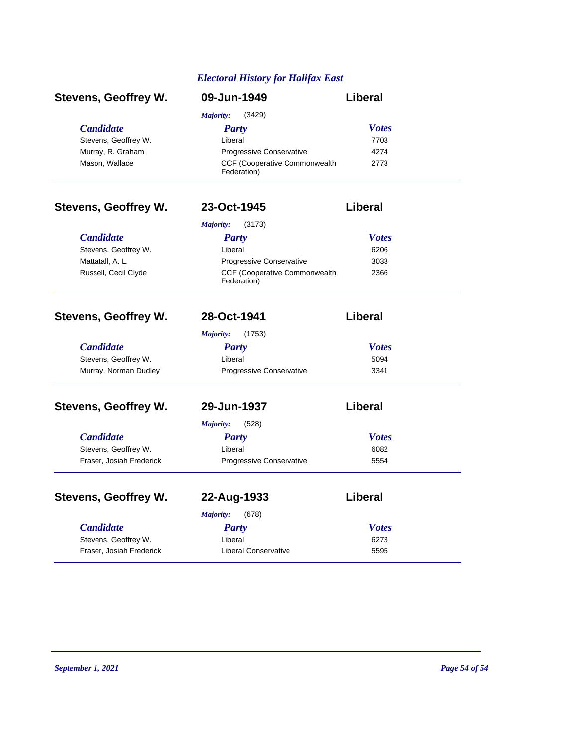*Electoral History for Halifax East*

## Stevens, Geoffrey W. — 09-Jun-1949 — Liberal

*Majority:* (3429)

| *Candidate* | *Party* | *Votes* |
|---|---|---|
| Stevens, Geoffrey W. | Liberal | 7703 |
| Murray, R. Graham | Progressive Conservative | 4274 |
| Mason, Wallace | CCF (Cooperative Commonwealth Federation) | 2773 |

## Stevens, Geoffrey W. — 23-Oct-1945 — Liberal

*Majority:* (3173)

| *Candidate* | *Party* | *Votes* |
|---|---|---|
| Stevens, Geoffrey W. | Liberal | 6206 |
| Mattatall, A. L. | Progressive Conservative | 3033 |
| Russell, Cecil Clyde | CCF (Cooperative Commonwealth Federation) | 2366 |

## Stevens, Geoffrey W. — 28-Oct-1941 — Liberal

*Majority:* (1753)

| *Candidate* | *Party* | *Votes* |
|---|---|---|
| Stevens, Geoffrey W. | Liberal | 5094 |
| Murray, Norman Dudley | Progressive Conservative | 3341 |

## Stevens, Geoffrey W. — 29-Jun-1937 — Liberal

*Majority:* (528)

| *Candidate* | *Party* | *Votes* |
|---|---|---|
| Stevens, Geoffrey W. | Liberal | 6082 |
| Fraser, Josiah Frederick | Progressive Conservative | 5554 |

## Stevens, Geoffrey W. — 22-Aug-1933 — Liberal

*Majority:* (678)

| *Candidate* | *Party* | *Votes* |
|---|---|---|
| Stevens, Geoffrey W. | Liberal | 6273 |
| Fraser, Josiah Frederick | Liberal Conservative | 5595 |